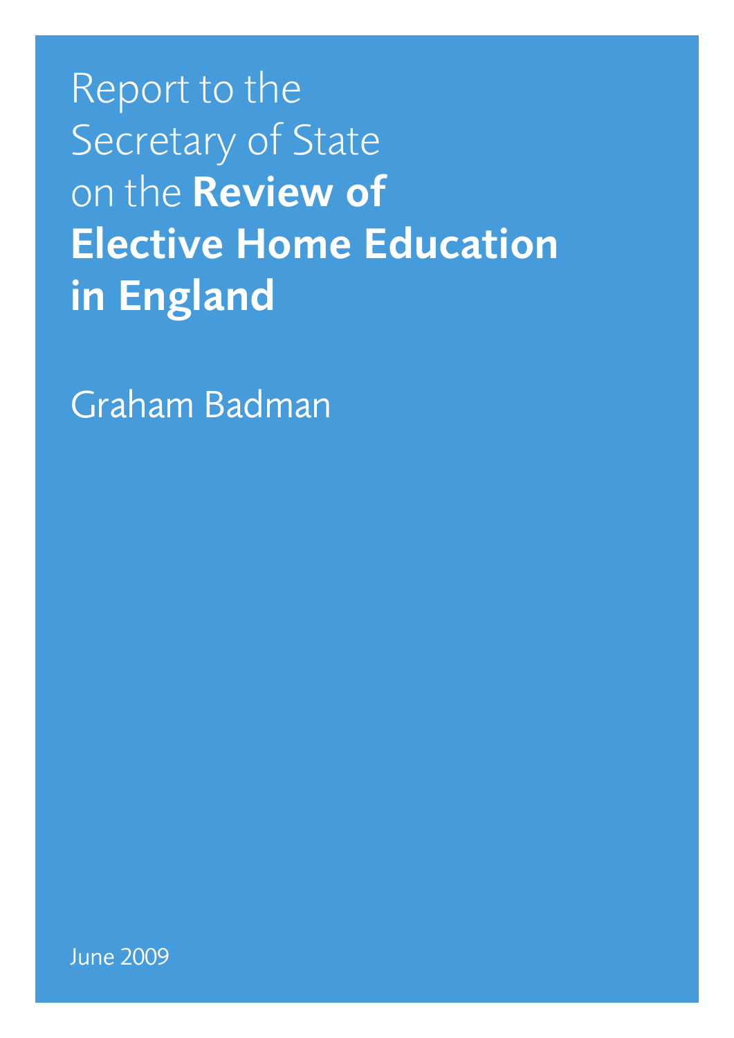# Report to the Secretary of State on the **Review of Elective Home Education in England**

Graham Badman

June 2009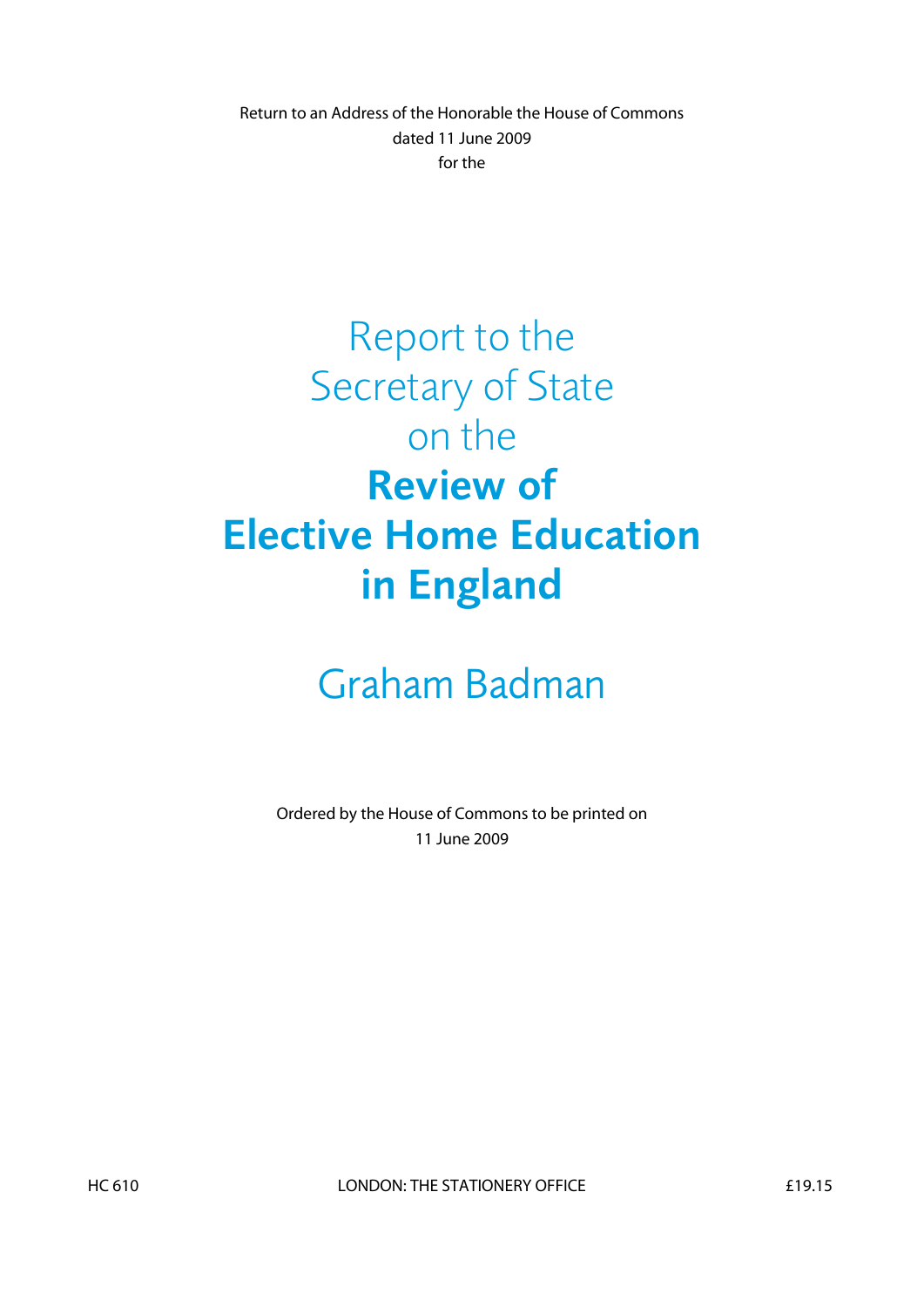Return to an Address of the Honorable the House of Commons
dated 11 June 2009
for the

# Report to the Secretary of State on the **Review of Elective Home Education in England**

## Graham Badman

Ordered by the House of Commons to be printed on
11 June 2009

HC 610 LONDON: THE STATIONERY OFFICE £19.15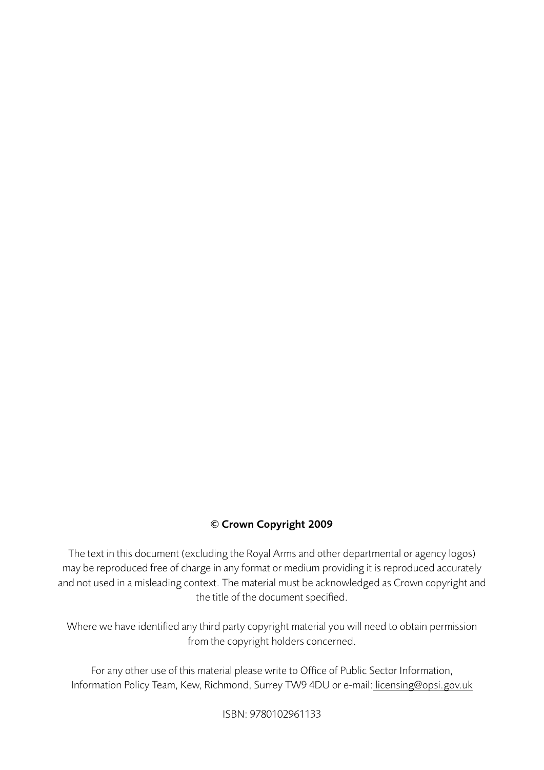**© Crown Copyright 2009**

The text in this document (excluding the Royal Arms and other departmental or agency logos) may be reproduced free of charge in any format or medium providing it is reproduced accurately and not used in a misleading context. The material must be acknowledged as Crown copyright and the title of the document specified.

Where we have identified any third party copyright material you will need to obtain permission from the copyright holders concerned.

For any other use of this material please write to Office of Public Sector Information, Information Policy Team, Kew, Richmond, Surrey TW9 4DU or e-mail: licensing@opsi.gov.uk

ISBN: 9780102961133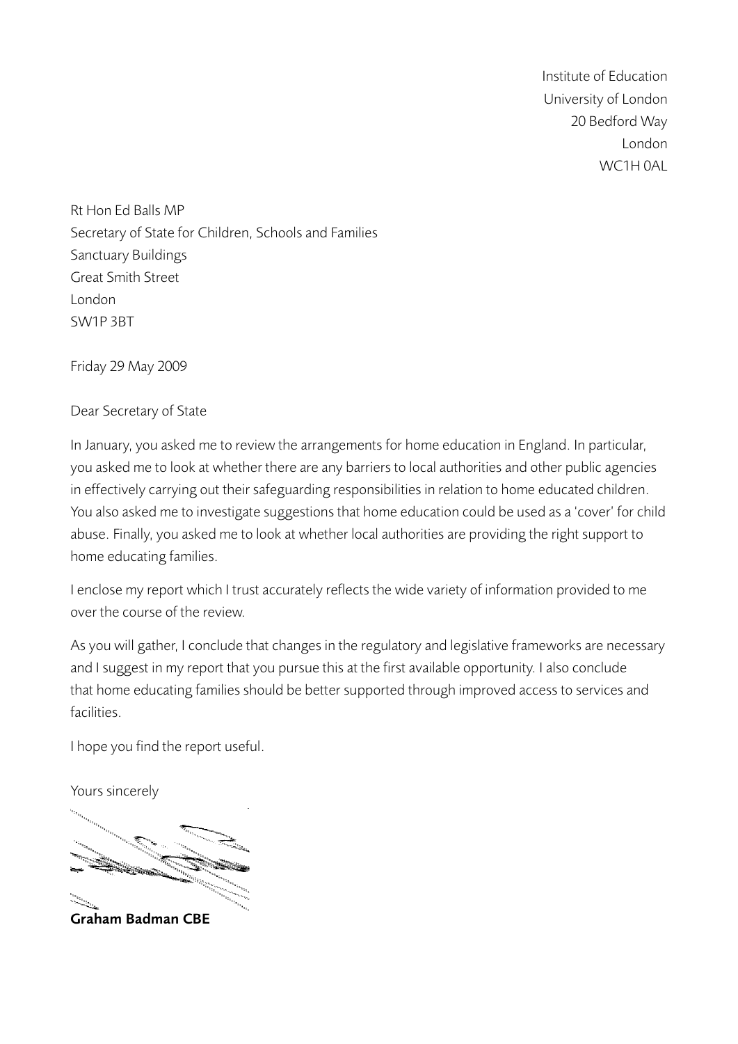Institute of Education
University of London
20 Bedford Way
London
WC1H 0AL

Rt Hon Ed Balls MP
Secretary of State for Children, Schools and Families
Sanctuary Buildings
Great Smith Street
London
SW1P 3BT

Friday 29 May 2009

Dear Secretary of State

In January, you asked me to review the arrangements for home education in England. In particular, you asked me to look at whether there are any barriers to local authorities and other public agencies in effectively carrying out their safeguarding responsibilities in relation to home educated children. You also asked me to investigate suggestions that home education could be used as a 'cover' for child abuse. Finally, you asked me to look at whether local authorities are providing the right support to home educating families.

I enclose my report which I trust accurately reflects the wide variety of information provided to me over the course of the review.

As you will gather, I conclude that changes in the regulatory and legislative frameworks are necessary and I suggest in my report that you pursue this at the first available opportunity. I also conclude that home educating families should be better supported through improved access to services and facilities.

I hope you find the report useful.

Yours sincerely

**Graham Badman CBE**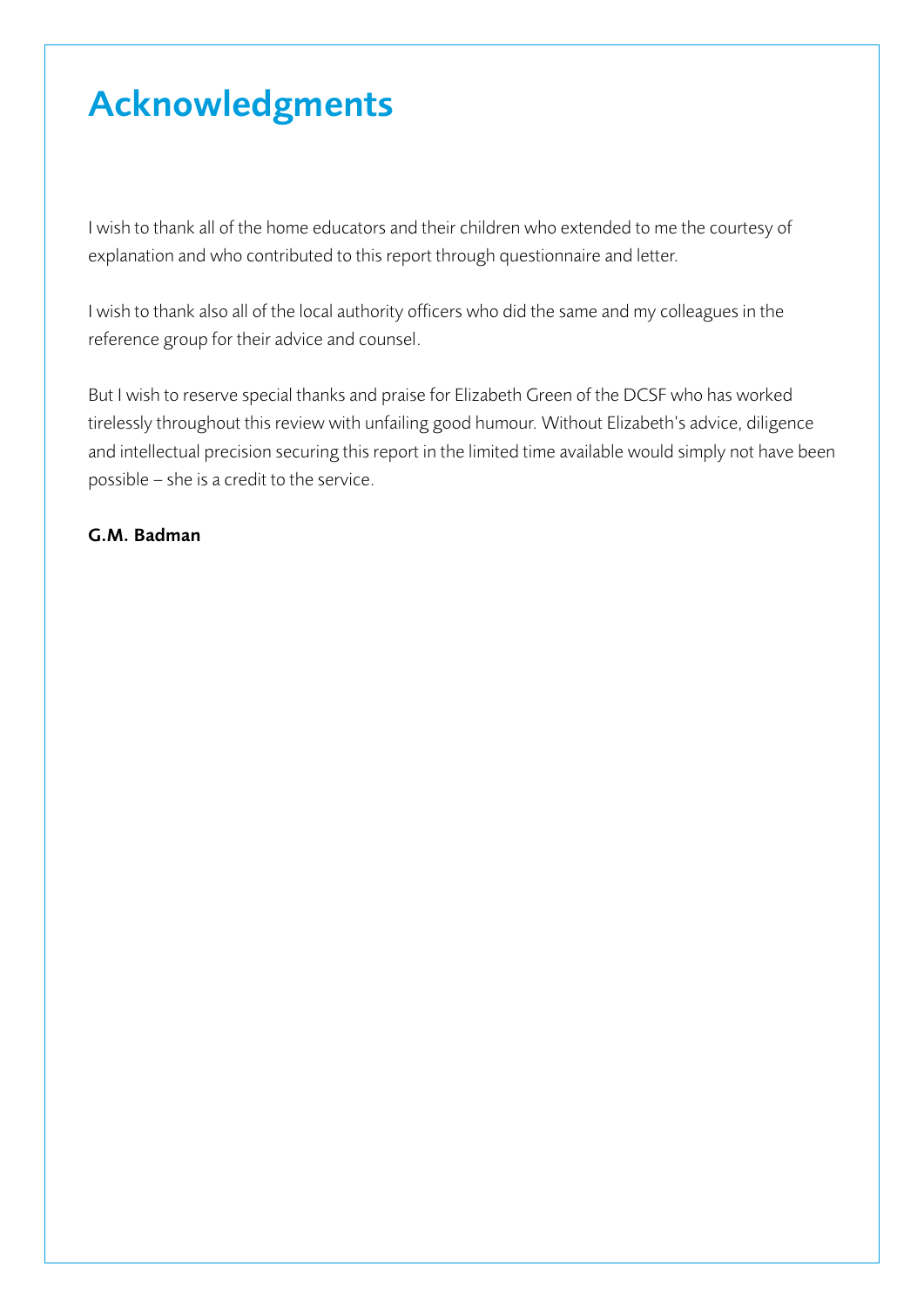# Acknowledgments

I wish to thank all of the home educators and their children who extended to me the courtesy of explanation and who contributed to this report through questionnaire and letter.

I wish to thank also all of the local authority officers who did the same and my colleagues in the reference group for their advice and counsel.

But I wish to reserve special thanks and praise for Elizabeth Green of the DCSF who has worked tirelessly throughout this review with unfailing good humour. Without Elizabeth's advice, diligence and intellectual precision securing this report in the limited time available would simply not have been possible – she is a credit to the service.

**G.M. Badman**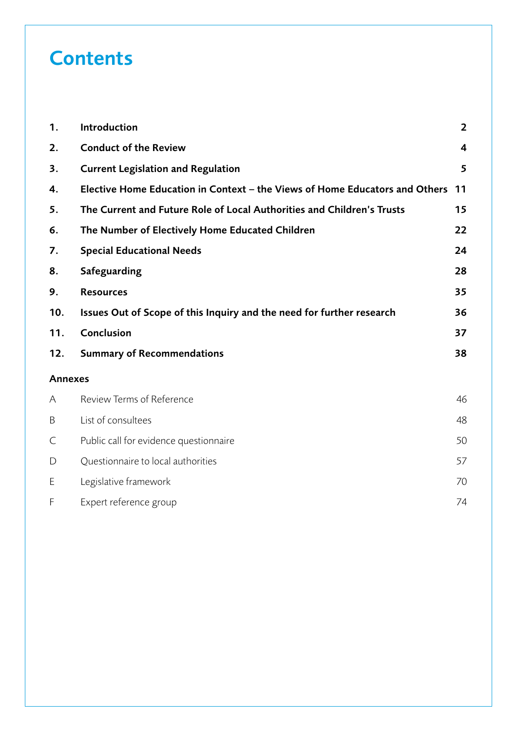# Contents

| | | |
|---|---|---|
| **1.** | **Introduction** | **2** |
| **2.** | **Conduct of the Review** | **4** |
| **3.** | **Current Legislation and Regulation** | **5** |
| **4.** | **Elective Home Education in Context – the Views of Home Educators and Others** | **11** |
| **5.** | **The Current and Future Role of Local Authorities and Children's Trusts** | **15** |
| **6.** | **The Number of Electively Home Educated Children** | **22** |
| **7.** | **Special Educational Needs** | **24** |
| **8.** | **Safeguarding** | **28** |
| **9.** | **Resources** | **35** |
| **10.** | **Issues Out of Scope of this Inquiry and the need for further research** | **36** |
| **11.** | **Conclusion** | **37** |
| **12.** | **Summary of Recommendations** | **38** |

**Annexes**

| | | |
|---|---|---|
| A | Review Terms of Reference | 46 |
| B | List of consultees | 48 |
| C | Public call for evidence questionnaire | 50 |
| D | Questionnaire to local authorities | 57 |
| E | Legislative framework | 70 |
| F | Expert reference group | 74 |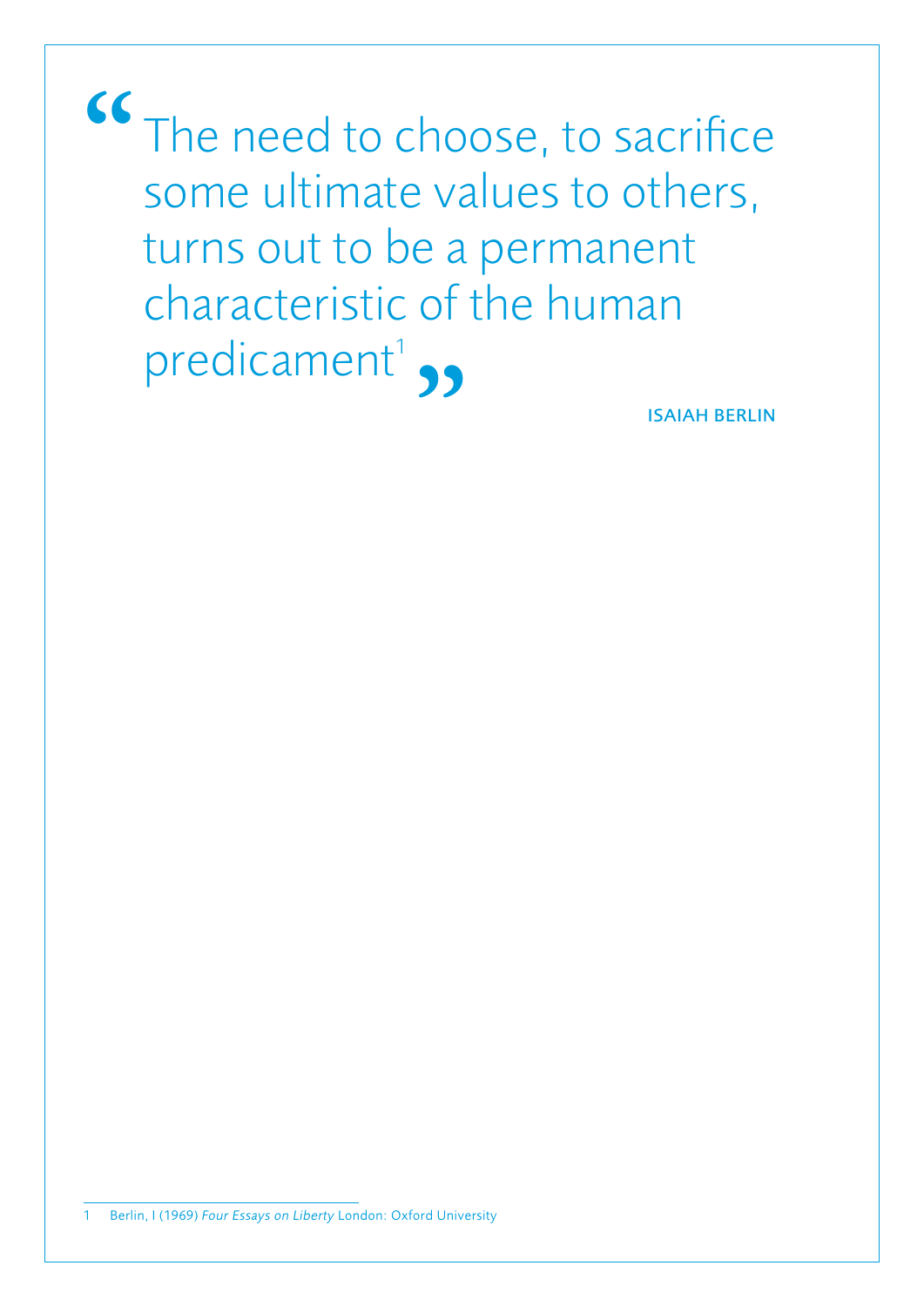> "The need to choose, to sacrifice some ultimate values to others, turns out to be a permanent characteristic of the human predicament[1]"

ISAIAH BERLIN

---

1 Berlin, I (1969) *Four Essays on Liberty* London: Oxford University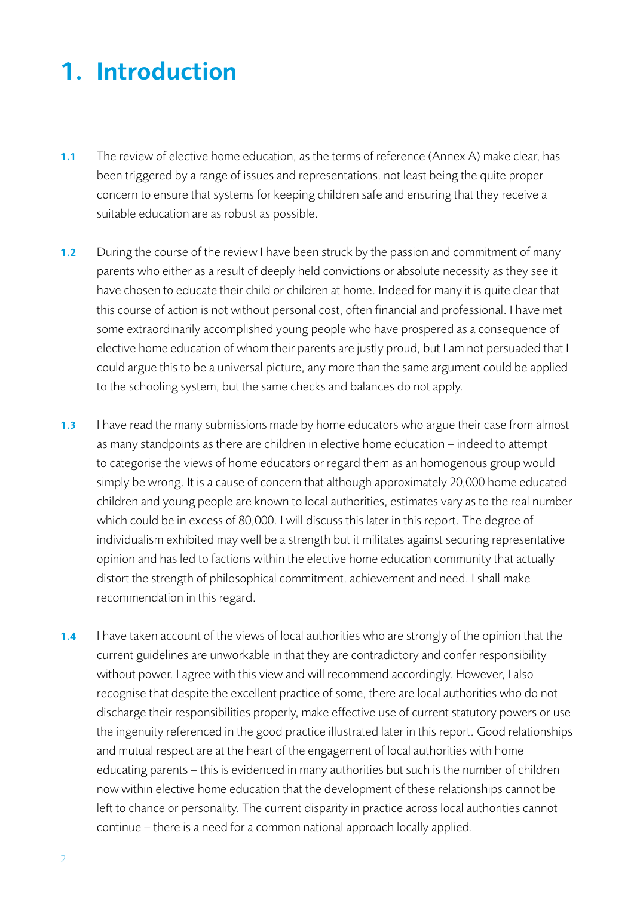# 1. Introduction

**1.1** The review of elective home education, as the terms of reference (Annex A) make clear, has been triggered by a range of issues and representations, not least being the quite proper concern to ensure that systems for keeping children safe and ensuring that they receive a suitable education are as robust as possible.

**1.2** During the course of the review I have been struck by the passion and commitment of many parents who either as a result of deeply held convictions or absolute necessity as they see it have chosen to educate their child or children at home. Indeed for many it is quite clear that this course of action is not without personal cost, often financial and professional. I have met some extraordinarily accomplished young people who have prospered as a consequence of elective home education of whom their parents are justly proud, but I am not persuaded that I could argue this to be a universal picture, any more than the same argument could be applied to the schooling system, but the same checks and balances do not apply.

**1.3** I have read the many submissions made by home educators who argue their case from almost as many standpoints as there are children in elective home education – indeed to attempt to categorise the views of home educators or regard them as an homogenous group would simply be wrong. It is a cause of concern that although approximately 20,000 home educated children and young people are known to local authorities, estimates vary as to the real number which could be in excess of 80,000. I will discuss this later in this report. The degree of individualism exhibited may well be a strength but it militates against securing representative opinion and has led to factions within the elective home education community that actually distort the strength of philosophical commitment, achievement and need. I shall make recommendation in this regard.

**1.4** I have taken account of the views of local authorities who are strongly of the opinion that the current guidelines are unworkable in that they are contradictory and confer responsibility without power. I agree with this view and will recommend accordingly. However, I also recognise that despite the excellent practice of some, there are local authorities who do not discharge their responsibilities properly, make effective use of current statutory powers or use the ingenuity referenced in the good practice illustrated later in this report. Good relationships and mutual respect are at the heart of the engagement of local authorities with home educating parents – this is evidenced in many authorities but such is the number of children now within elective home education that the development of these relationships cannot be left to chance or personality. The current disparity in practice across local authorities cannot continue – there is a need for a common national approach locally applied.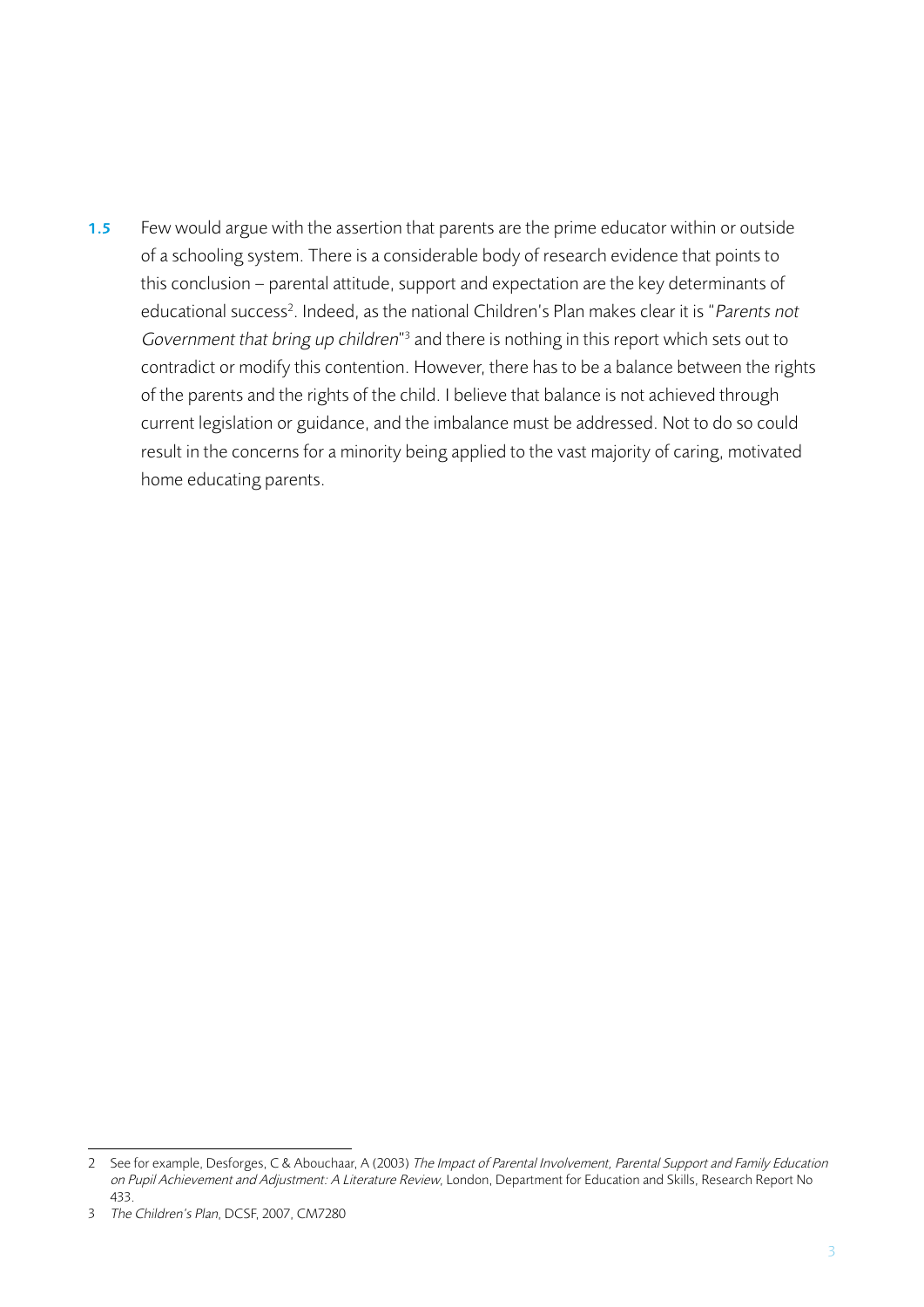**1.5** Few would argue with the assertion that parents are the prime educator within or outside of a schooling system. There is a considerable body of research evidence that points to this conclusion – parental attitude, support and expectation are the key determinants of educational success[2]. Indeed, as the national Children's Plan makes clear it is "*Parents not Government that bring up children*"[3] and there is nothing in this report which sets out to contradict or modify this contention. However, there has to be a balance between the rights of the parents and the rights of the child. I believe that balance is not achieved through current legislation or guidance, and the imbalance must be addressed. Not to do so could result in the concerns for a minority being applied to the vast majority of caring, motivated home educating parents.

---

2 See for example, Desforges, C & Abouchaar, A (2003) *The Impact of Parental Involvement, Parental Support and Family Education on Pupil Achievement and Adjustment: A Literature Review*, London, Department for Education and Skills, Research Report No 433.

3 *The Children's Plan*, DCSF, 2007, CM7280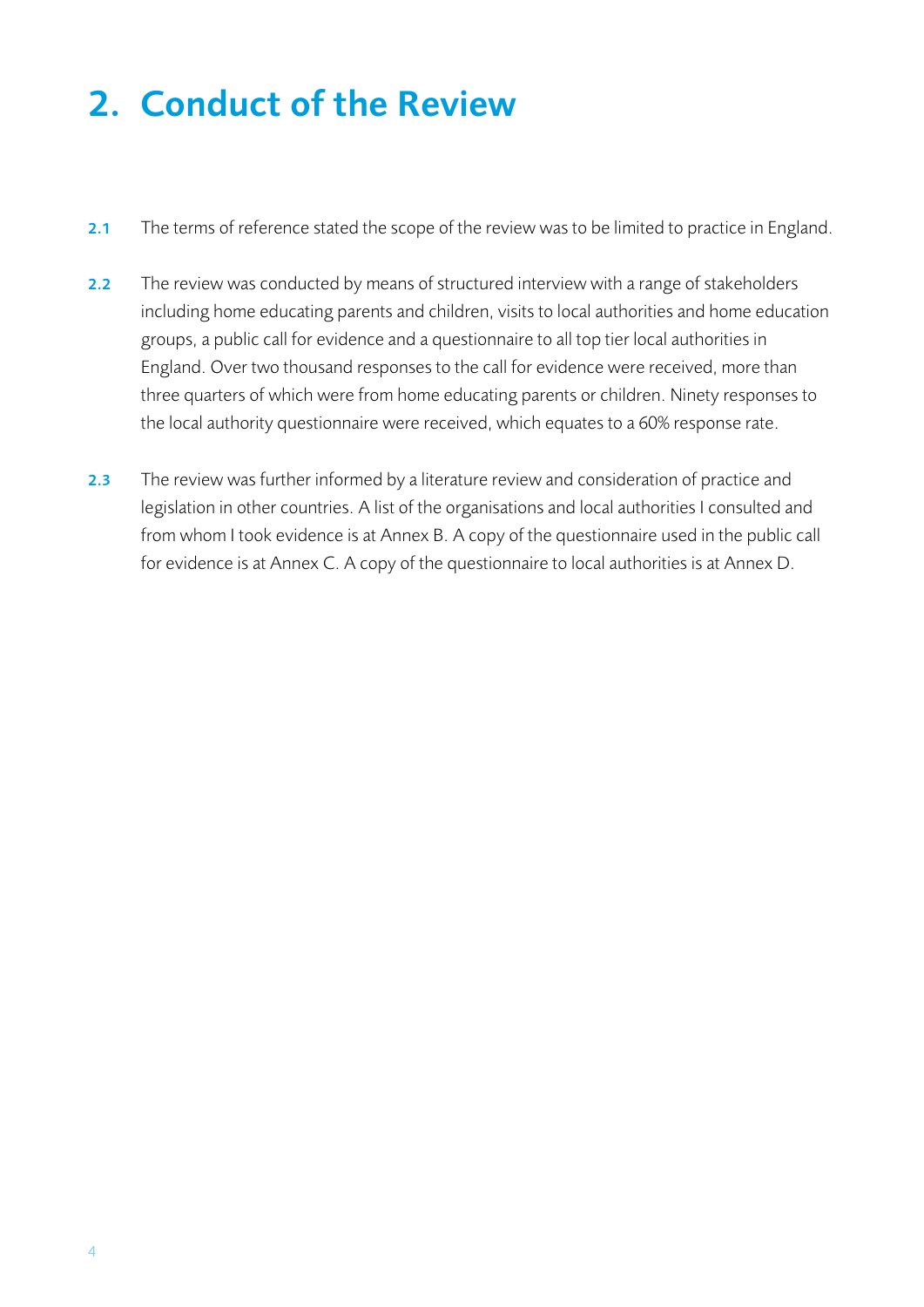# 2. Conduct of the Review

**2.1** The terms of reference stated the scope of the review was to be limited to practice in England.

**2.2** The review was conducted by means of structured interview with a range of stakeholders including home educating parents and children, visits to local authorities and home education groups, a public call for evidence and a questionnaire to all top tier local authorities in England. Over two thousand responses to the call for evidence were received, more than three quarters of which were from home educating parents or children. Ninety responses to the local authority questionnaire were received, which equates to a 60% response rate.

**2.3** The review was further informed by a literature review and consideration of practice and legislation in other countries. A list of the organisations and local authorities I consulted and from whom I took evidence is at Annex B. A copy of the questionnaire used in the public call for evidence is at Annex C. A copy of the questionnaire to local authorities is at Annex D.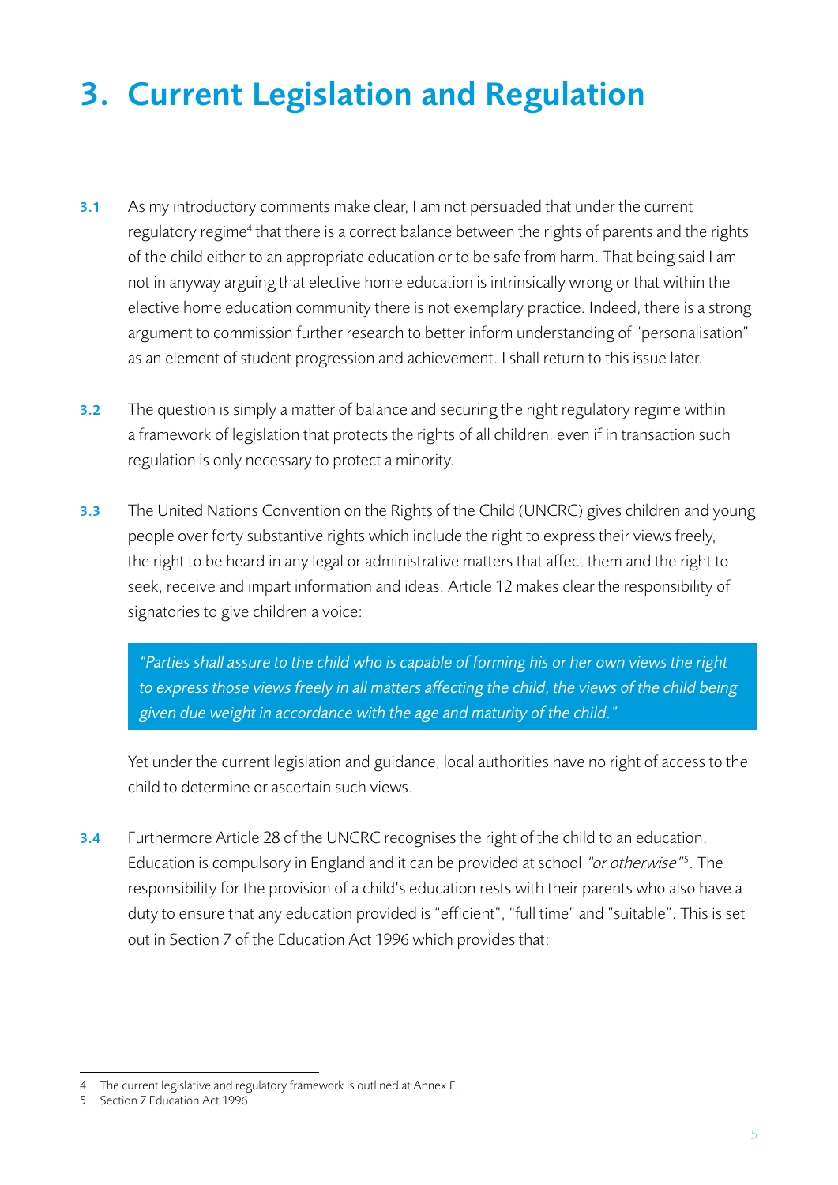# 3. Current Legislation and Regulation

**3.1** As my introductory comments make clear, I am not persuaded that under the current regulatory regime[4] that there is a correct balance between the rights of parents and the rights of the child either to an appropriate education or to be safe from harm. That being said I am not in anyway arguing that elective home education is intrinsically wrong or that within the elective home education community there is not exemplary practice. Indeed, there is a strong argument to commission further research to better inform understanding of "personalisation" as an element of student progression and achievement. I shall return to this issue later.

**3.2** The question is simply a matter of balance and securing the right regulatory regime within a framework of legislation that protects the rights of all children, even if in transaction such regulation is only necessary to protect a minority.

**3.3** The United Nations Convention on the Rights of the Child (UNCRC) gives children and young people over forty substantive rights which include the right to express their views freely, the right to be heard in any legal or administrative matters that affect them and the right to seek, receive and impart information and ideas. Article 12 makes clear the responsibility of signatories to give children a voice:

> *"Parties shall assure to the child who is capable of forming his or her own views the right to express those views freely in all matters affecting the child, the views of the child being given due weight in accordance with the age and maturity of the child."*

Yet under the current legislation and guidance, local authorities have no right of access to the child to determine or ascertain such views.

**3.4** Furthermore Article 28 of the UNCRC recognises the right of the child to an education. Education is compulsory in England and it can be provided at school *"or otherwise"*[5]. The responsibility for the provision of a child's education rests with their parents who also have a duty to ensure that any education provided is "efficient", "full time" and "suitable". This is set out in Section 7 of the Education Act 1996 which provides that:

---

4 The current legislative and regulatory framework is outlined at Annex E.

5 Section 7 Education Act 1996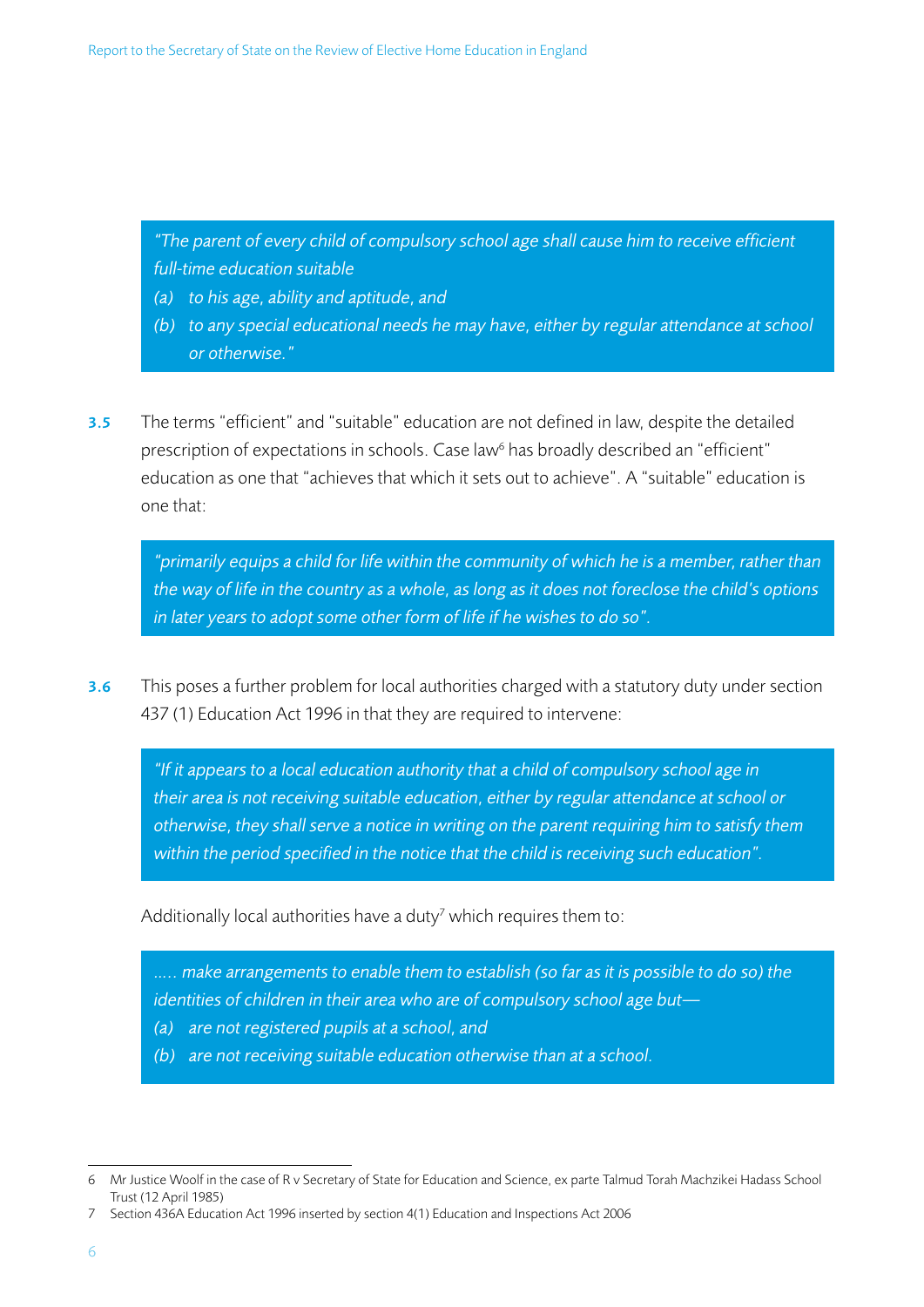> *"The parent of every child of compulsory school age shall cause him to receive efficient full-time education suitable*
> *(a) to his age, ability and aptitude, and*
> *(b) to any special educational needs he may have, either by regular attendance at school or otherwise."*

**3.5** The terms "efficient" and "suitable" education are not defined in law, despite the detailed prescription of expectations in schools. Case law[6] has broadly described an "efficient" education as one that "achieves that which it sets out to achieve". A "suitable" education is one that:

> *"primarily equips a child for life within the community of which he is a member, rather than the way of life in the country as a whole, as long as it does not foreclose the child's options in later years to adopt some other form of life if he wishes to do so".*

**3.6** This poses a further problem for local authorities charged with a statutory duty under section 437 (1) Education Act 1996 in that they are required to intervene:

> *"If it appears to a local education authority that a child of compulsory school age in their area is not receiving suitable education, either by regular attendance at school or otherwise, they shall serve a notice in writing on the parent requiring him to satisfy them within the period specified in the notice that the child is receiving such education".*

Additionally local authorities have a duty[7] which requires them to:

> *..... make arrangements to enable them to establish (so far as it is possible to do so) the identities of children in their area who are of compulsory school age but—*
> *(a) are not registered pupils at a school, and*
> *(b) are not receiving suitable education otherwise than at a school.*

---

6 Mr Justice Woolf in the case of R v Secretary of State for Education and Science, ex parte Talmud Torah Machzikei Hadass School Trust (12 April 1985)

7 Section 436A Education Act 1996 inserted by section 4(1) Education and Inspections Act 2006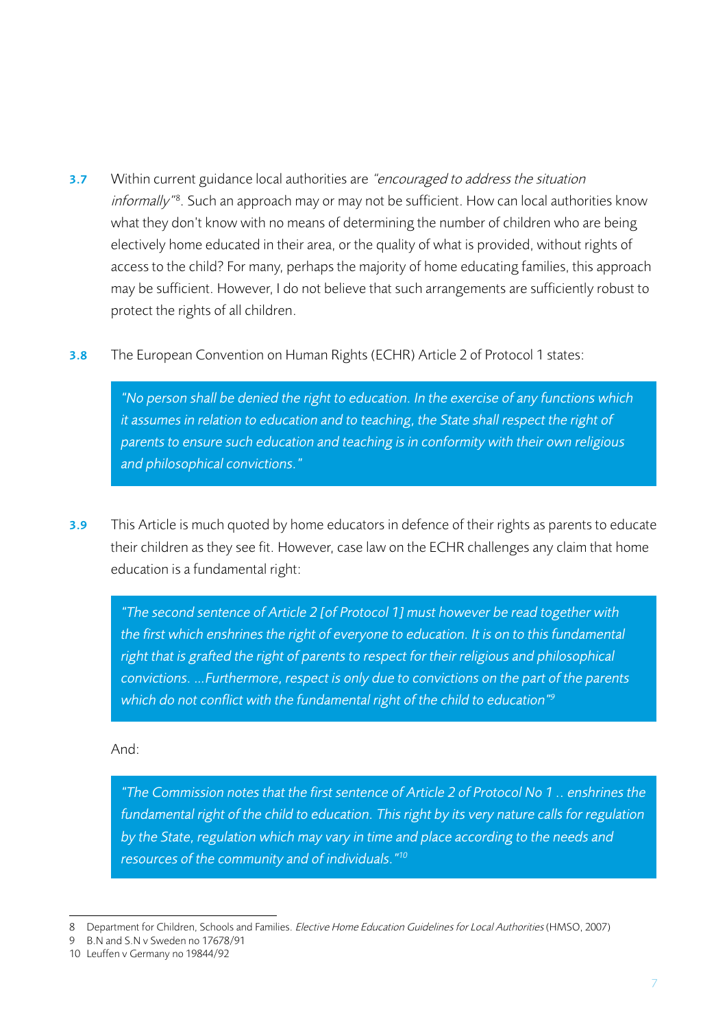**3.7** Within current guidance local authorities are *"encouraged to address the situation informally"*[8]. Such an approach may or may not be sufficient. How can local authorities know what they don't know with no means of determining the number of children who are being electively home educated in their area, or the quality of what is provided, without rights of access to the child? For many, perhaps the majority of home educating families, this approach may be sufficient. However, I do not believe that such arrangements are sufficiently robust to protect the rights of all children.

**3.8** The European Convention on Human Rights (ECHR) Article 2 of Protocol 1 states:

> *"No person shall be denied the right to education. In the exercise of any functions which it assumes in relation to education and to teaching, the State shall respect the right of parents to ensure such education and teaching is in conformity with their own religious and philosophical convictions."*

**3.9** This Article is much quoted by home educators in defence of their rights as parents to educate their children as they see fit. However, case law on the ECHR challenges any claim that home education is a fundamental right:

> *"The second sentence of Article 2 [of Protocol 1] must however be read together with the first which enshrines the right of everyone to education. It is on to this fundamental right that is grafted the right of parents to respect for their religious and philosophical convictions. ...Furthermore, respect is only due to convictions on the part of the parents which do not conflict with the fundamental right of the child to education"*[9]

And:

> *"The Commission notes that the first sentence of Article 2 of Protocol No 1 .. enshrines the fundamental right of the child to education. This right by its very nature calls for regulation by the State, regulation which may vary in time and place according to the needs and resources of the community and of individuals."*[10]

---

8 Department for Children, Schools and Families. *Elective Home Education Guidelines for Local Authorities* (HMSO, 2007)

9 B.N and S.N v Sweden no 17678/91

10 Leuffen v Germany no 19844/92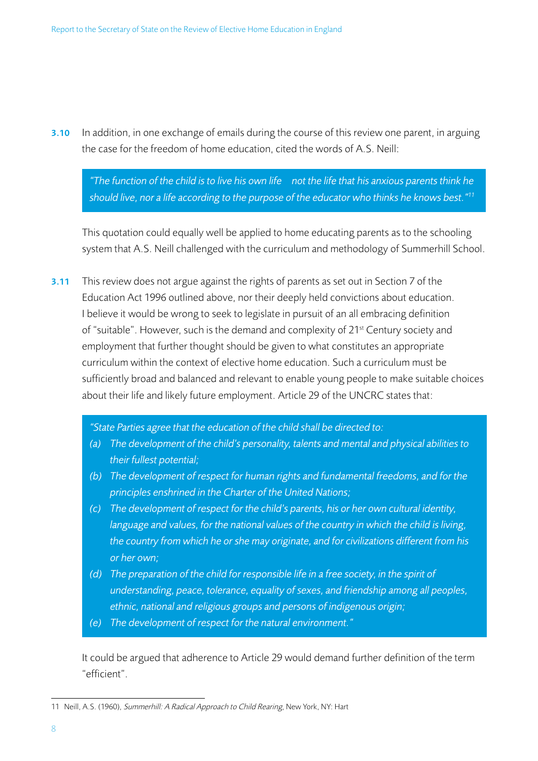**3.10** In addition, in one exchange of emails during the course of this review one parent, in arguing the case for the freedom of home education, cited the words of A.S. Neill:

> *"The function of the child is to live his own life not the life that his anxious parents think he should live, nor a life according to the purpose of the educator who thinks he knows best."*[11]

This quotation could equally well be applied to home educating parents as to the schooling system that A.S. Neill challenged with the curriculum and methodology of Summerhill School.

**3.11** This review does not argue against the rights of parents as set out in Section 7 of the Education Act 1996 outlined above, nor their deeply held convictions about education. I believe it would be wrong to seek to legislate in pursuit of an all embracing definition of "suitable". However, such is the demand and complexity of 21st Century society and employment that further thought should be given to what constitutes an appropriate curriculum within the context of elective home education. Such a curriculum must be sufficiently broad and balanced and relevant to enable young people to make suitable choices about their life and likely future employment. Article 29 of the UNCRC states that:

> *"State Parties agree that the education of the child shall be directed to:*
> *(a) The development of the child's personality, talents and mental and physical abilities to their fullest potential;*
> *(b) The development of respect for human rights and fundamental freedoms, and for the principles enshrined in the Charter of the United Nations;*
> *(c) The development of respect for the child's parents, his or her own cultural identity, language and values, for the national values of the country in which the child is living, the country from which he or she may originate, and for civilizations different from his or her own;*
> *(d) The preparation of the child for responsible life in a free society, in the spirit of understanding, peace, tolerance, equality of sexes, and friendship among all peoples, ethnic, national and religious groups and persons of indigenous origin;*
> *(e) The development of respect for the natural environment."*

It could be argued that adherence to Article 29 would demand further definition of the term "efficient".

---

11 Neill, A.S. (1960), *Summerhill: A Radical Approach to Child Rearing*, New York, NY: Hart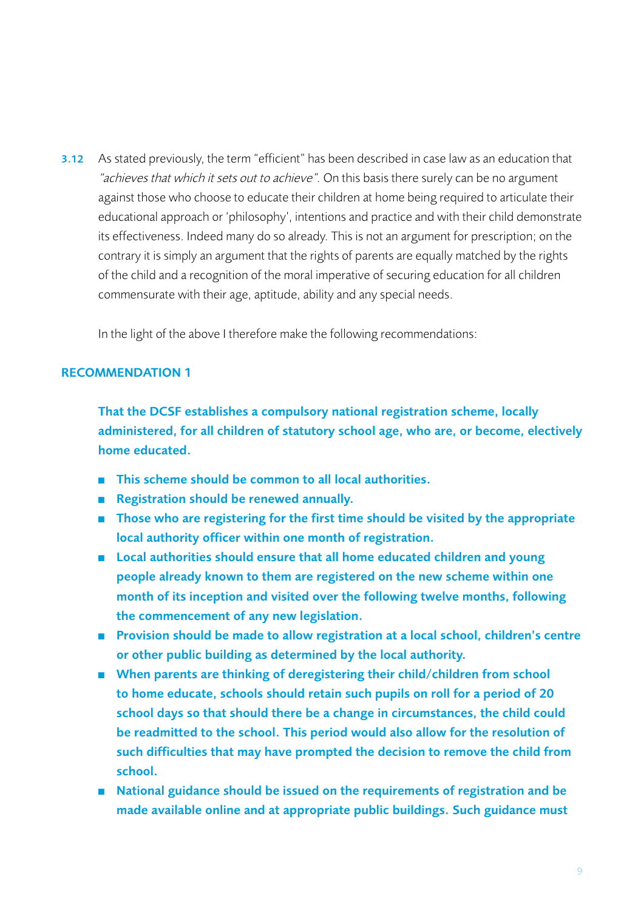3.12 As stated previously, the term "efficient" has been described in case law as an education that *"achieves that which it sets out to achieve"*. On this basis there surely can be no argument against those who choose to educate their children at home being required to articulate their educational approach or 'philosophy', intentions and practice and with their child demonstrate its effectiveness. Indeed many do so already. This is not an argument for prescription; on the contrary it is simply an argument that the rights of parents are equally matched by the rights of the child and a recognition of the moral imperative of securing education for all children commensurate with their age, aptitude, ability and any special needs.

In the light of the above I therefore make the following recommendations:

### RECOMMENDATION 1

**That the DCSF establishes a compulsory national registration scheme, locally administered, for all children of statutory school age, who are, or become, electively home educated.**

- **This scheme should be common to all local authorities.**
- **Registration should be renewed annually.**
- **Those who are registering for the first time should be visited by the appropriate local authority officer within one month of registration.**
- **Local authorities should ensure that all home educated children and young people already known to them are registered on the new scheme within one month of its inception and visited over the following twelve months, following the commencement of any new legislation.**
- **Provision should be made to allow registration at a local school, children's centre or other public building as determined by the local authority.**
- **When parents are thinking of deregistering their child/children from school to home educate, schools should retain such pupils on roll for a period of 20 school days so that should there be a change in circumstances, the child could be readmitted to the school. This period would also allow for the resolution of such difficulties that may have prompted the decision to remove the child from school.**
- **National guidance should be issued on the requirements of registration and be made available online and at appropriate public buildings. Such guidance must**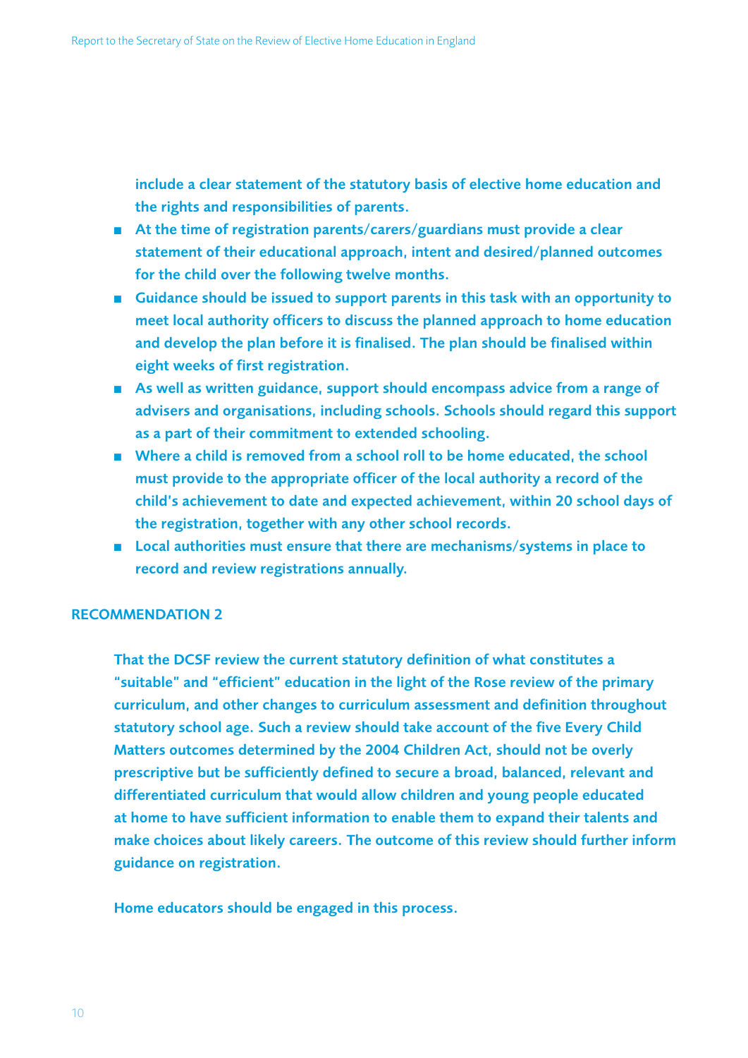**include a clear statement of the statutory basis of elective home education and the rights and responsibilities of parents.**

- **At the time of registration parents/carers/guardians must provide a clear statement of their educational approach, intent and desired/planned outcomes for the child over the following twelve months.**
- **Guidance should be issued to support parents in this task with an opportunity to meet local authority officers to discuss the planned approach to home education and develop the plan before it is finalised. The plan should be finalised within eight weeks of first registration.**
- **As well as written guidance, support should encompass advice from a range of advisers and organisations, including schools. Schools should regard this support as a part of their commitment to extended schooling.**
- **Where a child is removed from a school roll to be home educated, the school must provide to the appropriate officer of the local authority a record of the child's achievement to date and expected achievement, within 20 school days of the registration, together with any other school records.**
- **Local authorities must ensure that there are mechanisms/systems in place to record and review registrations annually.**

## RECOMMENDATION 2

**That the DCSF review the current statutory definition of what constitutes a "suitable" and "efficient" education in the light of the Rose review of the primary curriculum, and other changes to curriculum assessment and definition throughout statutory school age. Such a review should take account of the five Every Child Matters outcomes determined by the 2004 Children Act, should not be overly prescriptive but be sufficiently defined to secure a broad, balanced, relevant and differentiated curriculum that would allow children and young people educated at home to have sufficient information to enable them to expand their talents and make choices about likely careers. The outcome of this review should further inform guidance on registration.**

**Home educators should be engaged in this process.**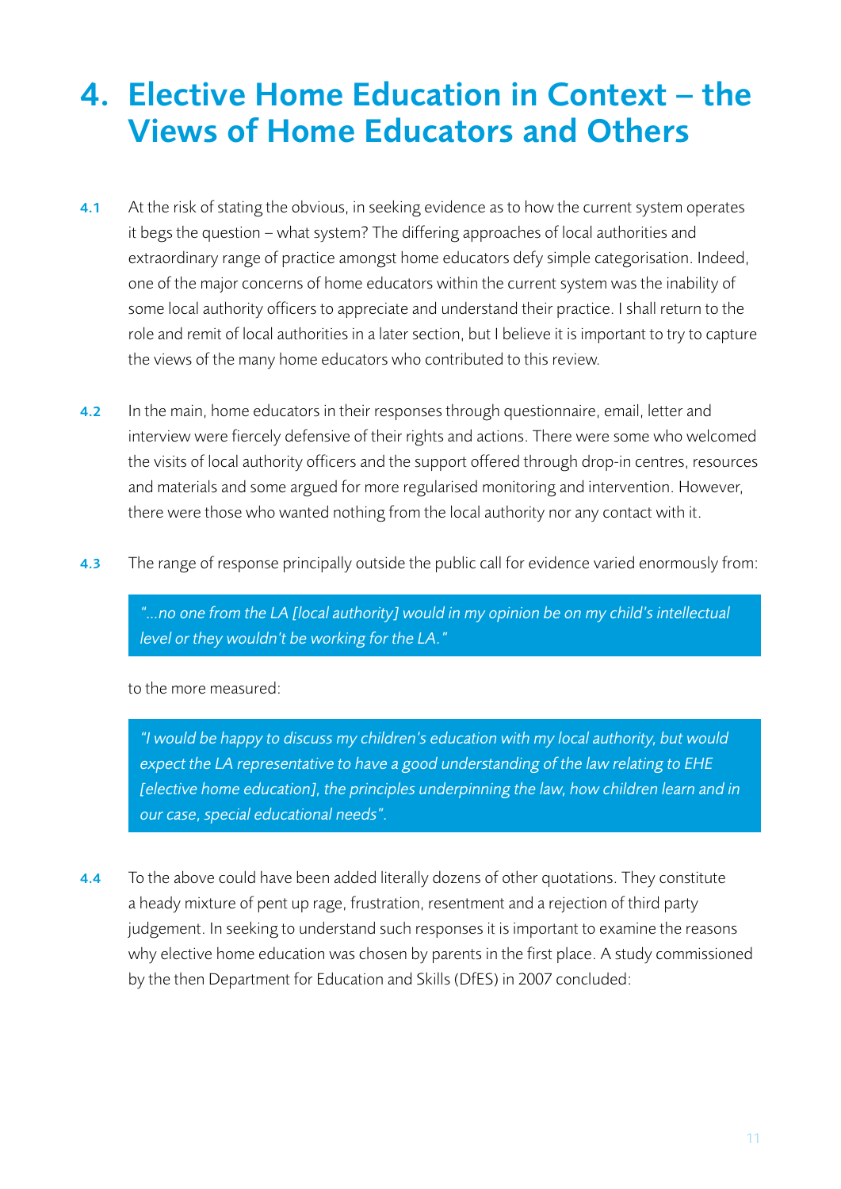# 4. Elective Home Education in Context – the Views of Home Educators and Others

**4.1** At the risk of stating the obvious, in seeking evidence as to how the current system operates it begs the question – what system? The differing approaches of local authorities and extraordinary range of practice amongst home educators defy simple categorisation. Indeed, one of the major concerns of home educators within the current system was the inability of some local authority officers to appreciate and understand their practice. I shall return to the role and remit of local authorities in a later section, but I believe it is important to try to capture the views of the many home educators who contributed to this review.

**4.2** In the main, home educators in their responses through questionnaire, email, letter and interview were fiercely defensive of their rights and actions. There were some who welcomed the visits of local authority officers and the support offered through drop-in centres, resources and materials and some argued for more regularised monitoring and intervention. However, there were those who wanted nothing from the local authority nor any contact with it.

**4.3** The range of response principally outside the public call for evidence varied enormously from:

> *"...no one from the LA [local authority] would in my opinion be on my child's intellectual level or they wouldn't be working for the LA."*

to the more measured:

> *"I would be happy to discuss my children's education with my local authority, but would expect the LA representative to have a good understanding of the law relating to EHE [elective home education], the principles underpinning the law, how children learn and in our case, special educational needs".*

**4.4** To the above could have been added literally dozens of other quotations. They constitute a heady mixture of pent up rage, frustration, resentment and a rejection of third party judgement. In seeking to understand such responses it is important to examine the reasons why elective home education was chosen by parents in the first place. A study commissioned by the then Department for Education and Skills (DfES) in 2007 concluded: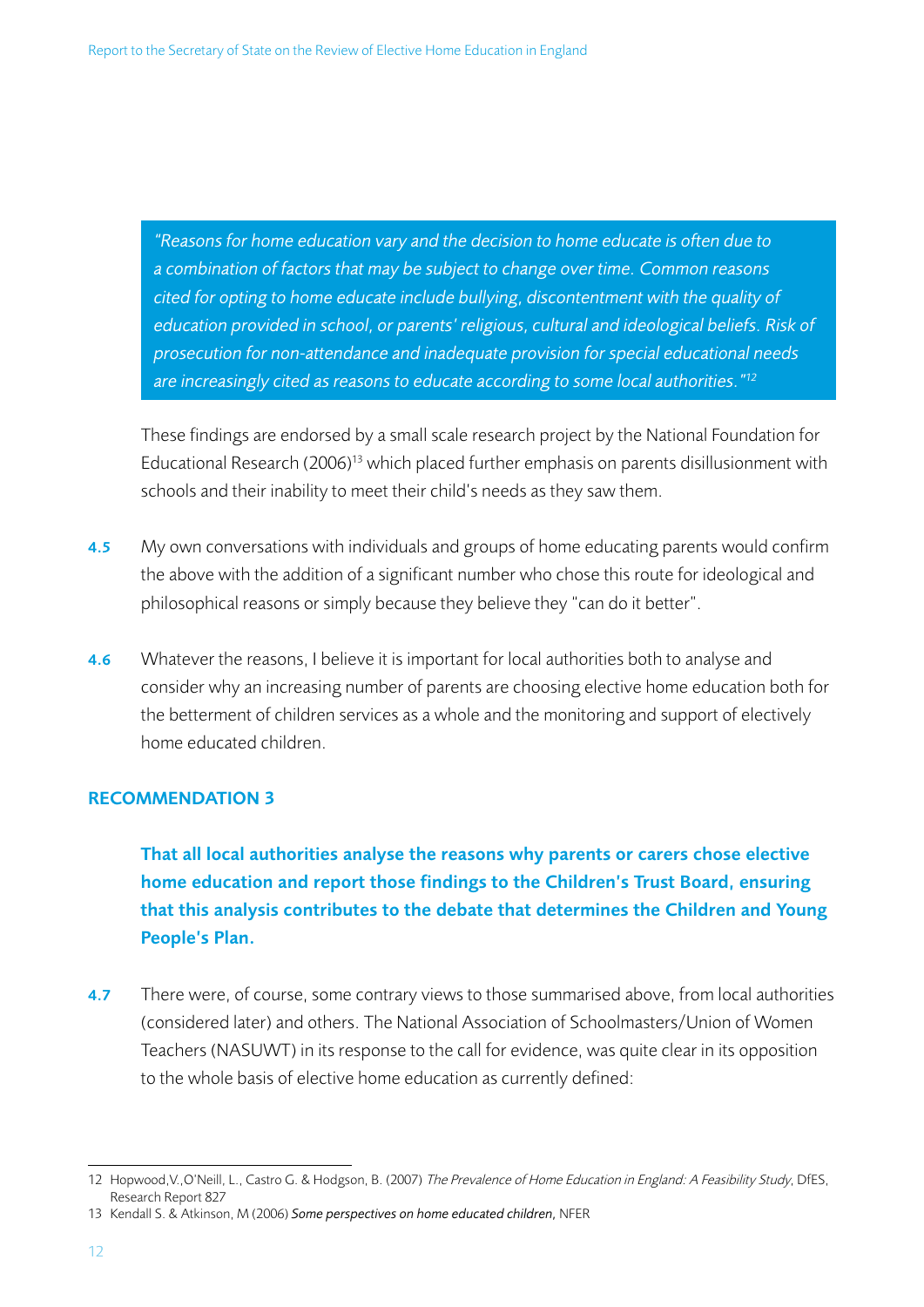> *"Reasons for home education vary and the decision to home educate is often due to a combination of factors that may be subject to change over time. Common reasons cited for opting to home educate include bullying, discontentment with the quality of education provided in school, or parents' religious, cultural and ideological beliefs. Risk of prosecution for non-attendance and inadequate provision for special educational needs are increasingly cited as reasons to educate according to some local authorities."*[12]

These findings are endorsed by a small scale research project by the National Foundation for Educational Research (2006)[13] which placed further emphasis on parents disillusionment with schools and their inability to meet their child's needs as they saw them.

**4.5** My own conversations with individuals and groups of home educating parents would confirm the above with the addition of a significant number who chose this route for ideological and philosophical reasons or simply because they believe they "can do it better".

**4.6** Whatever the reasons, I believe it is important for local authorities both to analyse and consider why an increasing number of parents are choosing elective home education both for the betterment of children services as a whole and the monitoring and support of electively home educated children.

### RECOMMENDATION 3

**That all local authorities analyse the reasons why parents or carers chose elective home education and report those findings to the Children's Trust Board, ensuring that this analysis contributes to the debate that determines the Children and Young People's Plan.**

**4.7** There were, of course, some contrary views to those summarised above, from local authorities (considered later) and others. The National Association of Schoolmasters/Union of Women Teachers (NASUWT) in its response to the call for evidence, was quite clear in its opposition to the whole basis of elective home education as currently defined:

---

12 Hopwood,V.,O'Neill, L., Castro G. & Hodgson, B. (2007) *The Prevalence of Home Education in England: A Feasibility Study*, DfES, Research Report 827

13 Kendall S. & Atkinson, M (2006) *Some perspectives on home educated children,* NFER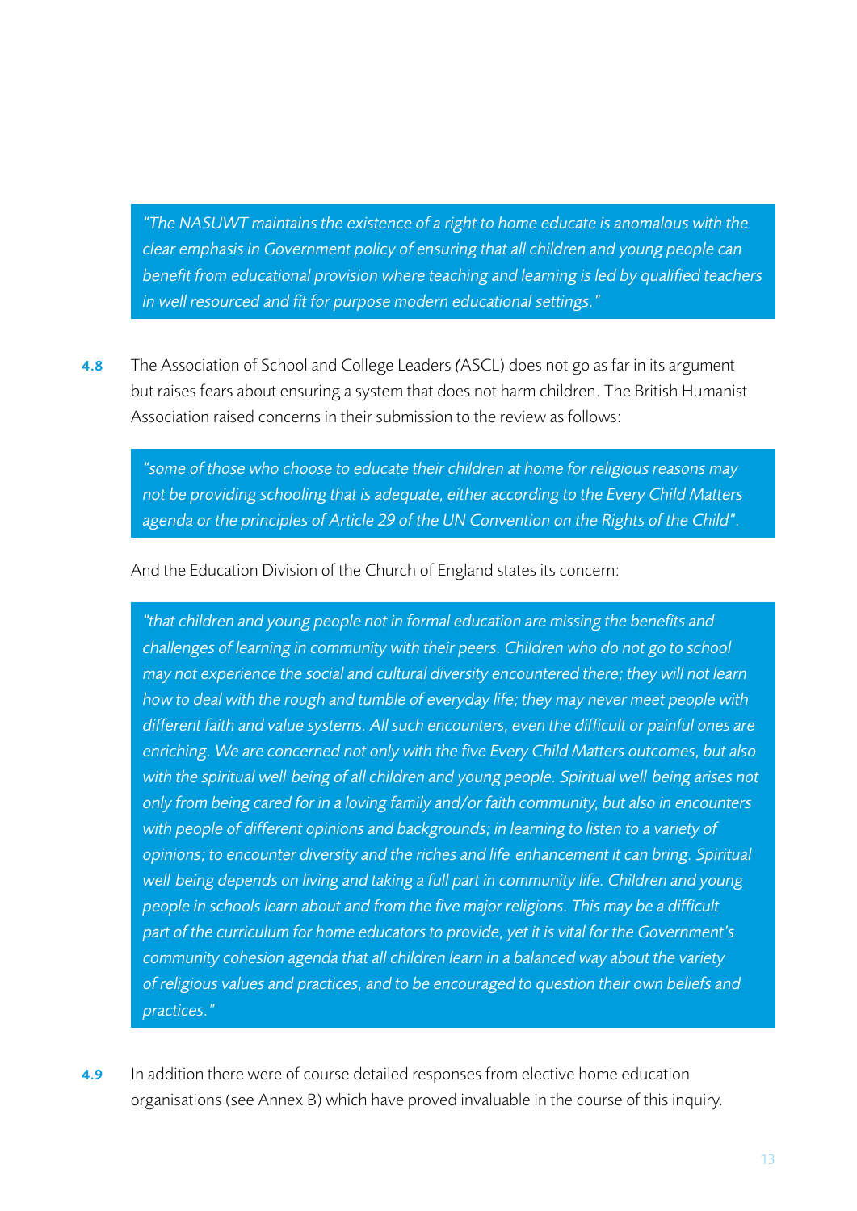> *"The NASUWT maintains the existence of a right to home educate is anomalous with the clear emphasis in Government policy of ensuring that all children and young people can benefit from educational provision where teaching and learning is led by qualified teachers in well resourced and fit for purpose modern educational settings."*

**4.8** The Association of School and College Leaders (ASCL) does not go as far in its argument but raises fears about ensuring a system that does not harm children. The British Humanist Association raised concerns in their submission to the review as follows:

> *"some of those who choose to educate their children at home for religious reasons may not be providing schooling that is adequate, either according to the Every Child Matters agenda or the principles of Article 29 of the UN Convention on the Rights of the Child".*

And the Education Division of the Church of England states its concern:

> *"that children and young people not in formal education are missing the benefits and challenges of learning in community with their peers. Children who do not go to school may not experience the social and cultural diversity encountered there; they will not learn how to deal with the rough and tumble of everyday life; they may never meet people with different faith and value systems. All such encounters, even the difficult or painful ones are enriching. We are concerned not only with the five Every Child Matters outcomes, but also with the spiritual well being of all children and young people. Spiritual well being arises not only from being cared for in a loving family and/or faith community, but also in encounters with people of different opinions and backgrounds; in learning to listen to a variety of opinions; to encounter diversity and the riches and life enhancement it can bring. Spiritual well being depends on living and taking a full part in community life. Children and young people in schools learn about and from the five major religions. This may be a difficult part of the curriculum for home educators to provide, yet it is vital for the Government's community cohesion agenda that all children learn in a balanced way about the variety of religious values and practices, and to be encouraged to question their own beliefs and practices."*

**4.9** In addition there were of course detailed responses from elective home education organisations (see Annex B) which have proved invaluable in the course of this inquiry.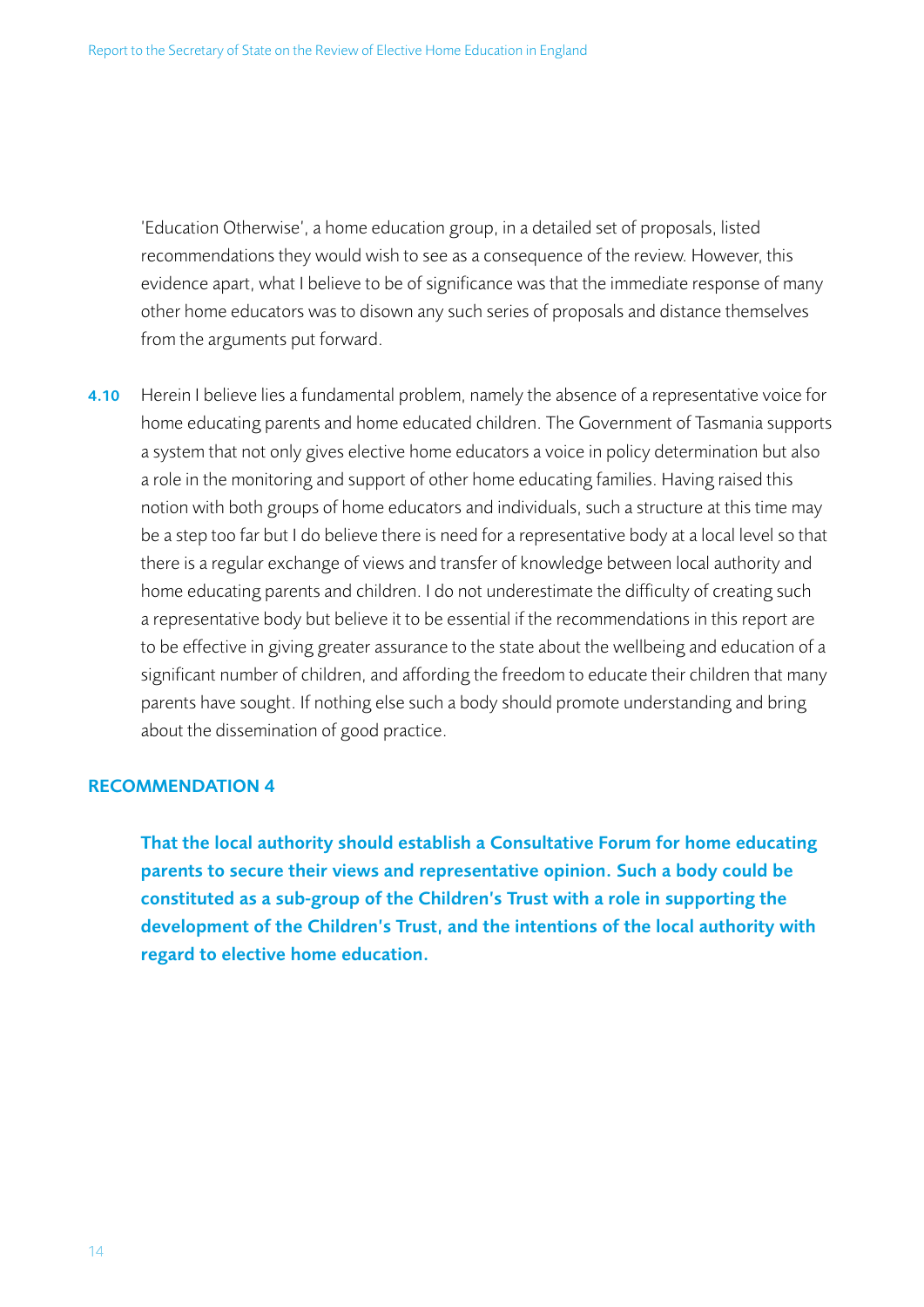'Education Otherwise', a home education group, in a detailed set of proposals, listed recommendations they would wish to see as a consequence of the review. However, this evidence apart, what I believe to be of significance was that the immediate response of many other home educators was to disown any such series of proposals and distance themselves from the arguments put forward.

**4.10** Herein I believe lies a fundamental problem, namely the absence of a representative voice for home educating parents and home educated children. The Government of Tasmania supports a system that not only gives elective home educators a voice in policy determination but also a role in the monitoring and support of other home educating families. Having raised this notion with both groups of home educators and individuals, such a structure at this time may be a step too far but I do believe there is need for a representative body at a local level so that there is a regular exchange of views and transfer of knowledge between local authority and home educating parents and children. I do not underestimate the difficulty of creating such a representative body but believe it to be essential if the recommendations in this report are to be effective in giving greater assurance to the state about the wellbeing and education of a significant number of children, and affording the freedom to educate their children that many parents have sought. If nothing else such a body should promote understanding and bring about the dissemination of good practice.

### RECOMMENDATION 4

**That the local authority should establish a Consultative Forum for home educating parents to secure their views and representative opinion. Such a body could be constituted as a sub-group of the Children's Trust with a role in supporting the development of the Children's Trust, and the intentions of the local authority with regard to elective home education.**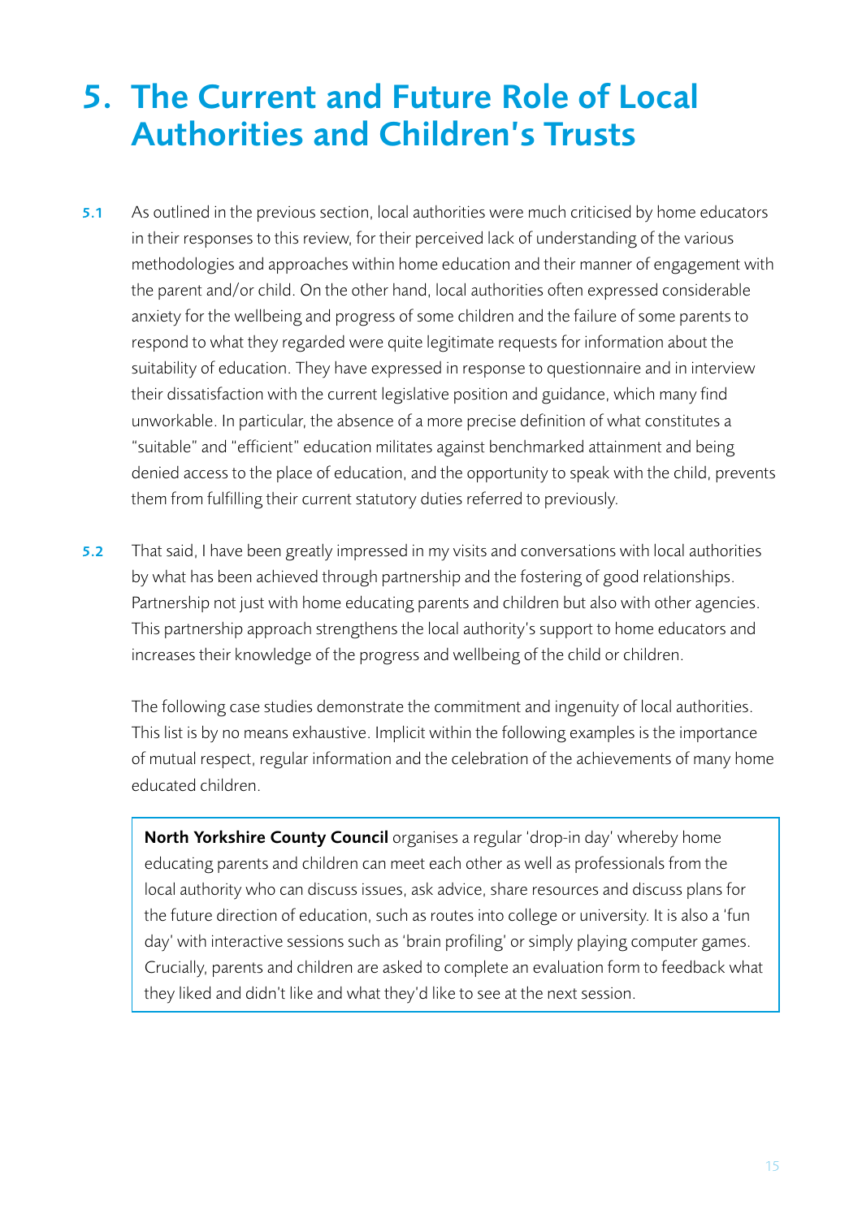# 5. The Current and Future Role of Local Authorities and Children's Trusts

**5.1** As outlined in the previous section, local authorities were much criticised by home educators in their responses to this review, for their perceived lack of understanding of the various methodologies and approaches within home education and their manner of engagement with the parent and/or child. On the other hand, local authorities often expressed considerable anxiety for the wellbeing and progress of some children and the failure of some parents to respond to what they regarded were quite legitimate requests for information about the suitability of education. They have expressed in response to questionnaire and in interview their dissatisfaction with the current legislative position and guidance, which many find unworkable. In particular, the absence of a more precise definition of what constitutes a "suitable" and "efficient" education militates against benchmarked attainment and being denied access to the place of education, and the opportunity to speak with the child, prevents them from fulfilling their current statutory duties referred to previously.

**5.2** That said, I have been greatly impressed in my visits and conversations with local authorities by what has been achieved through partnership and the fostering of good relationships. Partnership not just with home educating parents and children but also with other agencies. This partnership approach strengthens the local authority's support to home educators and increases their knowledge of the progress and wellbeing of the child or children.

The following case studies demonstrate the commitment and ingenuity of local authorities. This list is by no means exhaustive. Implicit within the following examples is the importance of mutual respect, regular information and the celebration of the achievements of many home educated children.

**North Yorkshire County Council** organises a regular 'drop-in day' whereby home educating parents and children can meet each other as well as professionals from the local authority who can discuss issues, ask advice, share resources and discuss plans for the future direction of education, such as routes into college or university. It is also a 'fun day' with interactive sessions such as 'brain profiling' or simply playing computer games. Crucially, parents and children are asked to complete an evaluation form to feedback what they liked and didn't like and what they'd like to see at the next session.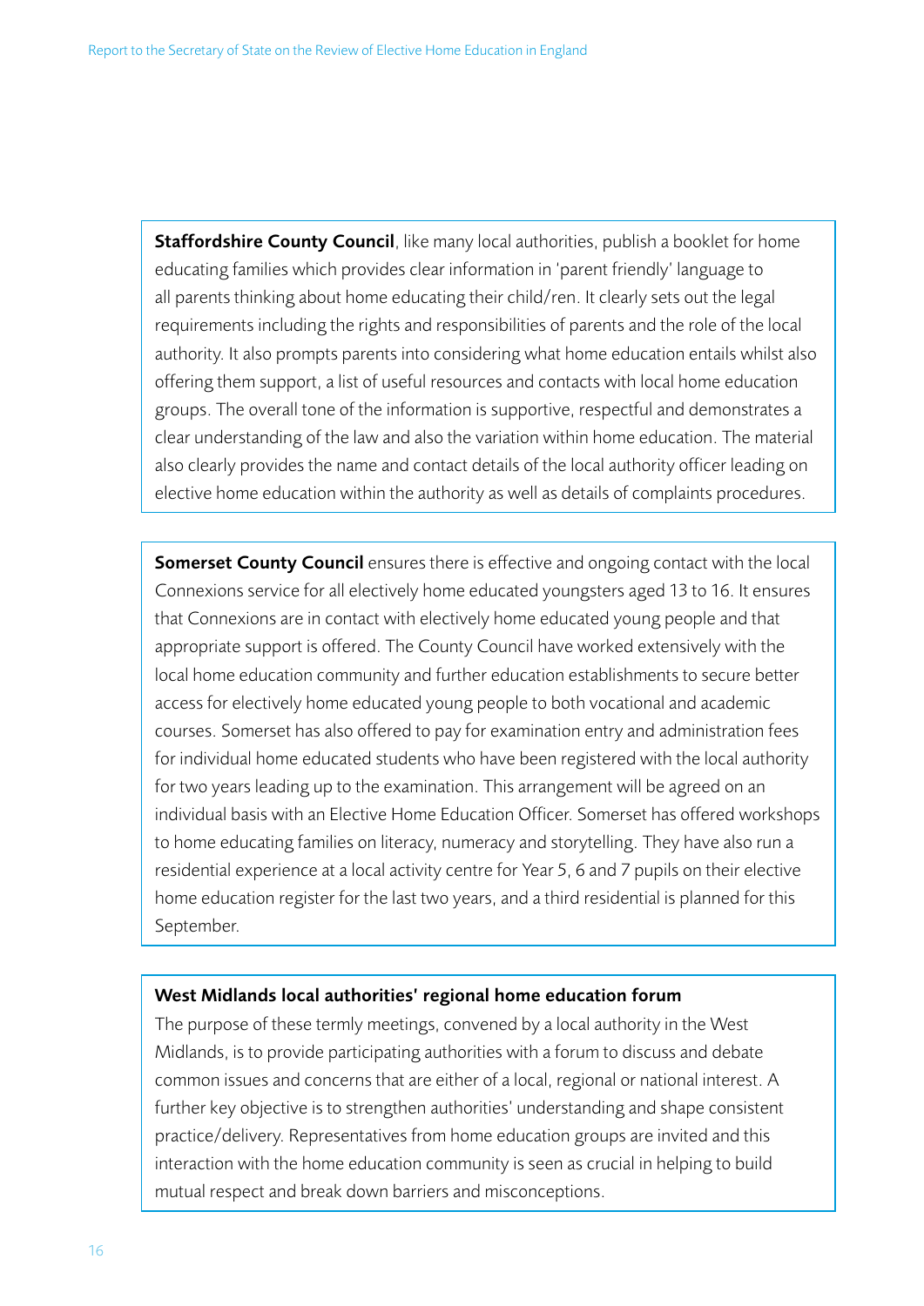**Staffordshire County Council**, like many local authorities, publish a booklet for home educating families which provides clear information in 'parent friendly' language to all parents thinking about home educating their child/ren. It clearly sets out the legal requirements including the rights and responsibilities of parents and the role of the local authority. It also prompts parents into considering what home education entails whilst also offering them support, a list of useful resources and contacts with local home education groups. The overall tone of the information is supportive, respectful and demonstrates a clear understanding of the law and also the variation within home education. The material also clearly provides the name and contact details of the local authority officer leading on elective home education within the authority as well as details of complaints procedures.

**Somerset County Council** ensures there is effective and ongoing contact with the local Connexions service for all electively home educated youngsters aged 13 to 16. It ensures that Connexions are in contact with electively home educated young people and that appropriate support is offered. The County Council have worked extensively with the local home education community and further education establishments to secure better access for electively home educated young people to both vocational and academic courses. Somerset has also offered to pay for examination entry and administration fees for individual home educated students who have been registered with the local authority for two years leading up to the examination. This arrangement will be agreed on an individual basis with an Elective Home Education Officer. Somerset has offered workshops to home educating families on literacy, numeracy and storytelling. They have also run a residential experience at a local activity centre for Year 5, 6 and 7 pupils on their elective home education register for the last two years, and a third residential is planned for this September.

**West Midlands local authorities' regional home education forum**

The purpose of these termly meetings, convened by a local authority in the West Midlands, is to provide participating authorities with a forum to discuss and debate common issues and concerns that are either of a local, regional or national interest. A further key objective is to strengthen authorities' understanding and shape consistent practice/delivery. Representatives from home education groups are invited and this interaction with the home education community is seen as crucial in helping to build mutual respect and break down barriers and misconceptions.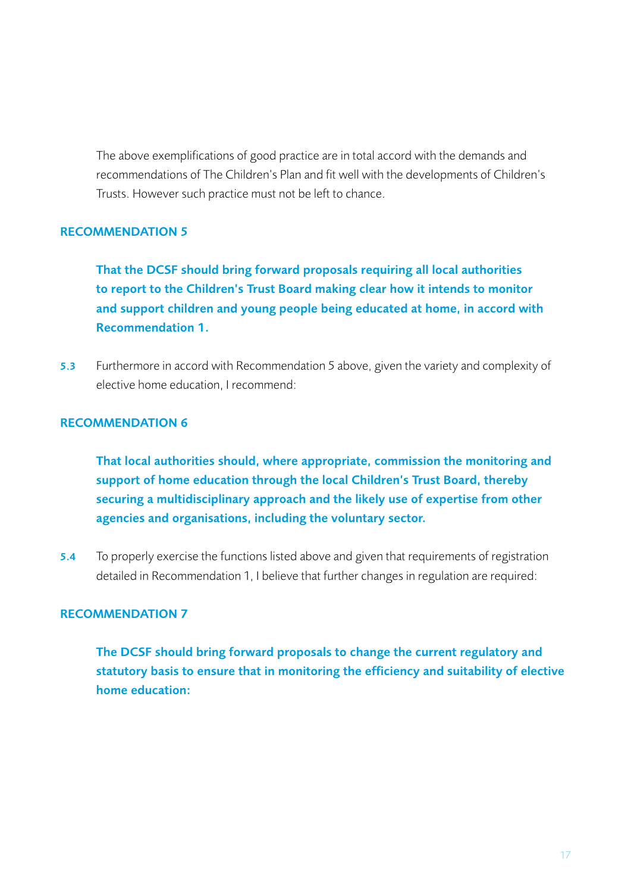The above exemplifications of good practice are in total accord with the demands and recommendations of The Children's Plan and fit well with the developments of Children's Trusts. However such practice must not be left to chance.

### RECOMMENDATION 5

**That the DCSF should bring forward proposals requiring all local authorities to report to the Children's Trust Board making clear how it intends to monitor and support children and young people being educated at home, in accord with Recommendation 1.**

**5.3** Furthermore in accord with Recommendation 5 above, given the variety and complexity of elective home education, I recommend:

### RECOMMENDATION 6

**That local authorities should, where appropriate, commission the monitoring and support of home education through the local Children's Trust Board, thereby securing a multidisciplinary approach and the likely use of expertise from other agencies and organisations, including the voluntary sector.**

**5.4** To properly exercise the functions listed above and given that requirements of registration detailed in Recommendation 1, I believe that further changes in regulation are required:

### RECOMMENDATION 7

**The DCSF should bring forward proposals to change the current regulatory and statutory basis to ensure that in monitoring the efficiency and suitability of elective home education:**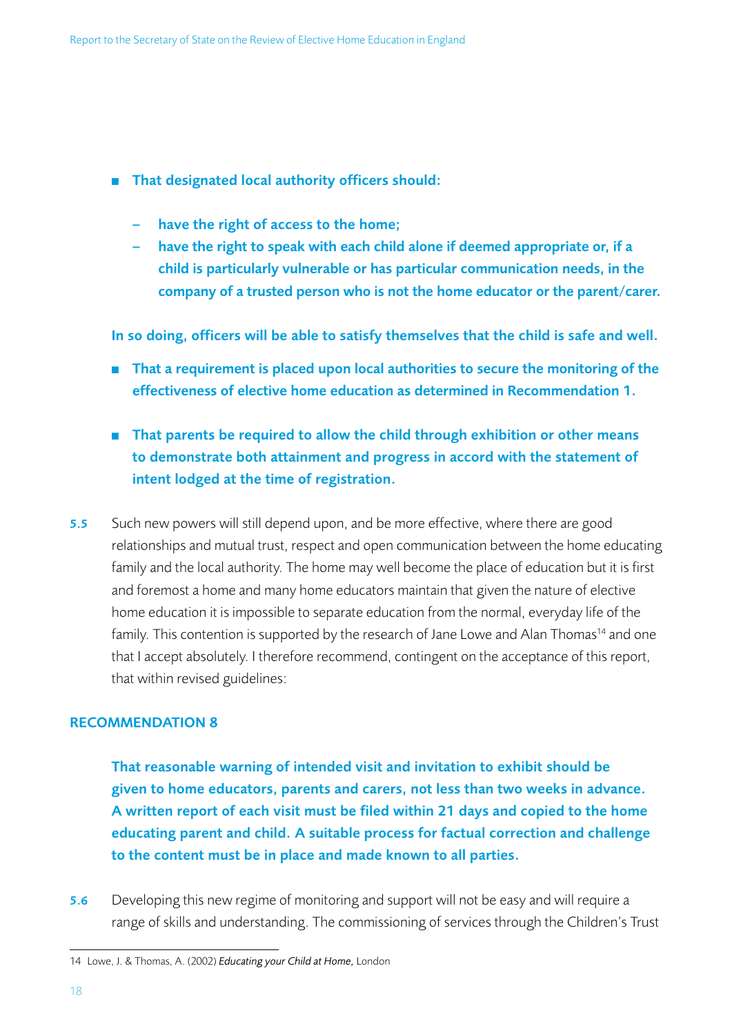- **That designated local authority officers should:**
  - **have the right of access to the home;**
  - **have the right to speak with each child alone if deemed appropriate or, if a child is particularly vulnerable or has particular communication needs, in the company of a trusted person who is not the home educator or the parent/carer.**

**In so doing, officers will be able to satisfy themselves that the child is safe and well.**

- **That a requirement is placed upon local authorities to secure the monitoring of the effectiveness of elective home education as determined in Recommendation 1.**

- **That parents be required to allow the child through exhibition or other means to demonstrate both attainment and progress in accord with the statement of intent lodged at the time of registration.**

**5.5** Such new powers will still depend upon, and be more effective, where there are good relationships and mutual trust, respect and open communication between the home educating family and the local authority. The home may well become the place of education but it is first and foremost a home and many home educators maintain that given the nature of elective home education it is impossible to separate education from the normal, everyday life of the family. This contention is supported by the research of Jane Lowe and Alan Thomas[14] and one that I accept absolutely. I therefore recommend, contingent on the acceptance of this report, that within revised guidelines:

### RECOMMENDATION 8

**That reasonable warning of intended visit and invitation to exhibit should be given to home educators, parents and carers, not less than two weeks in advance. A written report of each visit must be filed within 21 days and copied to the home educating parent and child. A suitable process for factual correction and challenge to the content must be in place and made known to all parties.**

**5.6** Developing this new regime of monitoring and support will not be easy and will require a range of skills and understanding. The commissioning of services through the Children's Trust

14 Lowe, J. & Thomas, A. (2002) *Educating your Child at Home*, London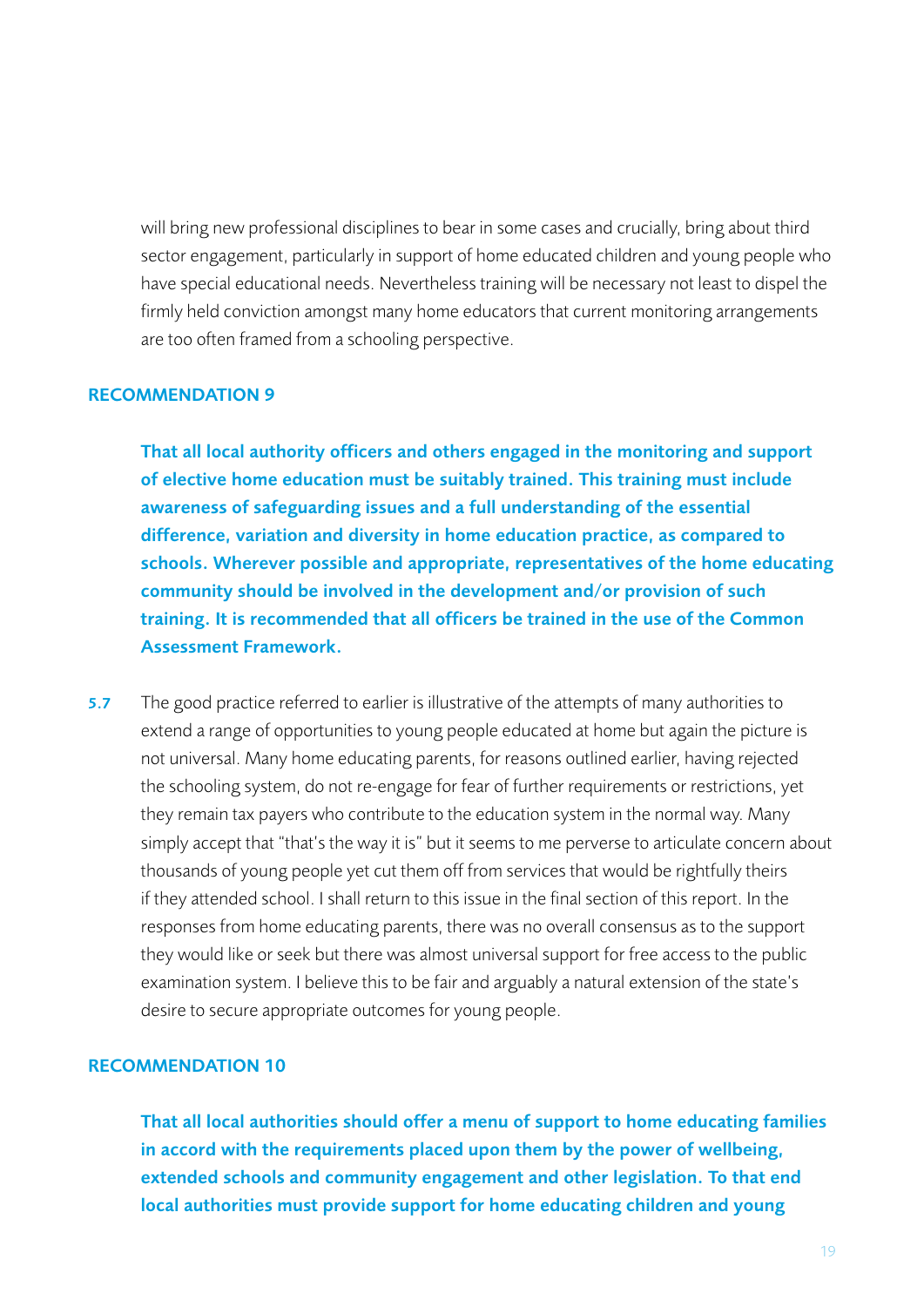will bring new professional disciplines to bear in some cases and crucially, bring about third sector engagement, particularly in support of home educated children and young people who have special educational needs. Nevertheless training will be necessary not least to dispel the firmly held conviction amongst many home educators that current monitoring arrangements are too often framed from a schooling perspective.

**RECOMMENDATION 9**

**That all local authority officers and others engaged in the monitoring and support of elective home education must be suitably trained. This training must include awareness of safeguarding issues and a full understanding of the essential difference, variation and diversity in home education practice, as compared to schools. Wherever possible and appropriate, representatives of the home educating community should be involved in the development and/or provision of such training. It is recommended that all officers be trained in the use of the Common Assessment Framework.**

**5.7** The good practice referred to earlier is illustrative of the attempts of many authorities to extend a range of opportunities to young people educated at home but again the picture is not universal. Many home educating parents, for reasons outlined earlier, having rejected the schooling system, do not re-engage for fear of further requirements or restrictions, yet they remain tax payers who contribute to the education system in the normal way. Many simply accept that "that's the way it is" but it seems to me perverse to articulate concern about thousands of young people yet cut them off from services that would be rightfully theirs if they attended school. I shall return to this issue in the final section of this report. In the responses from home educating parents, there was no overall consensus as to the support they would like or seek but there was almost universal support for free access to the public examination system. I believe this to be fair and arguably a natural extension of the state's desire to secure appropriate outcomes for young people.

**RECOMMENDATION 10**

**That all local authorities should offer a menu of support to home educating families in accord with the requirements placed upon them by the power of wellbeing, extended schools and community engagement and other legislation. To that end local authorities must provide support for home educating children and young**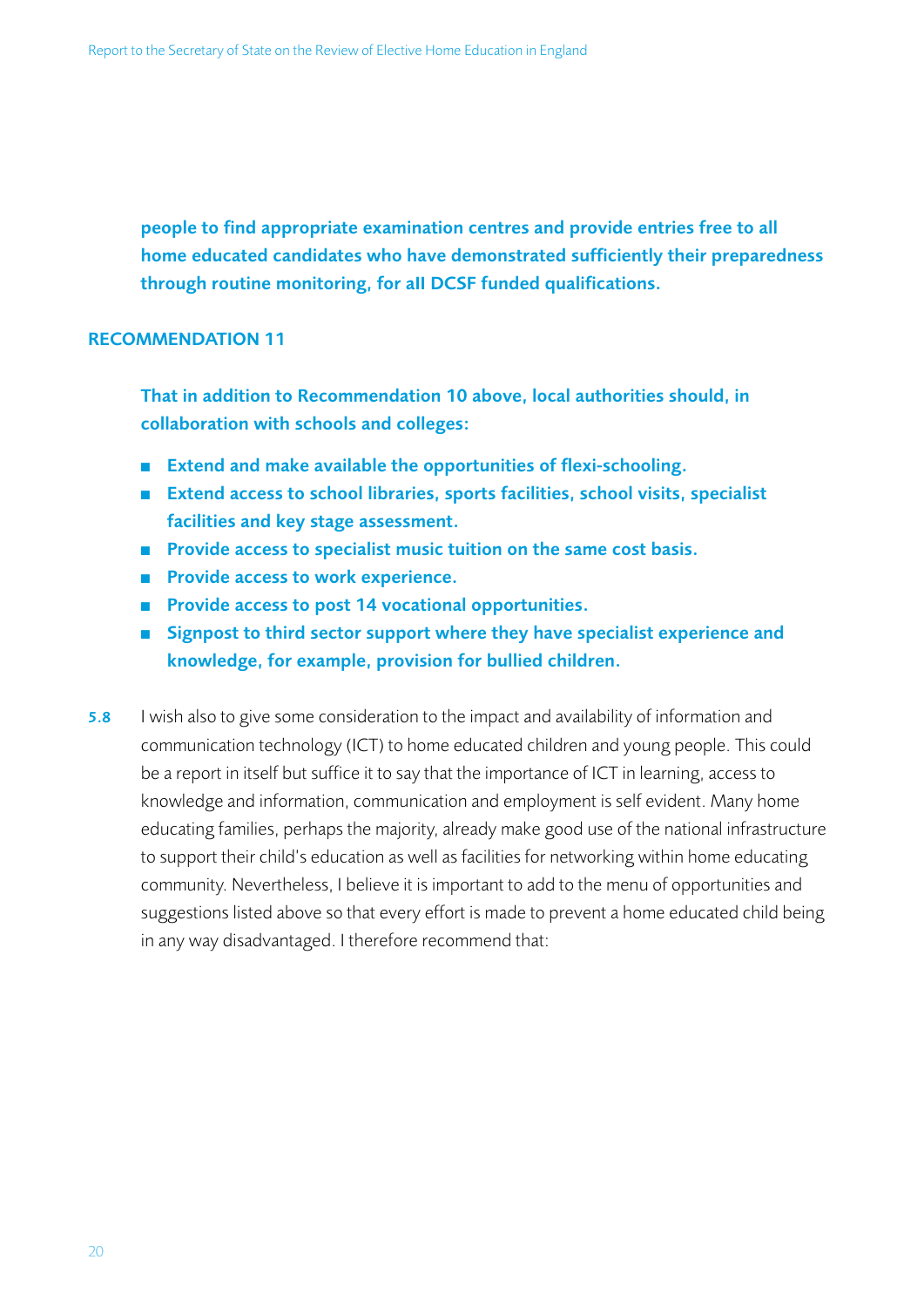**people to find appropriate examination centres and provide entries free to all home educated candidates who have demonstrated sufficiently their preparedness through routine monitoring, for all DCSF funded qualifications.**

### RECOMMENDATION 11

**That in addition to Recommendation 10 above, local authorities should, in collaboration with schools and colleges:**

- **Extend and make available the opportunities of flexi-schooling.**
- **Extend access to school libraries, sports facilities, school visits, specialist facilities and key stage assessment.**
- **Provide access to specialist music tuition on the same cost basis.**
- **Provide access to work experience.**
- **Provide access to post 14 vocational opportunities.**
- **Signpost to third sector support where they have specialist experience and knowledge, for example, provision for bullied children.**

**5.8** I wish also to give some consideration to the impact and availability of information and communication technology (ICT) to home educated children and young people. This could be a report in itself but suffice it to say that the importance of ICT in learning, access to knowledge and information, communication and employment is self evident. Many home educating families, perhaps the majority, already make good use of the national infrastructure to support their child's education as well as facilities for networking within home educating community. Nevertheless, I believe it is important to add to the menu of opportunities and suggestions listed above so that every effort is made to prevent a home educated child being in any way disadvantaged. I therefore recommend that: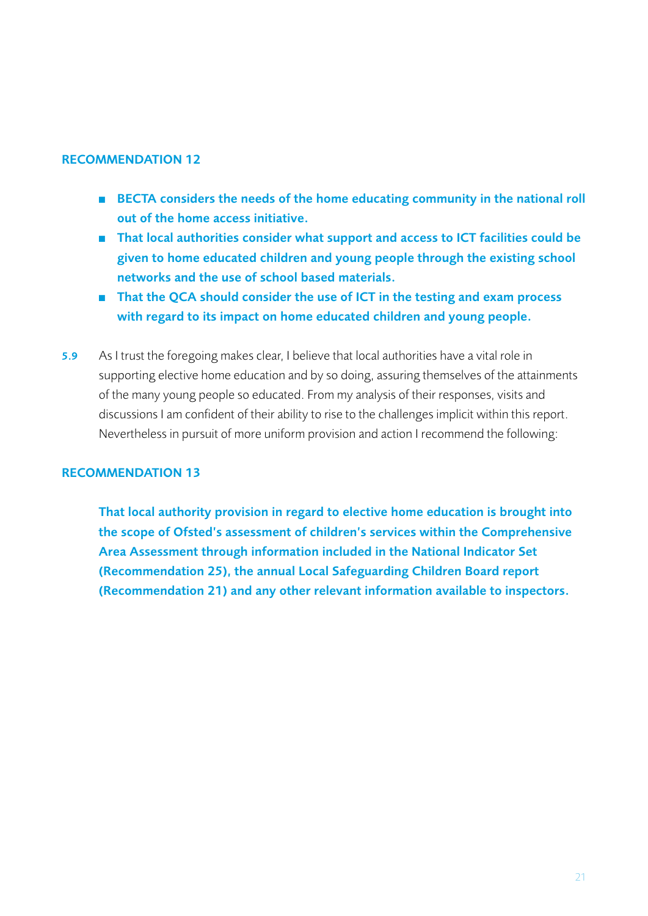### RECOMMENDATION 12

- **BECTA considers the needs of the home educating community in the national roll out of the home access initiative.**
- **That local authorities consider what support and access to ICT facilities could be given to home educated children and young people through the existing school networks and the use of school based materials.**
- **That the QCA should consider the use of ICT in the testing and exam process with regard to its impact on home educated children and young people.**

**5.9** As I trust the foregoing makes clear, I believe that local authorities have a vital role in supporting elective home education and by so doing, assuring themselves of the attainments of the many young people so educated. From my analysis of their responses, visits and discussions I am confident of their ability to rise to the challenges implicit within this report. Nevertheless in pursuit of more uniform provision and action I recommend the following:

### RECOMMENDATION 13

**That local authority provision in regard to elective home education is brought into the scope of Ofsted's assessment of children's services within the Comprehensive Area Assessment through information included in the National Indicator Set (Recommendation 25), the annual Local Safeguarding Children Board report (Recommendation 21) and any other relevant information available to inspectors.**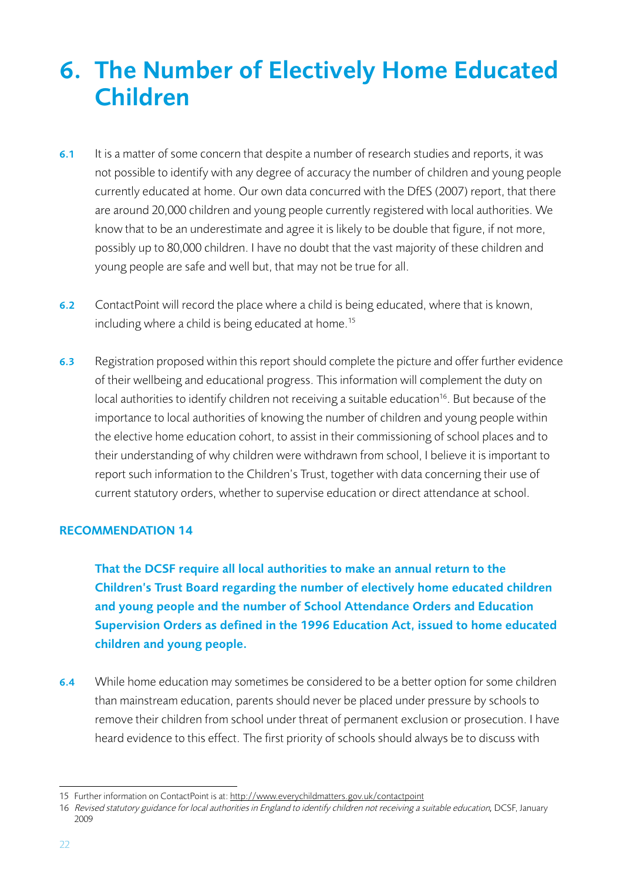# 6. The Number of Electively Home Educated Children

**6.1** It is a matter of some concern that despite a number of research studies and reports, it was not possible to identify with any degree of accuracy the number of children and young people currently educated at home. Our own data concurred with the DfES (2007) report, that there are around 20,000 children and young people currently registered with local authorities. We know that to be an underestimate and agree it is likely to be double that figure, if not more, possibly up to 80,000 children. I have no doubt that the vast majority of these children and young people are safe and well but, that may not be true for all.

**6.2** ContactPoint will record the place where a child is being educated, where that is known, including where a child is being educated at home.[15]

**6.3** Registration proposed within this report should complete the picture and offer further evidence of their wellbeing and educational progress. This information will complement the duty on local authorities to identify children not receiving a suitable education[16]. But because of the importance to local authorities of knowing the number of children and young people within the elective home education cohort, to assist in their commissioning of school places and to their understanding of why children were withdrawn from school, I believe it is important to report such information to the Children's Trust, together with data concerning their use of current statutory orders, whether to supervise education or direct attendance at school.

**RECOMMENDATION 14**

**That the DCSF require all local authorities to make an annual return to the Children's Trust Board regarding the number of electively home educated children and young people and the number of School Attendance Orders and Education Supervision Orders as defined in the 1996 Education Act, issued to home educated children and young people.**

**6.4** While home education may sometimes be considered to be a better option for some children than mainstream education, parents should never be placed under pressure by schools to remove their children from school under threat of permanent exclusion or prosecution. I have heard evidence to this effect. The first priority of schools should always be to discuss with

---

15 Further information on ContactPoint is at: http://www.everychildmatters.gov.uk/contactpoint

16 *Revised statutory guidance for local authorities in England to identify children not receiving a suitable education*, DCSF, January 2009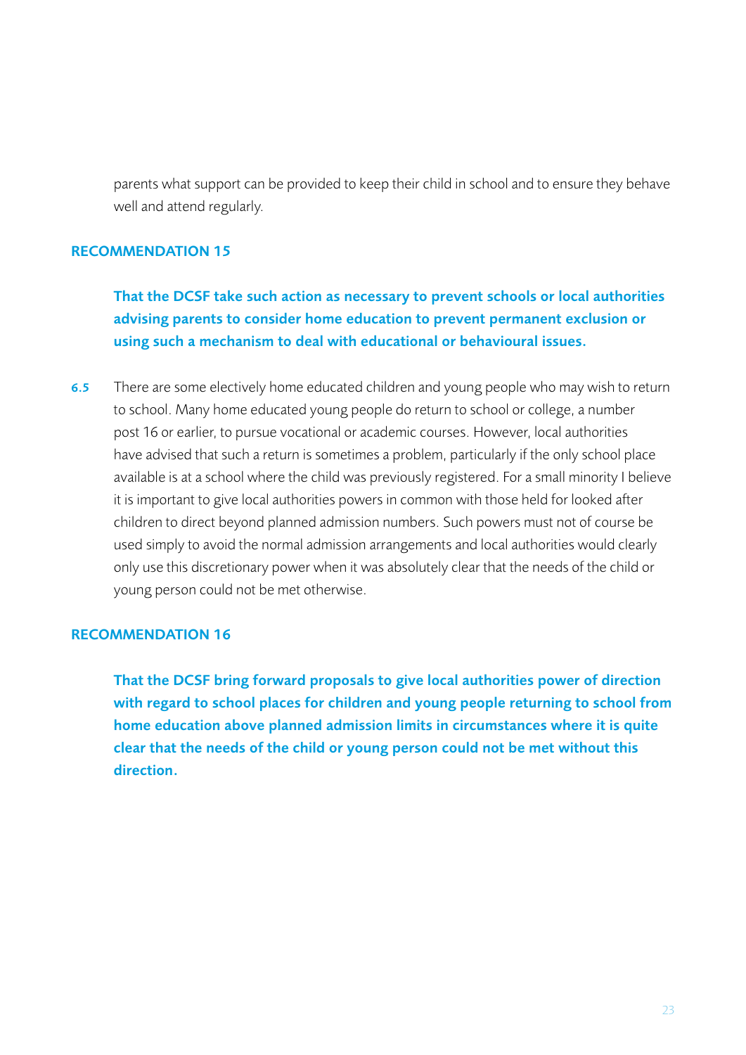parents what support can be provided to keep their child in school and to ensure they behave well and attend regularly.

### RECOMMENDATION 15

**That the DCSF take such action as necessary to prevent schools or local authorities advising parents to consider home education to prevent permanent exclusion or using such a mechanism to deal with educational or behavioural issues.**

**6.5** There are some electively home educated children and young people who may wish to return to school. Many home educated young people do return to school or college, a number post 16 or earlier, to pursue vocational or academic courses. However, local authorities have advised that such a return is sometimes a problem, particularly if the only school place available is at a school where the child was previously registered. For a small minority I believe it is important to give local authorities powers in common with those held for looked after children to direct beyond planned admission numbers. Such powers must not of course be used simply to avoid the normal admission arrangements and local authorities would clearly only use this discretionary power when it was absolutely clear that the needs of the child or young person could not be met otherwise.

### RECOMMENDATION 16

**That the DCSF bring forward proposals to give local authorities power of direction with regard to school places for children and young people returning to school from home education above planned admission limits in circumstances where it is quite clear that the needs of the child or young person could not be met without this direction.**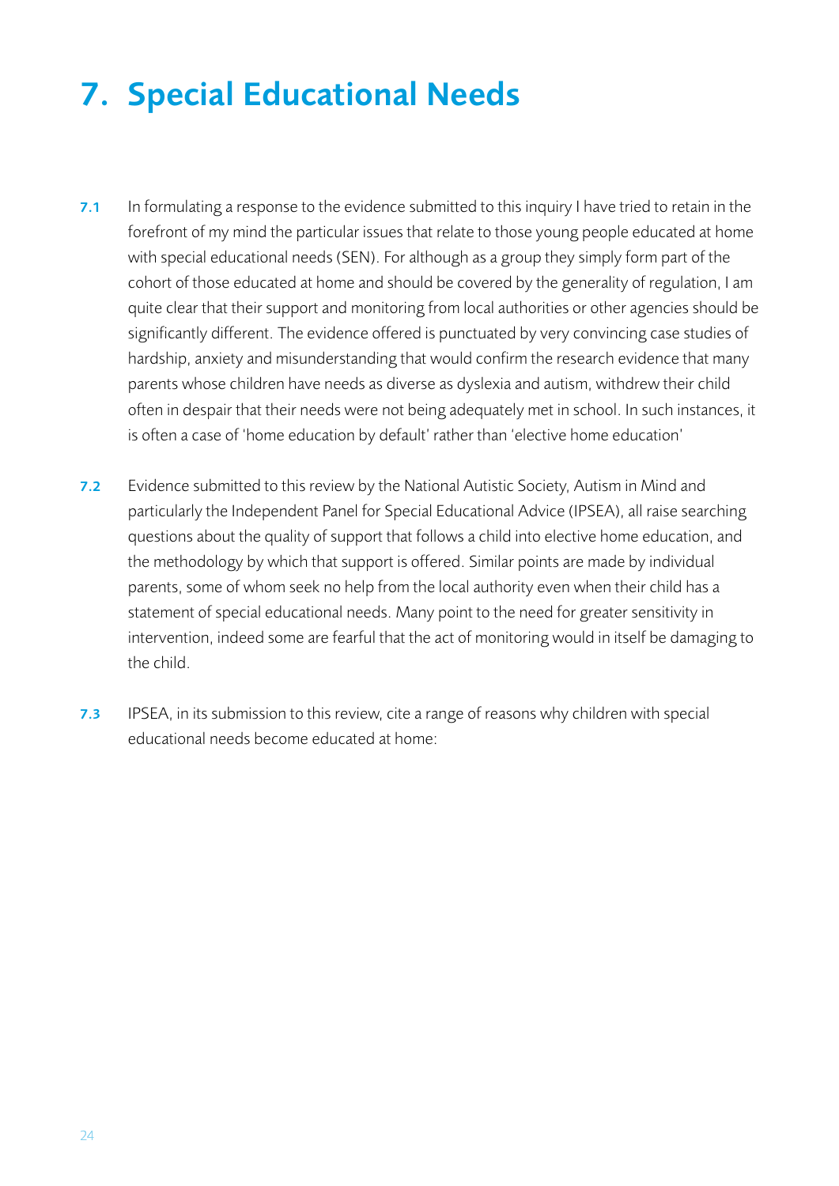# 7. Special Educational Needs

**7.1** In formulating a response to the evidence submitted to this inquiry I have tried to retain in the forefront of my mind the particular issues that relate to those young people educated at home with special educational needs (SEN). For although as a group they simply form part of the cohort of those educated at home and should be covered by the generality of regulation, I am quite clear that their support and monitoring from local authorities or other agencies should be significantly different. The evidence offered is punctuated by very convincing case studies of hardship, anxiety and misunderstanding that would confirm the research evidence that many parents whose children have needs as diverse as dyslexia and autism, withdrew their child often in despair that their needs were not being adequately met in school. In such instances, it is often a case of 'home education by default' rather than 'elective home education'

**7.2** Evidence submitted to this review by the National Autistic Society, Autism in Mind and particularly the Independent Panel for Special Educational Advice (IPSEA), all raise searching questions about the quality of support that follows a child into elective home education, and the methodology by which that support is offered. Similar points are made by individual parents, some of whom seek no help from the local authority even when their child has a statement of special educational needs. Many point to the need for greater sensitivity in intervention, indeed some are fearful that the act of monitoring would in itself be damaging to the child.

**7.3** IPSEA, in its submission to this review, cite a range of reasons why children with special educational needs become educated at home: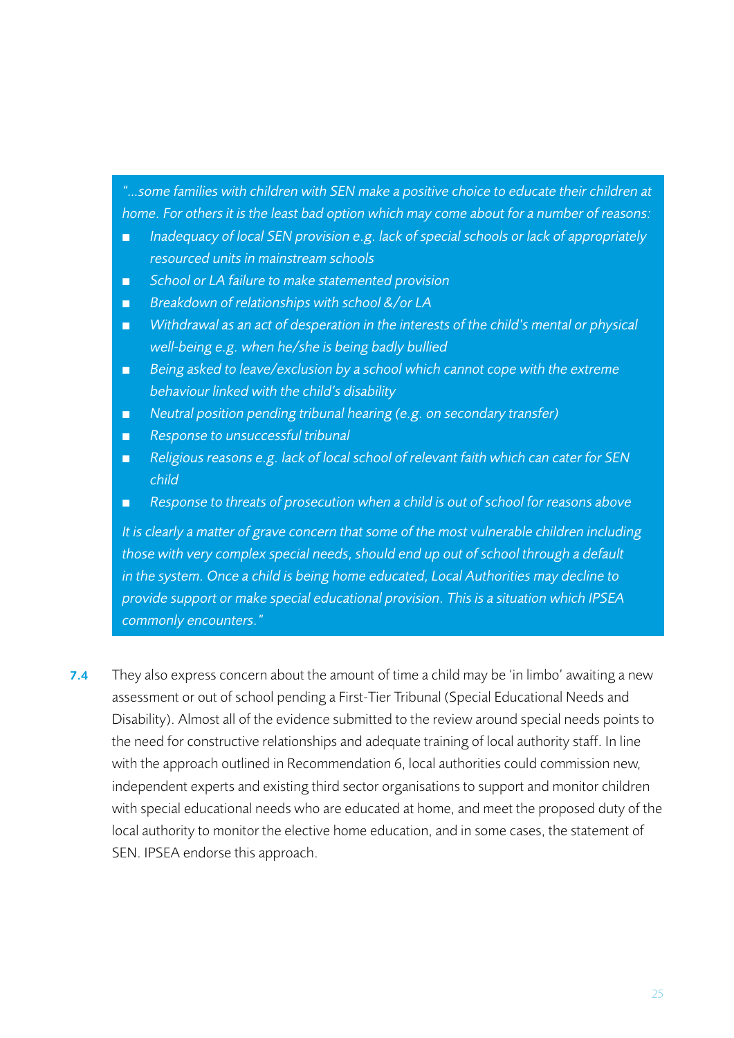*"...some families with children with SEN make a positive choice to educate their children at home. For others it is the least bad option which may come about for a number of reasons:*

- *Inadequacy of local SEN provision e.g. lack of special schools or lack of appropriately resourced units in mainstream schools*
- *School or LA failure to make statemented provision*
- *Breakdown of relationships with school &/or LA*
- *Withdrawal as an act of desperation in the interests of the child's mental or physical well-being e.g. when he/she is being badly bullied*
- *Being asked to leave/exclusion by a school which cannot cope with the extreme behaviour linked with the child's disability*
- *Neutral position pending tribunal hearing (e.g. on secondary transfer)*
- *Response to unsuccessful tribunal*
- *Religious reasons e.g. lack of local school of relevant faith which can cater for SEN child*
- *Response to threats of prosecution when a child is out of school for reasons above*

*It is clearly a matter of grave concern that some of the most vulnerable children including those with very complex special needs, should end up out of school through a default in the system. Once a child is being home educated, Local Authorities may decline to provide support or make special educational provision. This is a situation which IPSEA commonly encounters."*

**7.4** They also express concern about the amount of time a child may be 'in limbo' awaiting a new assessment or out of school pending a First-Tier Tribunal (Special Educational Needs and Disability). Almost all of the evidence submitted to the review around special needs points to the need for constructive relationships and adequate training of local authority staff. In line with the approach outlined in Recommendation 6, local authorities could commission new, independent experts and existing third sector organisations to support and monitor children with special educational needs who are educated at home, and meet the proposed duty of the local authority to monitor the elective home education, and in some cases, the statement of SEN. IPSEA endorse this approach.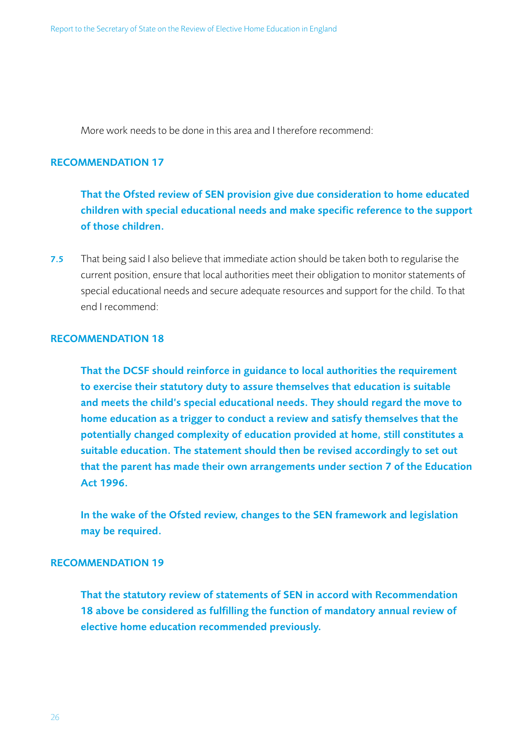More work needs to be done in this area and I therefore recommend:

### RECOMMENDATION 17

**That the Ofsted review of SEN provision give due consideration to home educated children with special educational needs and make specific reference to the support of those children.**

**7.5** That being said I also believe that immediate action should be taken both to regularise the current position, ensure that local authorities meet their obligation to monitor statements of special educational needs and secure adequate resources and support for the child. To that end I recommend:

### RECOMMENDATION 18

**That the DCSF should reinforce in guidance to local authorities the requirement to exercise their statutory duty to assure themselves that education is suitable and meets the child's special educational needs. They should regard the move to home education as a trigger to conduct a review and satisfy themselves that the potentially changed complexity of education provided at home, still constitutes a suitable education. The statement should then be revised accordingly to set out that the parent has made their own arrangements under section 7 of the Education Act 1996.**

**In the wake of the Ofsted review, changes to the SEN framework and legislation may be required.**

### RECOMMENDATION 19

**That the statutory review of statements of SEN in accord with Recommendation 18 above be considered as fulfilling the function of mandatory annual review of elective home education recommended previously.**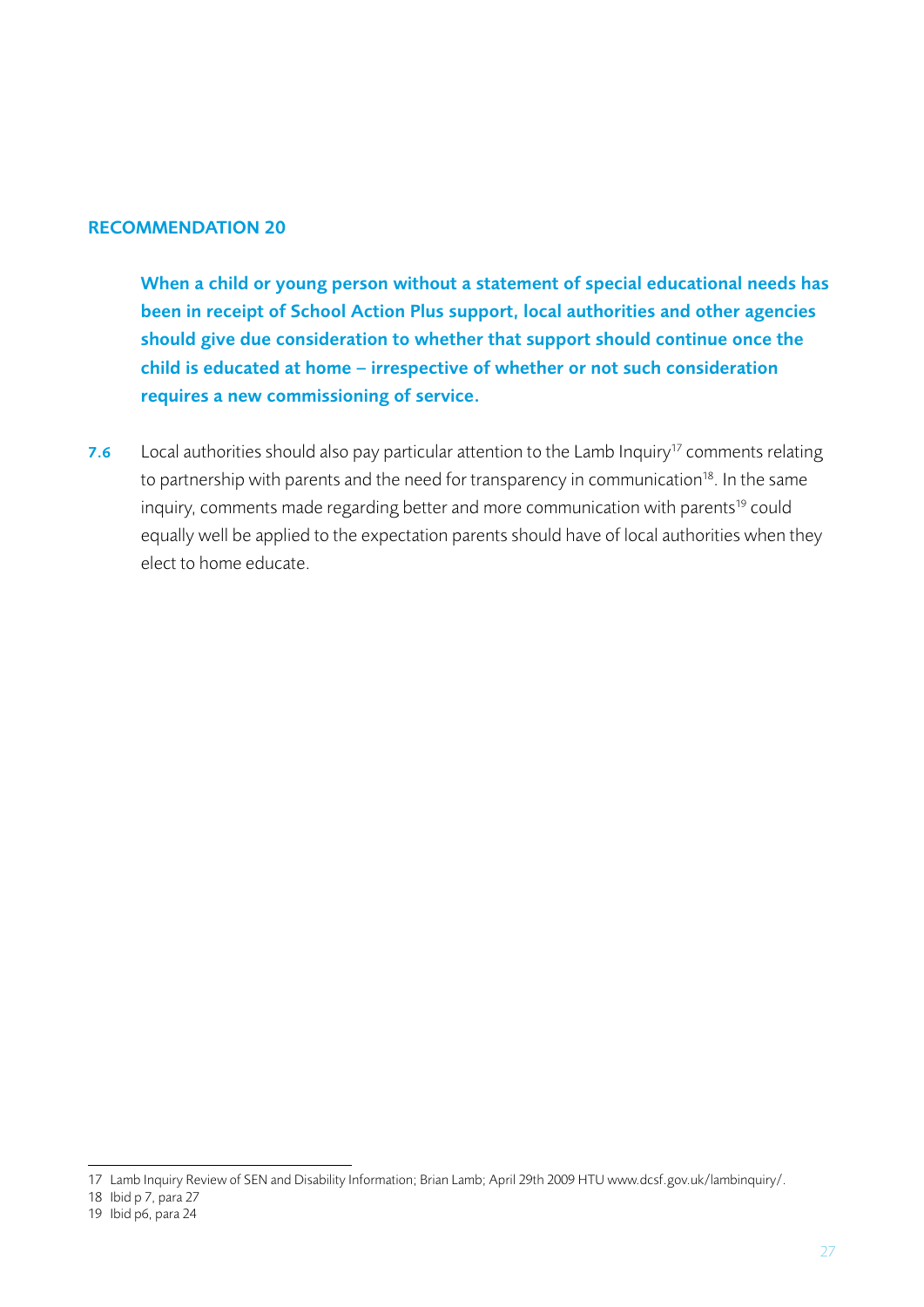### RECOMMENDATION 20

**When a child or young person without a statement of special educational needs has been in receipt of School Action Plus support, local authorities and other agencies should give due consideration to whether that support should continue once the child is educated at home – irrespective of whether or not such consideration requires a new commissioning of service.**

**7.6** Local authorities should also pay particular attention to the Lamb Inquiry[17] comments relating to partnership with parents and the need for transparency in communication[18]. In the same inquiry, comments made regarding better and more communication with parents[19] could equally well be applied to the expectation parents should have of local authorities when they elect to home educate.

---

17 Lamb Inquiry Review of SEN and Disability Information; Brian Lamb; April 29th 2009 HTU www.dcsf.gov.uk/lambinquiry/.

18 Ibid p 7, para 27

19 Ibid p6, para 24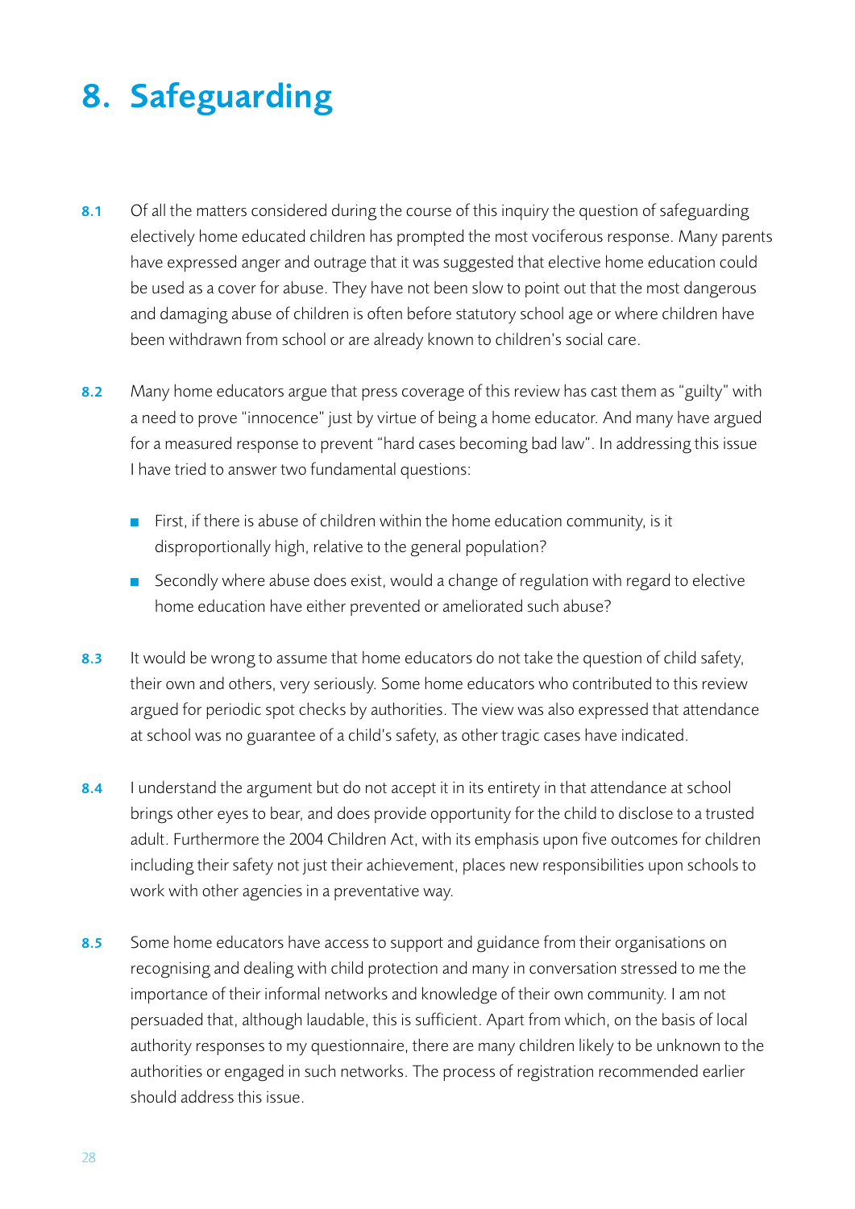# 8. Safeguarding

**8.1** Of all the matters considered during the course of this inquiry the question of safeguarding electively home educated children has prompted the most vociferous response. Many parents have expressed anger and outrage that it was suggested that elective home education could be used as a cover for abuse. They have not been slow to point out that the most dangerous and damaging abuse of children is often before statutory school age or where children have been withdrawn from school or are already known to children's social care.

**8.2** Many home educators argue that press coverage of this review has cast them as "guilty" with a need to prove "innocence" just by virtue of being a home educator. And many have argued for a measured response to prevent "hard cases becoming bad law". In addressing this issue I have tried to answer two fundamental questions:

- First, if there is abuse of children within the home education community, is it disproportionally high, relative to the general population?
- Secondly where abuse does exist, would a change of regulation with regard to elective home education have either prevented or ameliorated such abuse?

**8.3** It would be wrong to assume that home educators do not take the question of child safety, their own and others, very seriously. Some home educators who contributed to this review argued for periodic spot checks by authorities. The view was also expressed that attendance at school was no guarantee of a child's safety, as other tragic cases have indicated.

**8.4** I understand the argument but do not accept it in its entirety in that attendance at school brings other eyes to bear, and does provide opportunity for the child to disclose to a trusted adult. Furthermore the 2004 Children Act, with its emphasis upon five outcomes for children including their safety not just their achievement, places new responsibilities upon schools to work with other agencies in a preventative way.

**8.5** Some home educators have access to support and guidance from their organisations on recognising and dealing with child protection and many in conversation stressed to me the importance of their informal networks and knowledge of their own community. I am not persuaded that, although laudable, this is sufficient. Apart from which, on the basis of local authority responses to my questionnaire, there are many children likely to be unknown to the authorities or engaged in such networks. The process of registration recommended earlier should address this issue.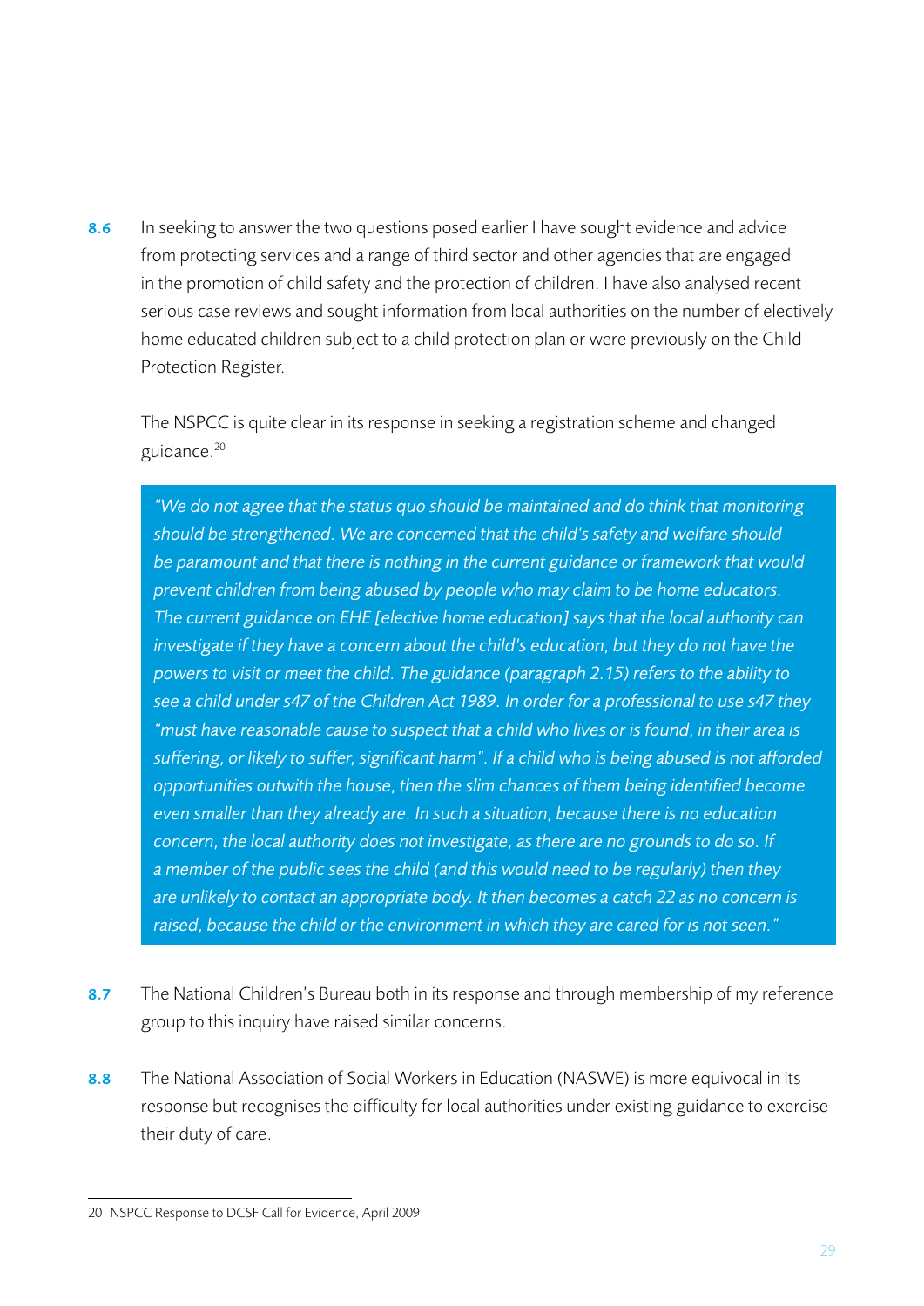**8.6** In seeking to answer the two questions posed earlier I have sought evidence and advice from protecting services and a range of third sector and other agencies that are engaged in the promotion of child safety and the protection of children. I have also analysed recent serious case reviews and sought information from local authorities on the number of electively home educated children subject to a child protection plan or were previously on the Child Protection Register.

The NSPCC is quite clear in its response in seeking a registration scheme and changed guidance.[20]

> *"We do not agree that the status quo should be maintained and do think that monitoring should be strengthened. We are concerned that the child's safety and welfare should be paramount and that there is nothing in the current guidance or framework that would prevent children from being abused by people who may claim to be home educators. The current guidance on EHE [elective home education] says that the local authority can investigate if they have a concern about the child's education, but they do not have the powers to visit or meet the child. The guidance (paragraph 2.15) refers to the ability to see a child under s47 of the Children Act 1989. In order for a professional to use s47 they "must have reasonable cause to suspect that a child who lives or is found, in their area is suffering, or likely to suffer, significant harm". If a child who is being abused is not afforded opportunities outwith the house, then the slim chances of them being identified become even smaller than they already are. In such a situation, because there is no education concern, the local authority does not investigate, as there are no grounds to do so. If a member of the public sees the child (and this would need to be regularly) then they are unlikely to contact an appropriate body. It then becomes a catch 22 as no concern is raised, because the child or the environment in which they are cared for is not seen."*

**8.7** The National Children's Bureau both in its response and through membership of my reference group to this inquiry have raised similar concerns.

**8.8** The National Association of Social Workers in Education (NASWE) is more equivocal in its response but recognises the difficulty for local authorities under existing guidance to exercise their duty of care.

---

20 NSPCC Response to DCSF Call for Evidence, April 2009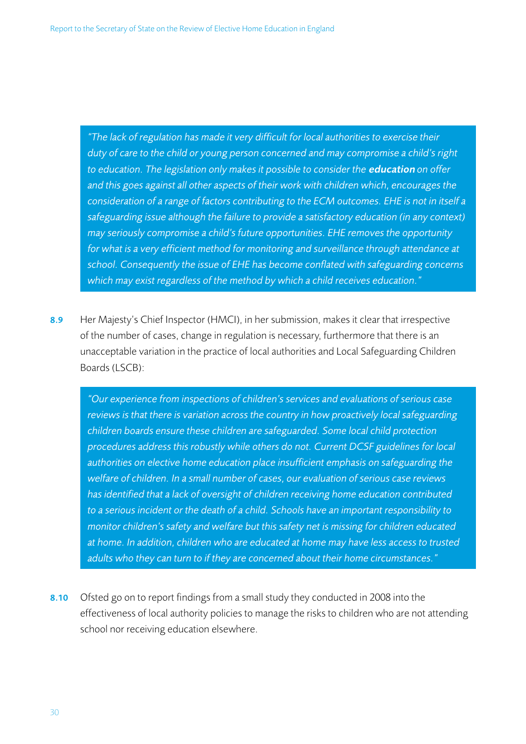*"The lack of regulation has made it very difficult for local authorities to exercise their duty of care to the child or young person concerned and may compromise a child's right to education. The legislation only makes it possible to consider the **education** on offer and this goes against all other aspects of their work with children which, encourages the consideration of a range of factors contributing to the ECM outcomes. EHE is not in itself a safeguarding issue although the failure to provide a satisfactory education (in any context) may seriously compromise a child's future opportunities. EHE removes the opportunity for what is a very efficient method for monitoring and surveillance through attendance at school. Consequently the issue of EHE has become conflated with safeguarding concerns which may exist regardless of the method by which a child receives education."*

**8.9** Her Majesty's Chief Inspector (HMCI), in her submission, makes it clear that irrespective of the number of cases, change in regulation is necessary, furthermore that there is an unacceptable variation in the practice of local authorities and Local Safeguarding Children Boards (LSCB):

*"Our experience from inspections of children's services and evaluations of serious case reviews is that there is variation across the country in how proactively local safeguarding children boards ensure these children are safeguarded. Some local child protection procedures address this robustly while others do not. Current DCSF guidelines for local authorities on elective home education place insufficient emphasis on safeguarding the welfare of children. In a small number of cases, our evaluation of serious case reviews has identified that a lack of oversight of children receiving home education contributed to a serious incident or the death of a child. Schools have an important responsibility to monitor children's safety and welfare but this safety net is missing for children educated at home. In addition, children who are educated at home may have less access to trusted adults who they can turn to if they are concerned about their home circumstances."*

**8.10** Ofsted go on to report findings from a small study they conducted in 2008 into the effectiveness of local authority policies to manage the risks to children who are not attending school nor receiving education elsewhere.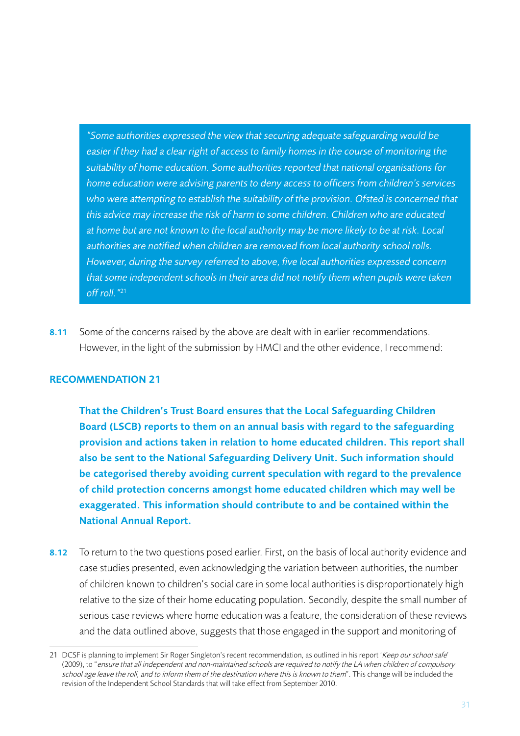> *"Some authorities expressed the view that securing adequate safeguarding would be easier if they had a clear right of access to family homes in the course of monitoring the suitability of home education. Some authorities reported that national organisations for home education were advising parents to deny access to officers from children's services who were attempting to establish the suitability of the provision. Ofsted is concerned that this advice may increase the risk of harm to some children. Children who are educated at home but are not known to the local authority may be more likely to be at risk. Local authorities are notified when children are removed from local authority school rolls. However, during the survey referred to above, five local authorities expressed concern that some independent schools in their area did not notify them when pupils were taken off roll."*[21]

**8.11** Some of the concerns raised by the above are dealt with in earlier recommendations. However, in the light of the submission by HMCI and the other evidence, I recommend:

### RECOMMENDATION 21

**That the Children's Trust Board ensures that the Local Safeguarding Children Board (LSCB) reports to them on an annual basis with regard to the safeguarding provision and actions taken in relation to home educated children. This report shall also be sent to the National Safeguarding Delivery Unit. Such information should be categorised thereby avoiding current speculation with regard to the prevalence of child protection concerns amongst home educated children which may well be exaggerated. This information should contribute to and be contained within the National Annual Report.**

**8.12** To return to the two questions posed earlier. First, on the basis of local authority evidence and case studies presented, even acknowledging the variation between authorities, the number of children known to children's social care in some local authorities is disproportionately high relative to the size of their home educating population. Secondly, despite the small number of serious case reviews where home education was a feature, the consideration of these reviews and the data outlined above, suggests that those engaged in the support and monitoring of

---

21 DCSF is planning to implement Sir Roger Singleton's recent recommendation, as outlined in his report '*Keep our school safe*' (2009), to "*ensure that all independent and non-maintained schools are required to notify the LA when children of compulsory school age leave the roll, and to inform them of the destination where this is known to them*". This change will be included the revision of the Independent School Standards that will take effect from September 2010.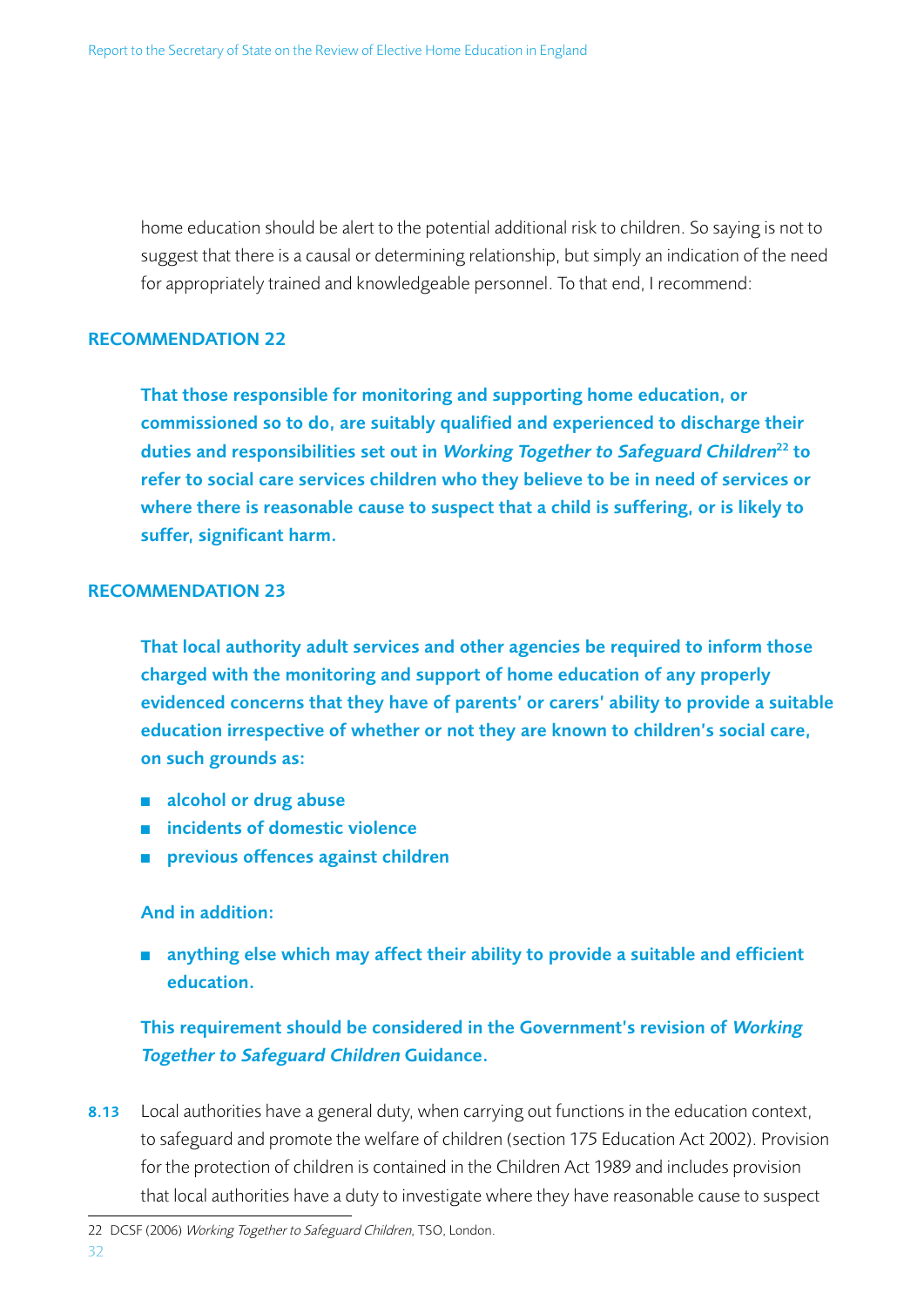home education should be alert to the potential additional risk to children. So saying is not to suggest that there is a causal or determining relationship, but simply an indication of the need for appropriately trained and knowledgeable personnel. To that end, I recommend:

### RECOMMENDATION 22

**That those responsible for monitoring and supporting home education, or commissioned so to do, are suitably qualified and experienced to discharge their duties and responsibilities set out in *Working Together to Safeguard Children*[22] to refer to social care services children who they believe to be in need of services or where there is reasonable cause to suspect that a child is suffering, or is likely to suffer, significant harm.**

### RECOMMENDATION 23

**That local authority adult services and other agencies be required to inform those charged with the monitoring and support of home education of any properly evidenced concerns that they have of parents' or carers' ability to provide a suitable education irrespective of whether or not they are known to children's social care, on such grounds as:**

- **alcohol or drug abuse**
- **incidents of domestic violence**
- **previous offences against children**

**And in addition:**

- **anything else which may affect their ability to provide a suitable and efficient education.**

**This requirement should be considered in the Government's revision of *Working Together to Safeguard Children* Guidance.**

**8.13** Local authorities have a general duty, when carrying out functions in the education context, to safeguard and promote the welfare of children (section 175 Education Act 2002). Provision for the protection of children is contained in the Children Act 1989 and includes provision that local authorities have a duty to investigate where they have reasonable cause to suspect

22 DCSF (2006) *Working Together to Safeguard Children*, TSO, London.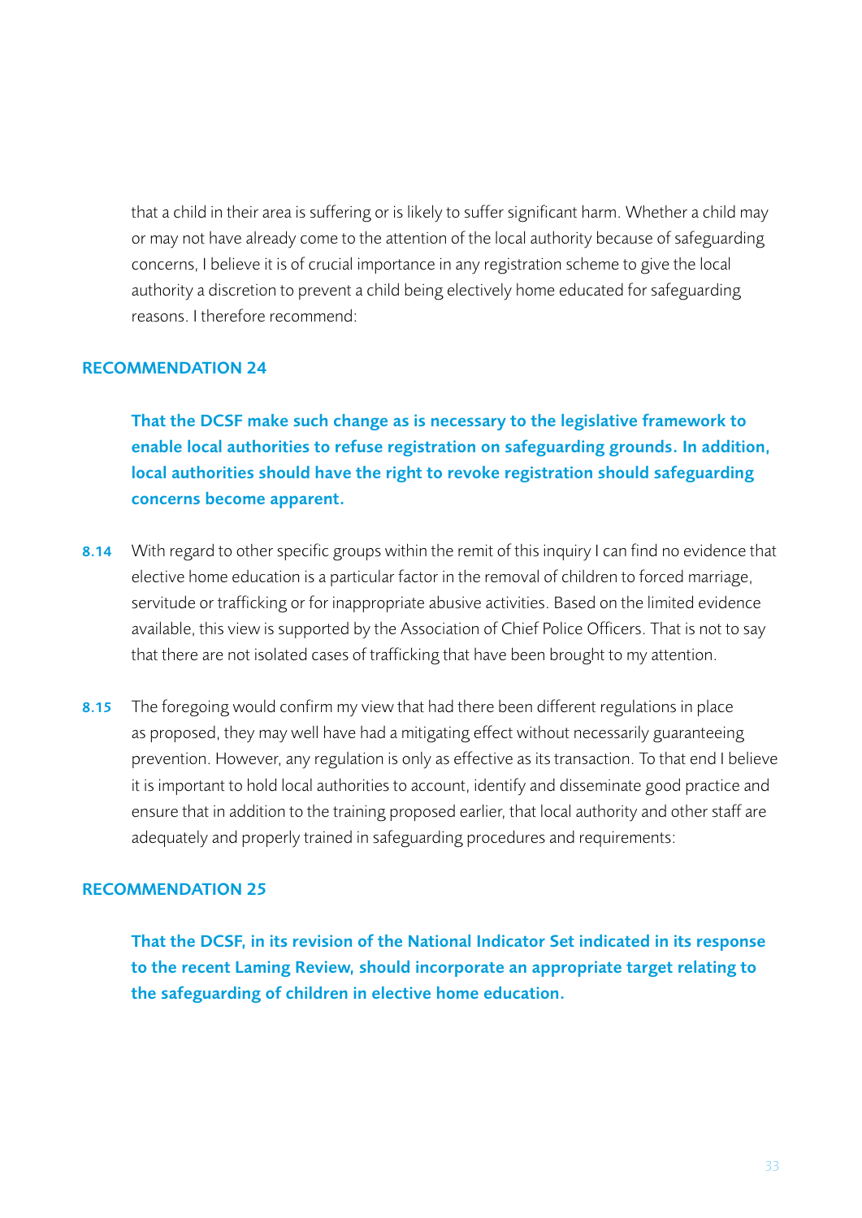that a child in their area is suffering or is likely to suffer significant harm. Whether a child may or may not have already come to the attention of the local authority because of safeguarding concerns, I believe it is of crucial importance in any registration scheme to give the local authority a discretion to prevent a child being electively home educated for safeguarding reasons. I therefore recommend:

### RECOMMENDATION 24

**That the DCSF make such change as is necessary to the legislative framework to enable local authorities to refuse registration on safeguarding grounds. In addition, local authorities should have the right to revoke registration should safeguarding concerns become apparent.**

**8.14** With regard to other specific groups within the remit of this inquiry I can find no evidence that elective home education is a particular factor in the removal of children to forced marriage, servitude or trafficking or for inappropriate abusive activities. Based on the limited evidence available, this view is supported by the Association of Chief Police Officers. That is not to say that there are not isolated cases of trafficking that have been brought to my attention.

**8.15** The foregoing would confirm my view that had there been different regulations in place as proposed, they may well have had a mitigating effect without necessarily guaranteeing prevention. However, any regulation is only as effective as its transaction. To that end I believe it is important to hold local authorities to account, identify and disseminate good practice and ensure that in addition to the training proposed earlier, that local authority and other staff are adequately and properly trained in safeguarding procedures and requirements:

### RECOMMENDATION 25

**That the DCSF, in its revision of the National Indicator Set indicated in its response to the recent Laming Review, should incorporate an appropriate target relating to the safeguarding of children in elective home education.**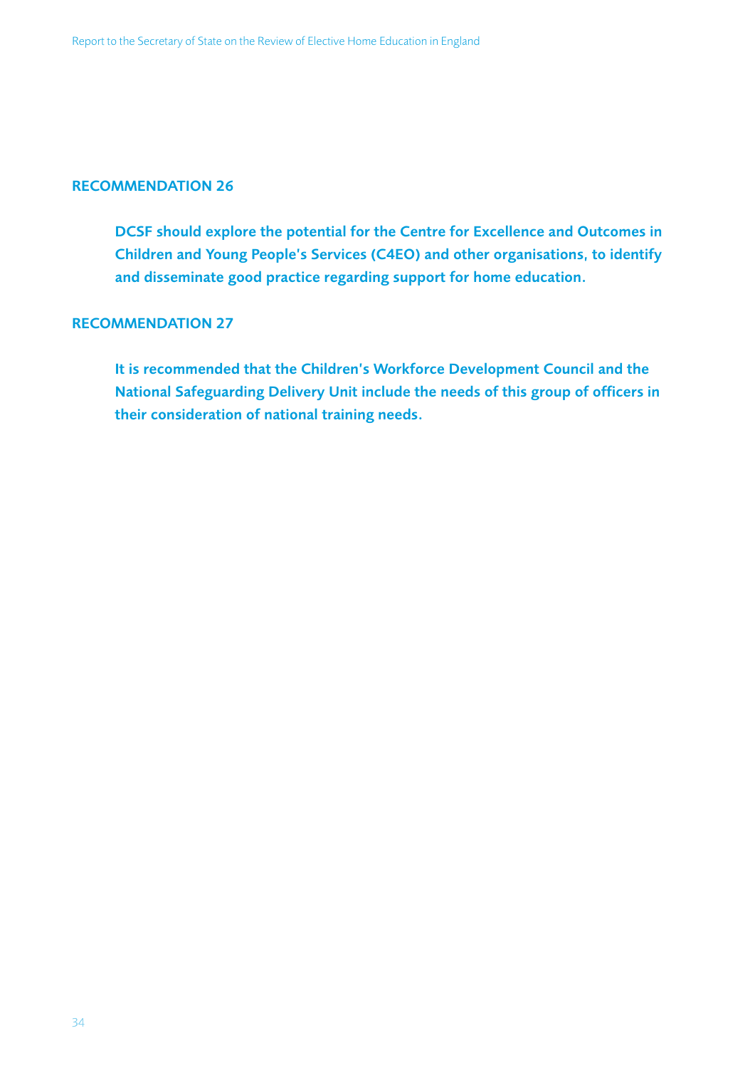### RECOMMENDATION 26

**DCSF should explore the potential for the Centre for Excellence and Outcomes in Children and Young People's Services (C4EO) and other organisations, to identify and disseminate good practice regarding support for home education.**

### RECOMMENDATION 27

**It is recommended that the Children's Workforce Development Council and the National Safeguarding Delivery Unit include the needs of this group of officers in their consideration of national training needs.**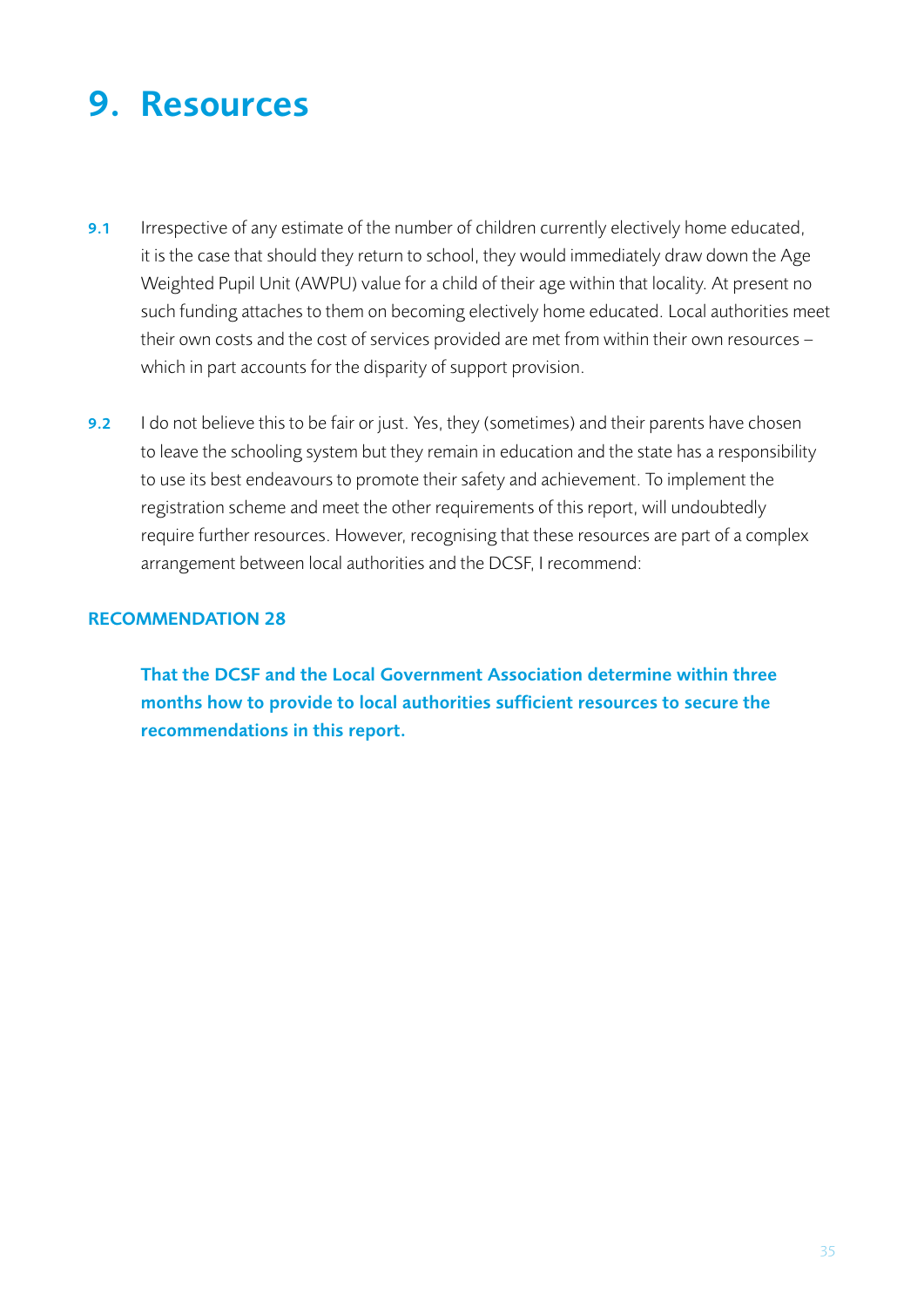# 9. Resources

**9.1** Irrespective of any estimate of the number of children currently electively home educated, it is the case that should they return to school, they would immediately draw down the Age Weighted Pupil Unit (AWPU) value for a child of their age within that locality. At present no such funding attaches to them on becoming electively home educated. Local authorities meet their own costs and the cost of services provided are met from within their own resources – which in part accounts for the disparity of support provision.

**9.2** I do not believe this to be fair or just. Yes, they (sometimes) and their parents have chosen to leave the schooling system but they remain in education and the state has a responsibility to use its best endeavours to promote their safety and achievement. To implement the registration scheme and meet the other requirements of this report, will undoubtedly require further resources. However, recognising that these resources are part of a complex arrangement between local authorities and the DCSF, I recommend:

**RECOMMENDATION 28**

**That the DCSF and the Local Government Association determine within three months how to provide to local authorities sufficient resources to secure the recommendations in this report.**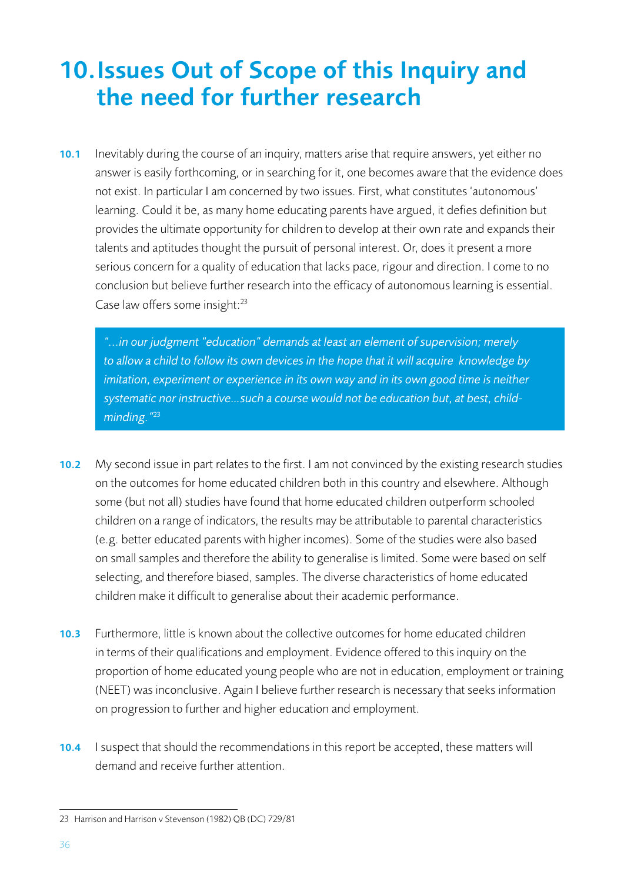# 10. Issues Out of Scope of this Inquiry and the need for further research

**10.1** Inevitably during the course of an inquiry, matters arise that require answers, yet either no answer is easily forthcoming, or in searching for it, one becomes aware that the evidence does not exist. In particular I am concerned by two issues. First, what constitutes 'autonomous' learning. Could it be, as many home educating parents have argued, it defies definition but provides the ultimate opportunity for children to develop at their own rate and expands their talents and aptitudes thought the pursuit of personal interest. Or, does it present a more serious concern for a quality of education that lacks pace, rigour and direction. I come to no conclusion but believe further research into the efficacy of autonomous learning is essential. Case law offers some insight:[23]

> *"...in our judgment "education" demands at least an element of supervision; merely to allow a child to follow its own devices in the hope that it will acquire knowledge by imitation, experiment or experience in its own way and in its own good time is neither systematic nor instructive...such a course would not be education but, at best, child-minding."*[23]

**10.2** My second issue in part relates to the first. I am not convinced by the existing research studies on the outcomes for home educated children both in this country and elsewhere. Although some (but not all) studies have found that home educated children outperform schooled children on a range of indicators, the results may be attributable to parental characteristics (e.g. better educated parents with higher incomes). Some of the studies were also based on small samples and therefore the ability to generalise is limited. Some were based on self selecting, and therefore biased, samples. The diverse characteristics of home educated children make it difficult to generalise about their academic performance.

**10.3** Furthermore, little is known about the collective outcomes for home educated children in terms of their qualifications and employment. Evidence offered to this inquiry on the proportion of home educated young people who are not in education, employment or training (NEET) was inconclusive. Again I believe further research is necessary that seeks information on progression to further and higher education and employment.

**10.4** I suspect that should the recommendations in this report be accepted, these matters will demand and receive further attention.

---

23 Harrison and Harrison v Stevenson (1982) QB (DC) 729/81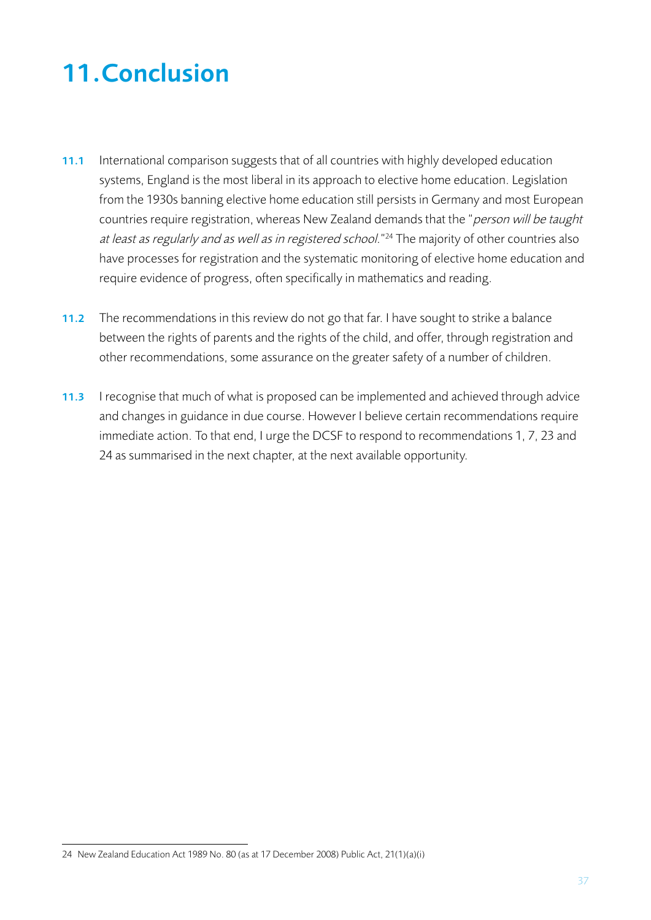# 11. Conclusion

**11.1** International comparison suggests that of all countries with highly developed education systems, England is the most liberal in its approach to elective home education. Legislation from the 1930s banning elective home education still persists in Germany and most European countries require registration, whereas New Zealand demands that the "*person will be taught at least as regularly and as well as in registered school*."[24] The majority of other countries also have processes for registration and the systematic monitoring of elective home education and require evidence of progress, often specifically in mathematics and reading.

**11.2** The recommendations in this review do not go that far. I have sought to strike a balance between the rights of parents and the rights of the child, and offer, through registration and other recommendations, some assurance on the greater safety of a number of children.

**11.3** I recognise that much of what is proposed can be implemented and achieved through advice and changes in guidance in due course. However I believe certain recommendations require immediate action. To that end, I urge the DCSF to respond to recommendations 1, 7, 23 and 24 as summarised in the next chapter, at the next available opportunity.

---

24 New Zealand Education Act 1989 No. 80 (as at 17 December 2008) Public Act, 21(1)(a)(i)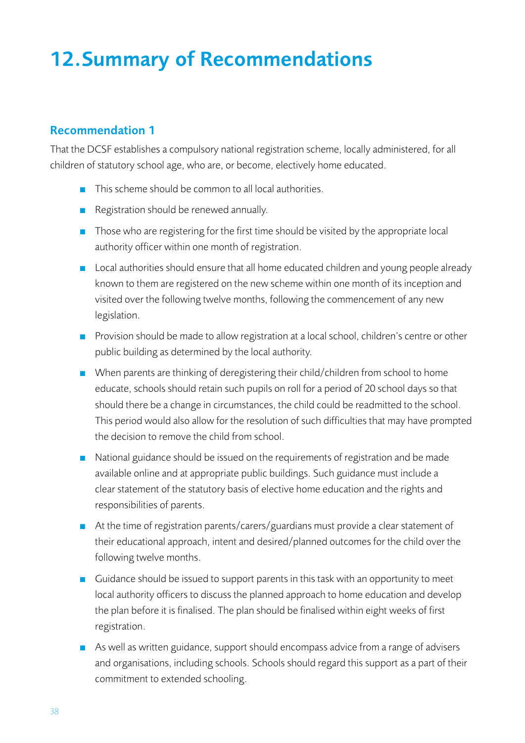# 12. Summary of Recommendations

## Recommendation 1

That the DCSF establishes a compulsory national registration scheme, locally administered, for all children of statutory school age, who are, or become, electively home educated.

- This scheme should be common to all local authorities.
- Registration should be renewed annually.
- Those who are registering for the first time should be visited by the appropriate local authority officer within one month of registration.
- Local authorities should ensure that all home educated children and young people already known to them are registered on the new scheme within one month of its inception and visited over the following twelve months, following the commencement of any new legislation.
- Provision should be made to allow registration at a local school, children's centre or other public building as determined by the local authority.
- When parents are thinking of deregistering their child/children from school to home educate, schools should retain such pupils on roll for a period of 20 school days so that should there be a change in circumstances, the child could be readmitted to the school. This period would also allow for the resolution of such difficulties that may have prompted the decision to remove the child from school.
- National guidance should be issued on the requirements of registration and be made available online and at appropriate public buildings. Such guidance must include a clear statement of the statutory basis of elective home education and the rights and responsibilities of parents.
- At the time of registration parents/carers/guardians must provide a clear statement of their educational approach, intent and desired/planned outcomes for the child over the following twelve months.
- Guidance should be issued to support parents in this task with an opportunity to meet local authority officers to discuss the planned approach to home education and develop the plan before it is finalised. The plan should be finalised within eight weeks of first registration.
- As well as written guidance, support should encompass advice from a range of advisers and organisations, including schools. Schools should regard this support as a part of their commitment to extended schooling.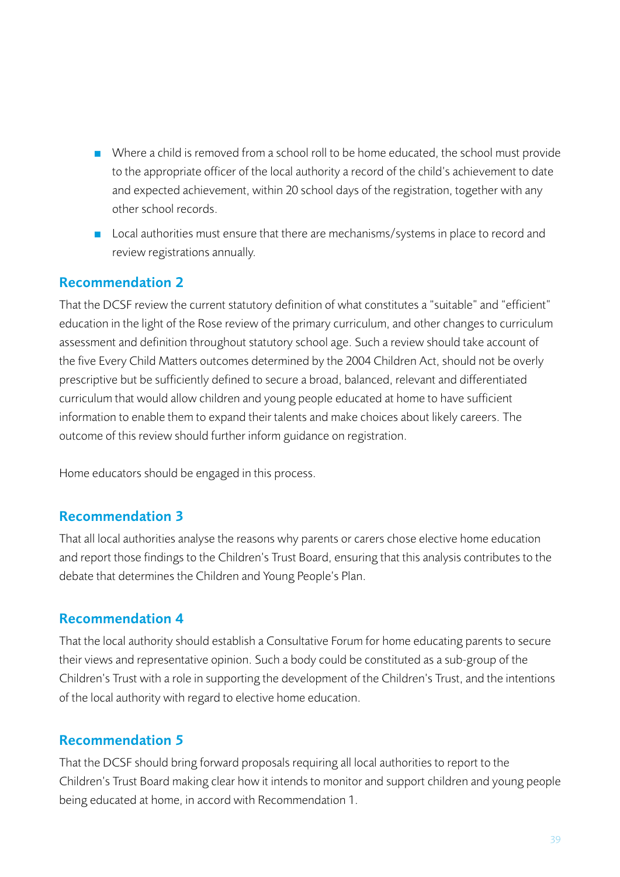- Where a child is removed from a school roll to be home educated, the school must provide to the appropriate officer of the local authority a record of the child's achievement to date and expected achievement, within 20 school days of the registration, together with any other school records.
- Local authorities must ensure that there are mechanisms/systems in place to record and review registrations annually.

## Recommendation 2

That the DCSF review the current statutory definition of what constitutes a "suitable" and "efficient" education in the light of the Rose review of the primary curriculum, and other changes to curriculum assessment and definition throughout statutory school age. Such a review should take account of the five Every Child Matters outcomes determined by the 2004 Children Act, should not be overly prescriptive but be sufficiently defined to secure a broad, balanced, relevant and differentiated curriculum that would allow children and young people educated at home to have sufficient information to enable them to expand their talents and make choices about likely careers. The outcome of this review should further inform guidance on registration.

Home educators should be engaged in this process.

## Recommendation 3

That all local authorities analyse the reasons why parents or carers chose elective home education and report those findings to the Children's Trust Board, ensuring that this analysis contributes to the debate that determines the Children and Young People's Plan.

## Recommendation 4

That the local authority should establish a Consultative Forum for home educating parents to secure their views and representative opinion. Such a body could be constituted as a sub-group of the Children's Trust with a role in supporting the development of the Children's Trust, and the intentions of the local authority with regard to elective home education.

## Recommendation 5

That the DCSF should bring forward proposals requiring all local authorities to report to the Children's Trust Board making clear how it intends to monitor and support children and young people being educated at home, in accord with Recommendation 1.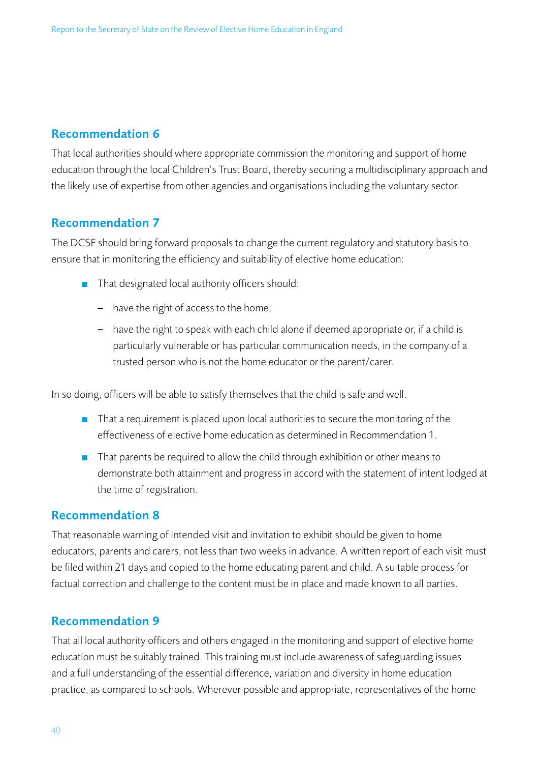## Recommendation 6

That local authorities should where appropriate commission the monitoring and support of home education through the local Children's Trust Board, thereby securing a multidisciplinary approach and the likely use of expertise from other agencies and organisations including the voluntary sector.

## Recommendation 7

The DCSF should bring forward proposals to change the current regulatory and statutory basis to ensure that in monitoring the efficiency and suitability of elective home education:

- That designated local authority officers should:
  - have the right of access to the home;
  - have the right to speak with each child alone if deemed appropriate or, if a child is particularly vulnerable or has particular communication needs, in the company of a trusted person who is not the home educator or the parent/carer.

In so doing, officers will be able to satisfy themselves that the child is safe and well.

- That a requirement is placed upon local authorities to secure the monitoring of the effectiveness of elective home education as determined in Recommendation 1.
- That parents be required to allow the child through exhibition or other means to demonstrate both attainment and progress in accord with the statement of intent lodged at the time of registration.

## Recommendation 8

That reasonable warning of intended visit and invitation to exhibit should be given to home educators, parents and carers, not less than two weeks in advance. A written report of each visit must be filed within 21 days and copied to the home educating parent and child. A suitable process for factual correction and challenge to the content must be in place and made known to all parties.

## Recommendation 9

That all local authority officers and others engaged in the monitoring and support of elective home education must be suitably trained. This training must include awareness of safeguarding issues and a full understanding of the essential difference, variation and diversity in home education practice, as compared to schools. Wherever possible and appropriate, representatives of the home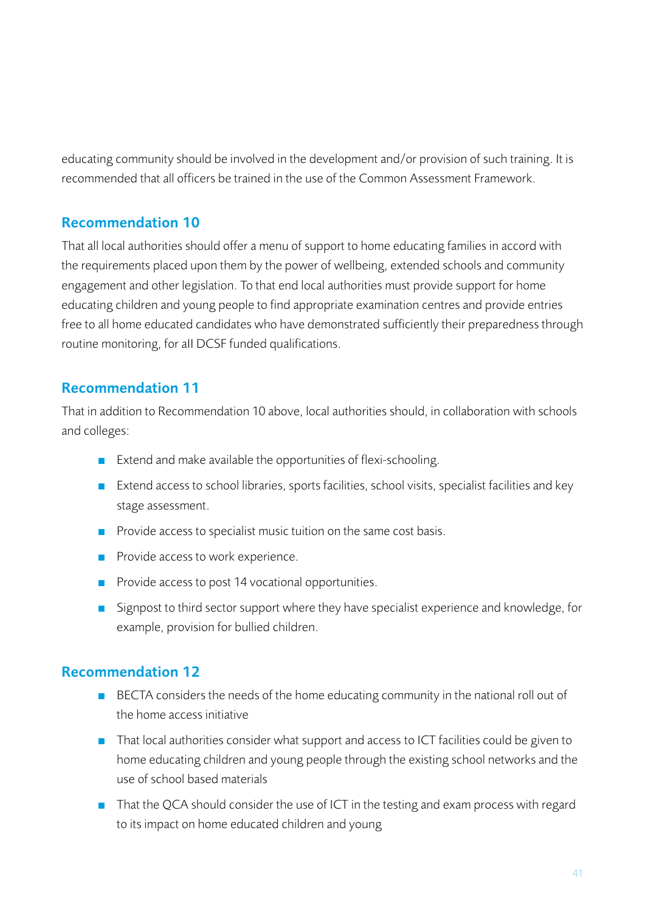educating community should be involved in the development and/or provision of such training. It is recommended that all officers be trained in the use of the Common Assessment Framework.

## Recommendation 10

That all local authorities should offer a menu of support to home educating families in accord with the requirements placed upon them by the power of wellbeing, extended schools and community engagement and other legislation. To that end local authorities must provide support for home educating children and young people to find appropriate examination centres and provide entries free to all home educated candidates who have demonstrated sufficiently their preparedness through routine monitoring, for all DCSF funded qualifications.

## Recommendation 11

That in addition to Recommendation 10 above, local authorities should, in collaboration with schools and colleges:

- Extend and make available the opportunities of flexi-schooling.
- Extend access to school libraries, sports facilities, school visits, specialist facilities and key stage assessment.
- Provide access to specialist music tuition on the same cost basis.
- Provide access to work experience.
- Provide access to post 14 vocational opportunities.
- Signpost to third sector support where they have specialist experience and knowledge, for example, provision for bullied children.

## Recommendation 12

- BECTA considers the needs of the home educating community in the national roll out of the home access initiative
- That local authorities consider what support and access to ICT facilities could be given to home educating children and young people through the existing school networks and the use of school based materials
- That the QCA should consider the use of ICT in the testing and exam process with regard to its impact on home educated children and young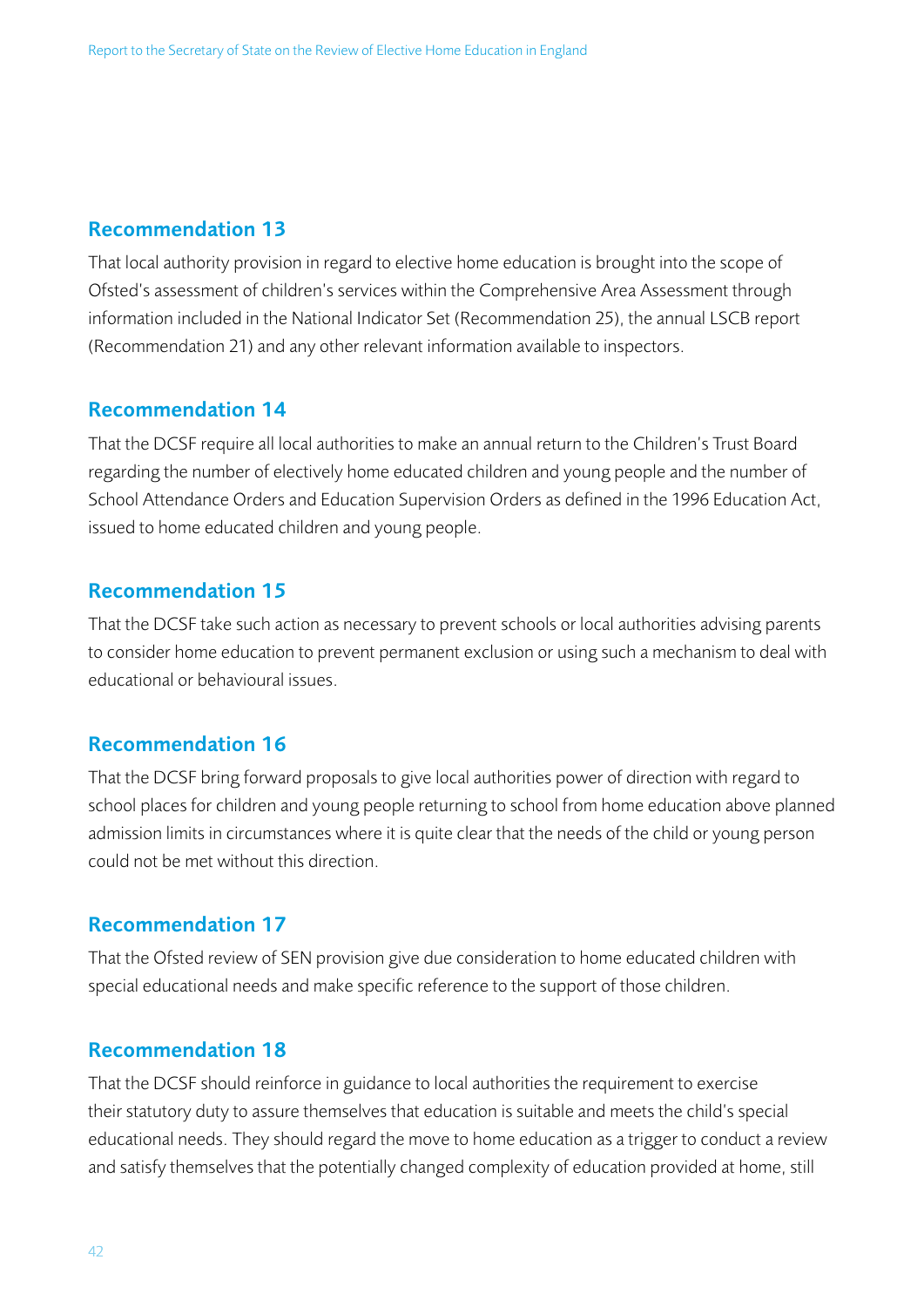## Recommendation 13

That local authority provision in regard to elective home education is brought into the scope of Ofsted's assessment of children's services within the Comprehensive Area Assessment through information included in the National Indicator Set (Recommendation 25), the annual LSCB report (Recommendation 21) and any other relevant information available to inspectors.

## Recommendation 14

That the DCSF require all local authorities to make an annual return to the Children's Trust Board regarding the number of electively home educated children and young people and the number of School Attendance Orders and Education Supervision Orders as defined in the 1996 Education Act, issued to home educated children and young people.

## Recommendation 15

That the DCSF take such action as necessary to prevent schools or local authorities advising parents to consider home education to prevent permanent exclusion or using such a mechanism to deal with educational or behavioural issues.

## Recommendation 16

That the DCSF bring forward proposals to give local authorities power of direction with regard to school places for children and young people returning to school from home education above planned admission limits in circumstances where it is quite clear that the needs of the child or young person could not be met without this direction.

## Recommendation 17

That the Ofsted review of SEN provision give due consideration to home educated children with special educational needs and make specific reference to the support of those children.

## Recommendation 18

That the DCSF should reinforce in guidance to local authorities the requirement to exercise their statutory duty to assure themselves that education is suitable and meets the child's special educational needs. They should regard the move to home education as a trigger to conduct a review and satisfy themselves that the potentially changed complexity of education provided at home, still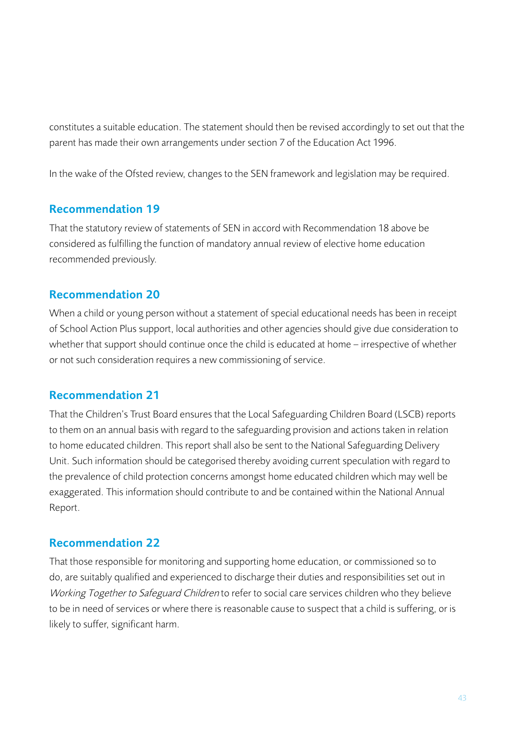constitutes a suitable education. The statement should then be revised accordingly to set out that the parent has made their own arrangements under section 7 of the Education Act 1996.

In the wake of the Ofsted review, changes to the SEN framework and legislation may be required.

## Recommendation 19

That the statutory review of statements of SEN in accord with Recommendation 18 above be considered as fulfilling the function of mandatory annual review of elective home education recommended previously.

## Recommendation 20

When a child or young person without a statement of special educational needs has been in receipt of School Action Plus support, local authorities and other agencies should give due consideration to whether that support should continue once the child is educated at home – irrespective of whether or not such consideration requires a new commissioning of service.

## Recommendation 21

That the Children's Trust Board ensures that the Local Safeguarding Children Board (LSCB) reports to them on an annual basis with regard to the safeguarding provision and actions taken in relation to home educated children. This report shall also be sent to the National Safeguarding Delivery Unit. Such information should be categorised thereby avoiding current speculation with regard to the prevalence of child protection concerns amongst home educated children which may well be exaggerated. This information should contribute to and be contained within the National Annual Report.

## Recommendation 22

That those responsible for monitoring and supporting home education, or commissioned so to do, are suitably qualified and experienced to discharge their duties and responsibilities set out in *Working Together to Safeguard Children* to refer to social care services children who they believe to be in need of services or where there is reasonable cause to suspect that a child is suffering, or is likely to suffer, significant harm.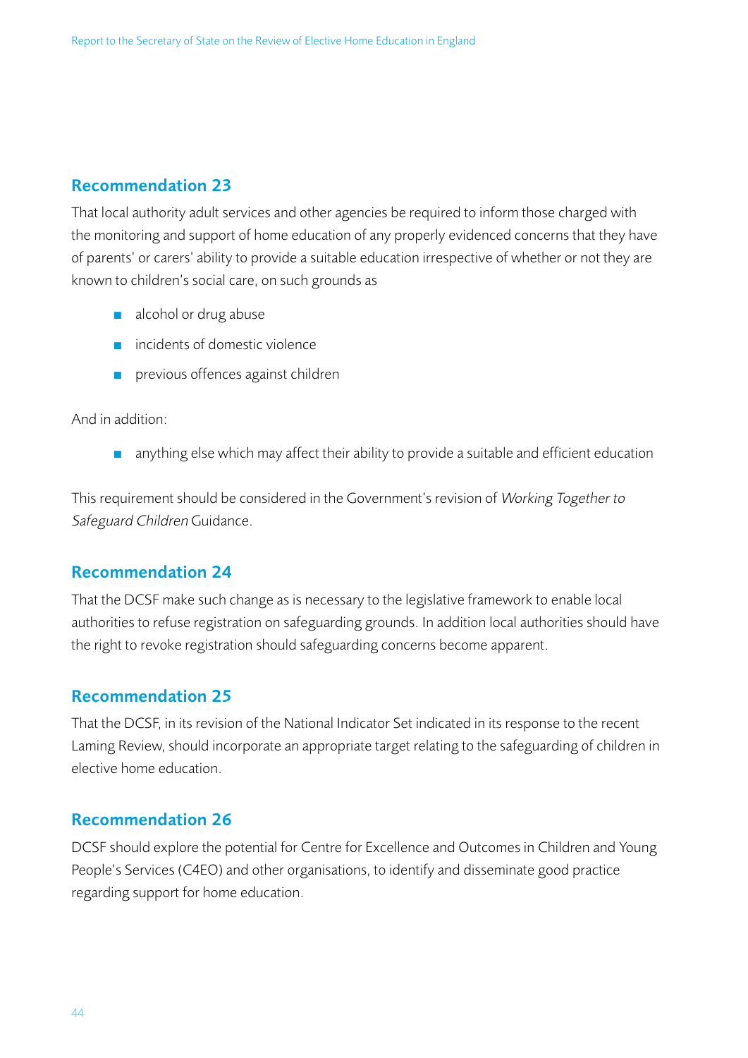## Recommendation 23

That local authority adult services and other agencies be required to inform those charged with the monitoring and support of home education of any properly evidenced concerns that they have of parents' or carers' ability to provide a suitable education irrespective of whether or not they are known to children's social care, on such grounds as

- alcohol or drug abuse
- incidents of domestic violence
- previous offences against children

And in addition:

- anything else which may affect their ability to provide a suitable and efficient education

This requirement should be considered in the Government's revision of *Working Together to Safeguard Children* Guidance.

## Recommendation 24

That the DCSF make such change as is necessary to the legislative framework to enable local authorities to refuse registration on safeguarding grounds. In addition local authorities should have the right to revoke registration should safeguarding concerns become apparent.

## Recommendation 25

That the DCSF, in its revision of the National Indicator Set indicated in its response to the recent Laming Review, should incorporate an appropriate target relating to the safeguarding of children in elective home education.

## Recommendation 26

DCSF should explore the potential for Centre for Excellence and Outcomes in Children and Young People's Services (C4EO) and other organisations, to identify and disseminate good practice regarding support for home education.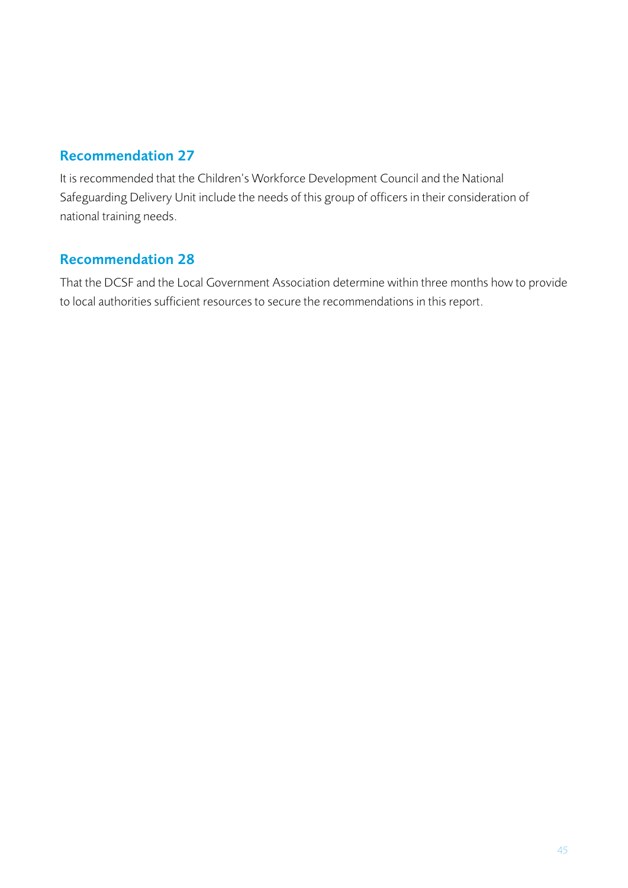## Recommendation 27

It is recommended that the Children's Workforce Development Council and the National Safeguarding Delivery Unit include the needs of this group of officers in their consideration of national training needs.

## Recommendation 28

That the DCSF and the Local Government Association determine within three months how to provide to local authorities sufficient resources to secure the recommendations in this report.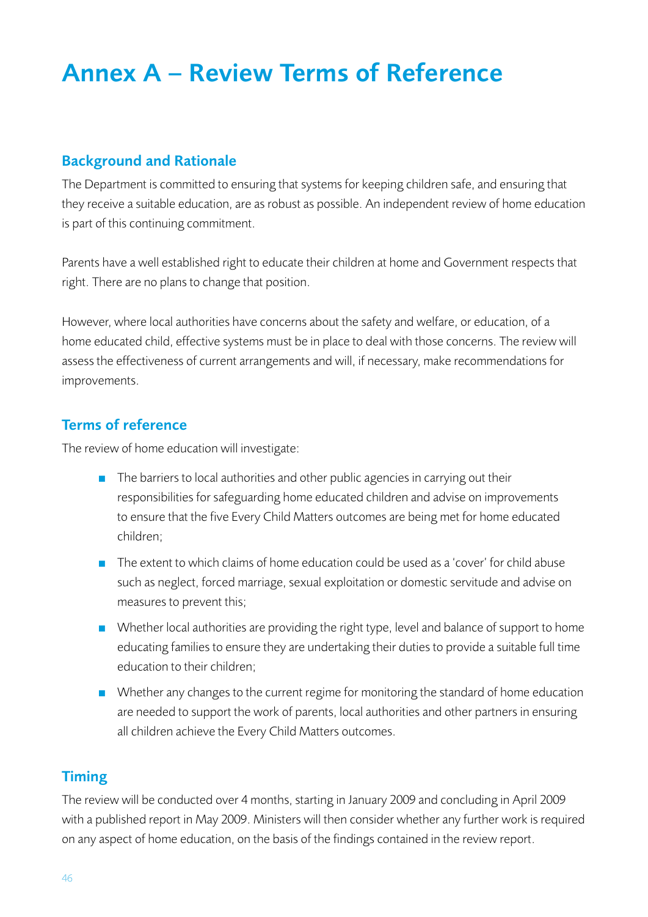# Annex A – Review Terms of Reference

## Background and Rationale

The Department is committed to ensuring that systems for keeping children safe, and ensuring that they receive a suitable education, are as robust as possible. An independent review of home education is part of this continuing commitment.

Parents have a well established right to educate their children at home and Government respects that right. There are no plans to change that position.

However, where local authorities have concerns about the safety and welfare, or education, of a home educated child, effective systems must be in place to deal with those concerns. The review will assess the effectiveness of current arrangements and will, if necessary, make recommendations for improvements.

## Terms of reference

The review of home education will investigate:

- The barriers to local authorities and other public agencies in carrying out their responsibilities for safeguarding home educated children and advise on improvements to ensure that the five Every Child Matters outcomes are being met for home educated children;
- The extent to which claims of home education could be used as a 'cover' for child abuse such as neglect, forced marriage, sexual exploitation or domestic servitude and advise on measures to prevent this;
- Whether local authorities are providing the right type, level and balance of support to home educating families to ensure they are undertaking their duties to provide a suitable full time education to their children;
- Whether any changes to the current regime for monitoring the standard of home education are needed to support the work of parents, local authorities and other partners in ensuring all children achieve the Every Child Matters outcomes.

## Timing

The review will be conducted over 4 months, starting in January 2009 and concluding in April 2009 with a published report in May 2009. Ministers will then consider whether any further work is required on any aspect of home education, on the basis of the findings contained in the review report.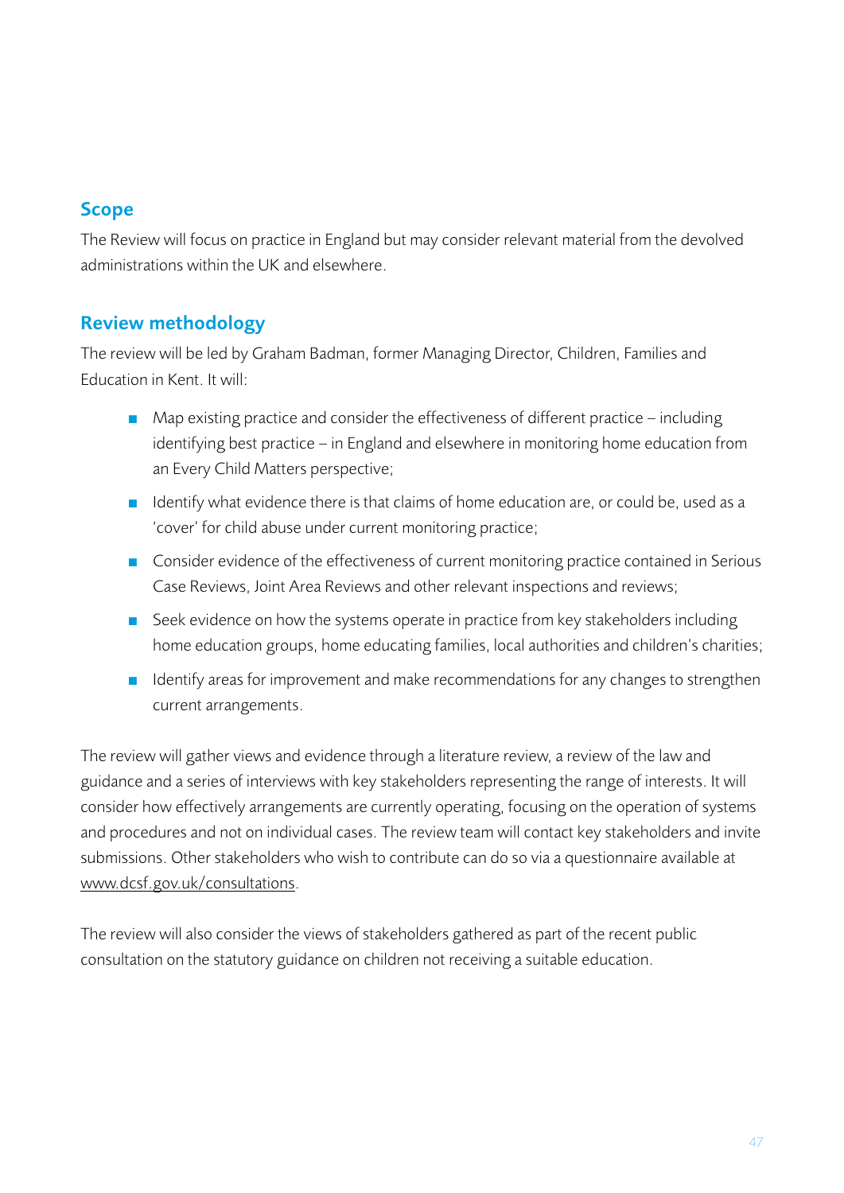## Scope

The Review will focus on practice in England but may consider relevant material from the devolved administrations within the UK and elsewhere.

## Review methodology

The review will be led by Graham Badman, former Managing Director, Children, Families and Education in Kent. It will:

- Map existing practice and consider the effectiveness of different practice – including identifying best practice – in England and elsewhere in monitoring home education from an Every Child Matters perspective;
- Identify what evidence there is that claims of home education are, or could be, used as a 'cover' for child abuse under current monitoring practice;
- Consider evidence of the effectiveness of current monitoring practice contained in Serious Case Reviews, Joint Area Reviews and other relevant inspections and reviews;
- Seek evidence on how the systems operate in practice from key stakeholders including home education groups, home educating families, local authorities and children's charities;
- Identify areas for improvement and make recommendations for any changes to strengthen current arrangements.

The review will gather views and evidence through a literature review, a review of the law and guidance and a series of interviews with key stakeholders representing the range of interests. It will consider how effectively arrangements are currently operating, focusing on the operation of systems and procedures and not on individual cases. The review team will contact key stakeholders and invite submissions. Other stakeholders who wish to contribute can do so via a questionnaire available at www.dcsf.gov.uk/consultations.

The review will also consider the views of stakeholders gathered as part of the recent public consultation on the statutory guidance on children not receiving a suitable education.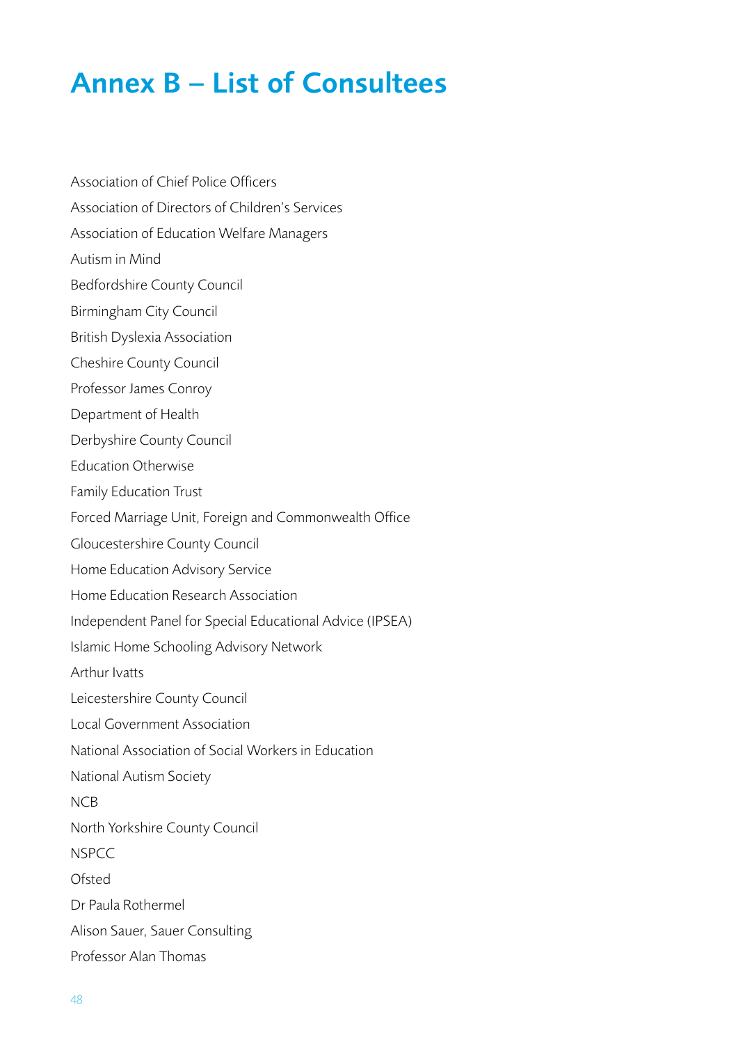# Annex B – List of Consultees

Association of Chief Police Officers

Association of Directors of Children's Services

Association of Education Welfare Managers

Autism in Mind

Bedfordshire County Council

Birmingham City Council

British Dyslexia Association

Cheshire County Council

Professor James Conroy

Department of Health

Derbyshire County Council

Education Otherwise

Family Education Trust

Forced Marriage Unit, Foreign and Commonwealth Office

Gloucestershire County Council

Home Education Advisory Service

Home Education Research Association

Independent Panel for Special Educational Advice (IPSEA)

Islamic Home Schooling Advisory Network

Arthur Ivatts

Leicestershire County Council

Local Government Association

National Association of Social Workers in Education

National Autism Society

NCB

North Yorkshire County Council

NSPCC

Ofsted

Dr Paula Rothermel

Alison Sauer, Sauer Consulting

Professor Alan Thomas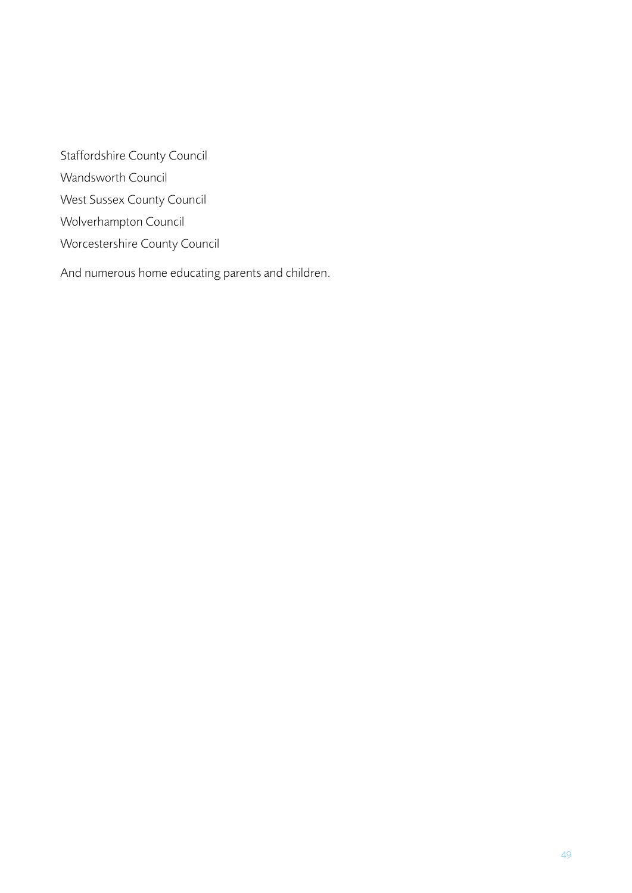Staffordshire County Council

Wandsworth Council

West Sussex County Council

Wolverhampton Council

Worcestershire County Council

And numerous home educating parents and children.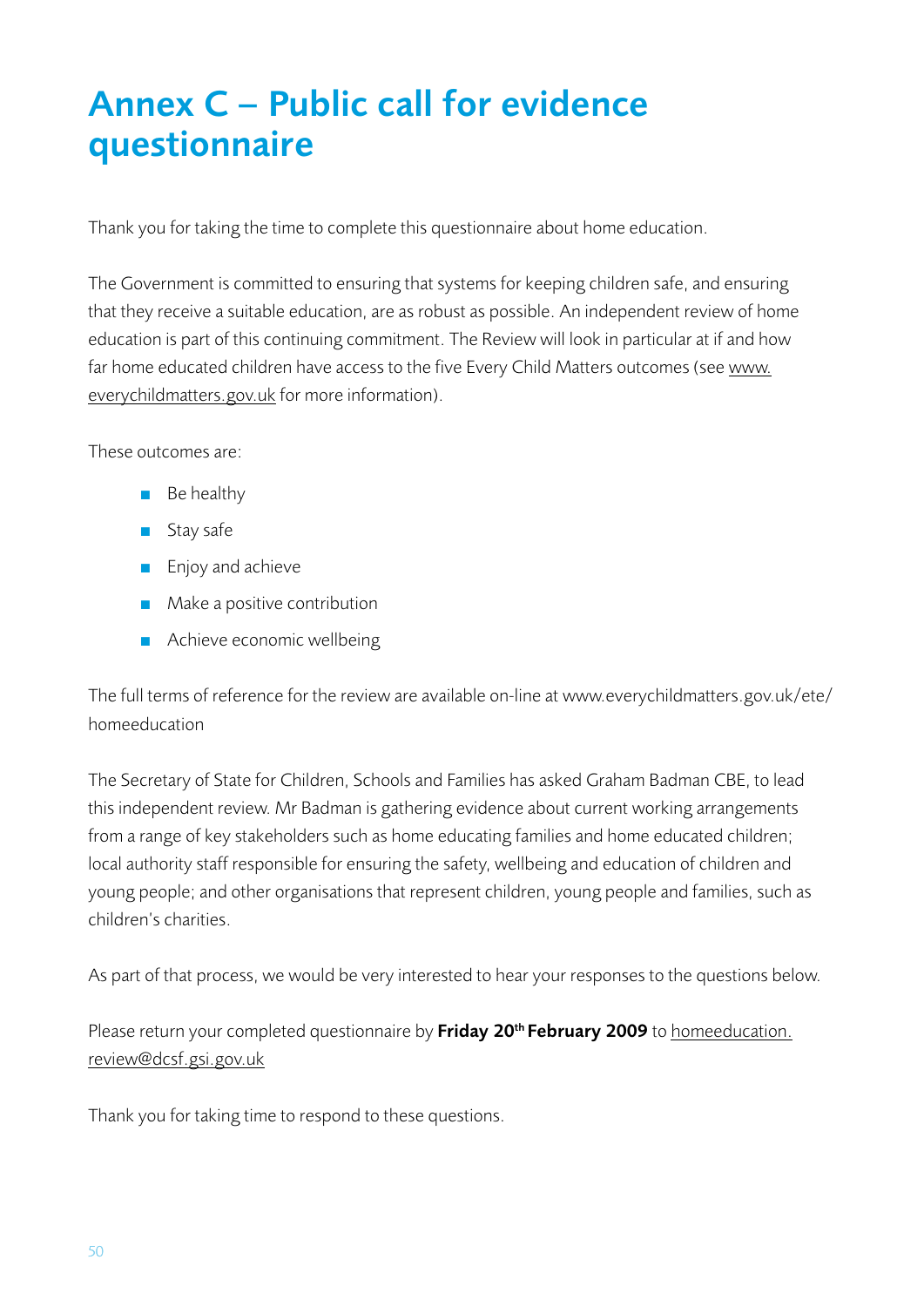# Annex C – Public call for evidence questionnaire

Thank you for taking the time to complete this questionnaire about home education.

The Government is committed to ensuring that systems for keeping children safe, and ensuring that they receive a suitable education, are as robust as possible. An independent review of home education is part of this continuing commitment. The Review will look in particular at if and how far home educated children have access to the five Every Child Matters outcomes (see www.everychildmatters.gov.uk for more information).

These outcomes are:

- Be healthy
- Stay safe
- Enjoy and achieve
- Make a positive contribution
- Achieve economic wellbeing

The full terms of reference for the review are available on-line at www.everychildmatters.gov.uk/ete/homeeducation

The Secretary of State for Children, Schools and Families has asked Graham Badman CBE, to lead this independent review. Mr Badman is gathering evidence about current working arrangements from a range of key stakeholders such as home educating families and home educated children; local authority staff responsible for ensuring the safety, wellbeing and education of children and young people; and other organisations that represent children, young people and families, such as children's charities.

As part of that process, we would be very interested to hear your responses to the questions below.

Please return your completed questionnaire by **Friday 20th February 2009** to homeeducation.review@dcsf.gsi.gov.uk

Thank you for taking time to respond to these questions.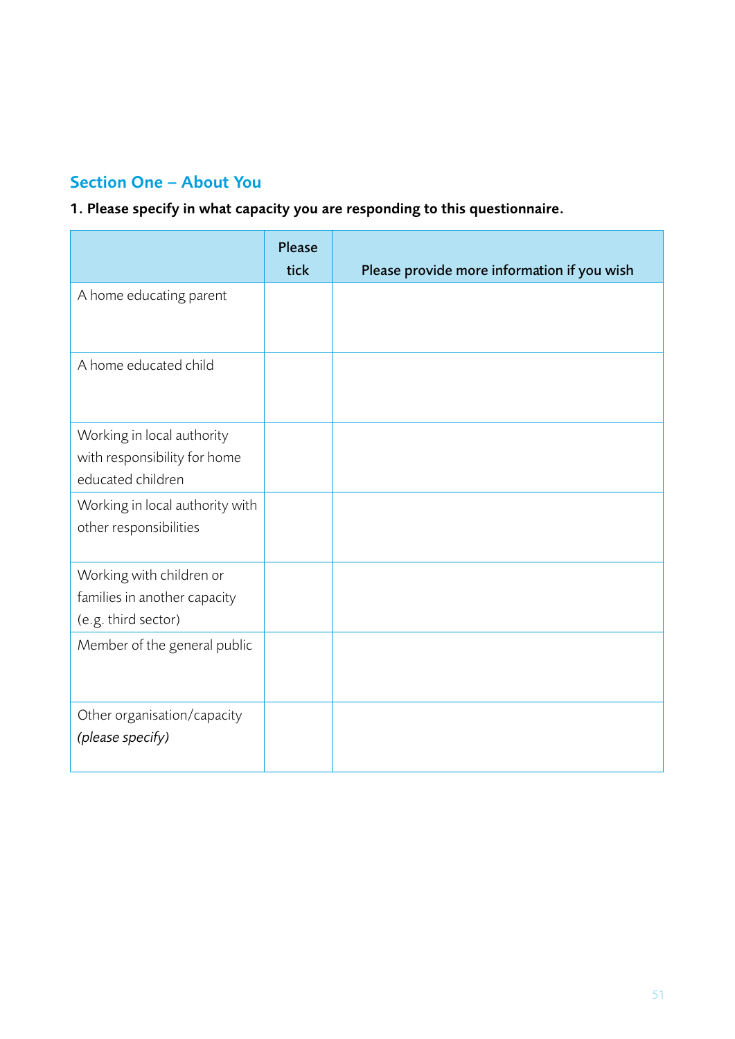## Section One – About You

**1. Please specify in what capacity you are responding to this questionnaire.**

| | Please tick | Please provide more information if you wish |
|---|---|---|
| A home educating parent | | |
| A home educated child | | |
| Working in local authority with responsibility for home educated children | | |
| Working in local authority with other responsibilities | | |
| Working with children or families in another capacity (e.g. third sector) | | |
| Member of the general public | | |
| Other organisation/capacity *(please specify)* | | |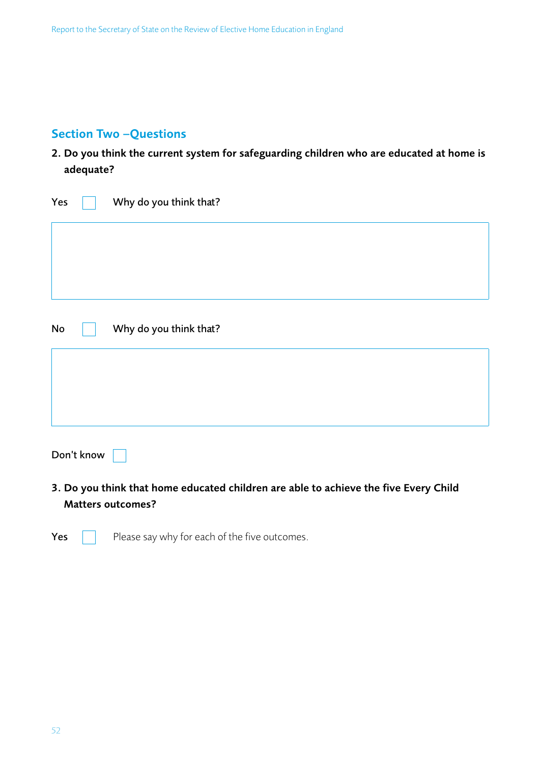## Section Two –Questions

**2. Do you think the current system for safeguarding children who are educated at home is adequate?**

Yes ☐ Why do you think that?

No ☐ Why do you think that?

Don't know ☐

**3. Do you think that home educated children are able to achieve the five Every Child Matters outcomes?**

Yes ☐ Please say why for each of the five outcomes.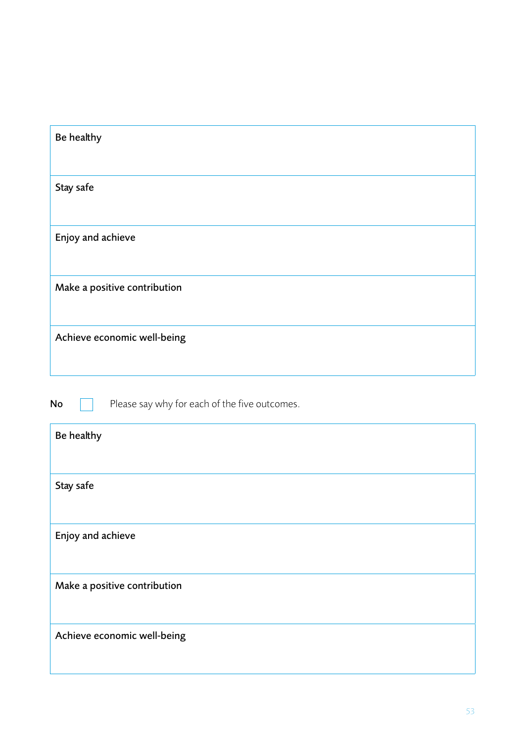| |
|---|
| Be healthy |
| Stay safe |
| Enjoy and achieve |
| Make a positive contribution |
| Achieve economic well-being |

No ☐ Please say why for each of the five outcomes.

| |
|---|
| Be healthy |
| Stay safe |
| Enjoy and achieve |
| Make a positive contribution |
| Achieve economic well-being |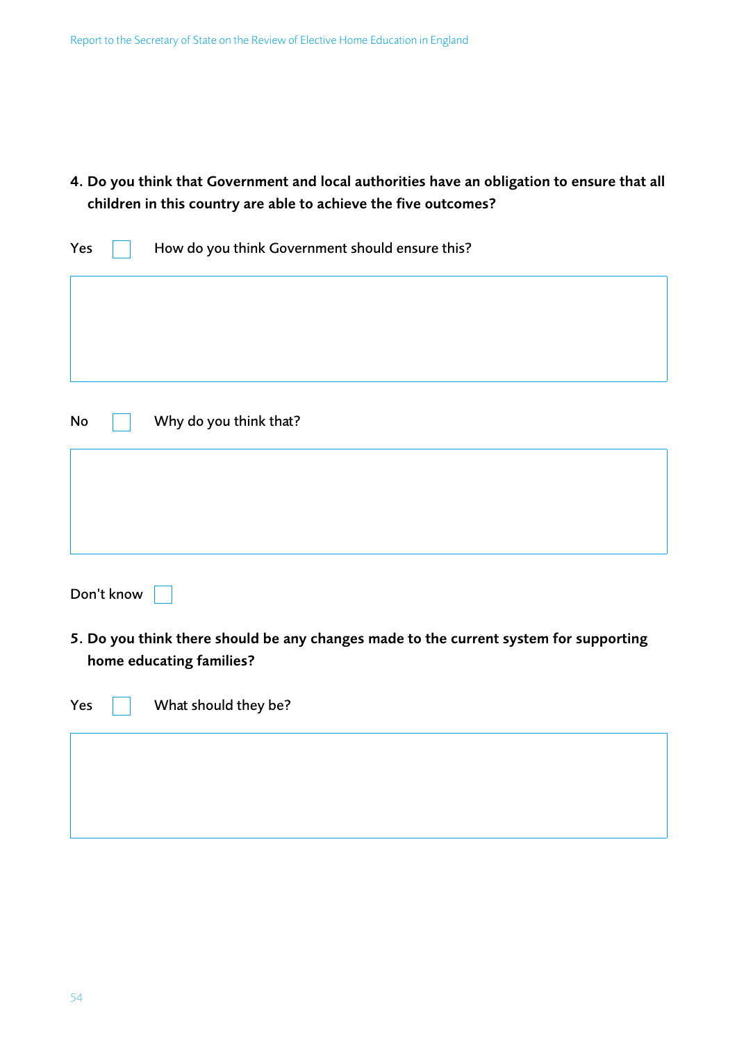**4. Do you think that Government and local authorities have an obligation to ensure that all children in this country are able to achieve the five outcomes?**

Yes ☐ How do you think Government should ensure this?

| |
|---|
| |

No ☐ Why do you think that?

| |
|---|
| |

Don't know ☐

**5. Do you think there should be any changes made to the current system for supporting home educating families?**

Yes ☐ What should they be?

| |
|---|
| |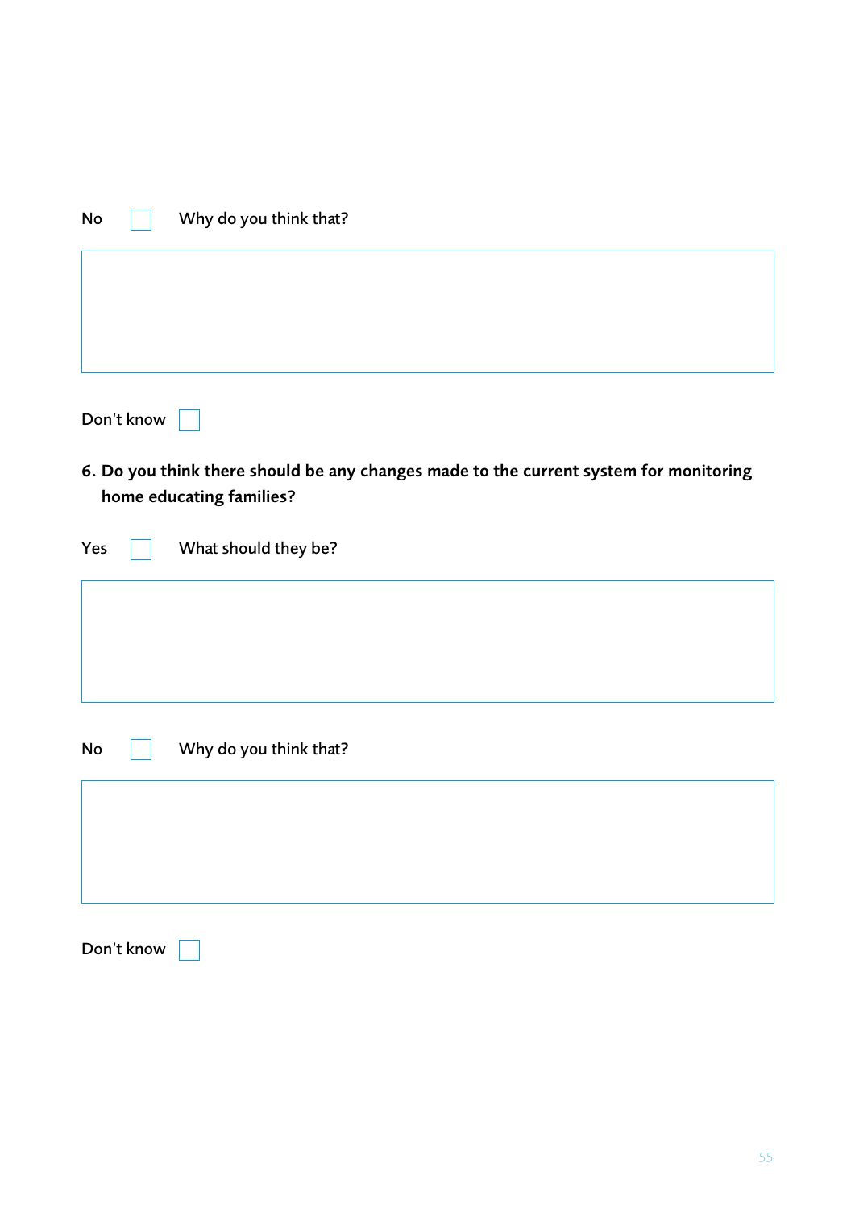No ☐ Why do you think that?

Don't know ☐

**6. Do you think there should be any changes made to the current system for monitoring home educating families?**

Yes ☐ What should they be?

No ☐ Why do you think that?

Don't know ☐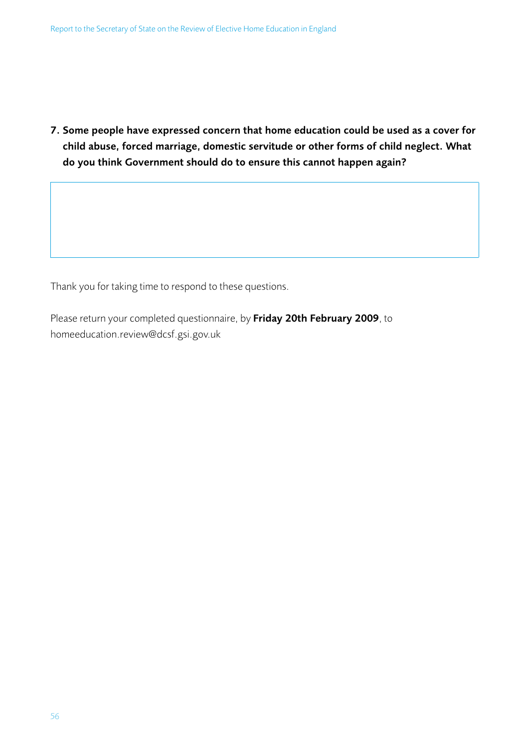**7. Some people have expressed concern that home education could be used as a cover for child abuse, forced marriage, domestic servitude or other forms of child neglect. What do you think Government should do to ensure this cannot happen again?**

Thank you for taking time to respond to these questions.

Please return your completed questionnaire, by **Friday 20th February 2009**, to homeeducation.review@dcsf.gsi.gov.uk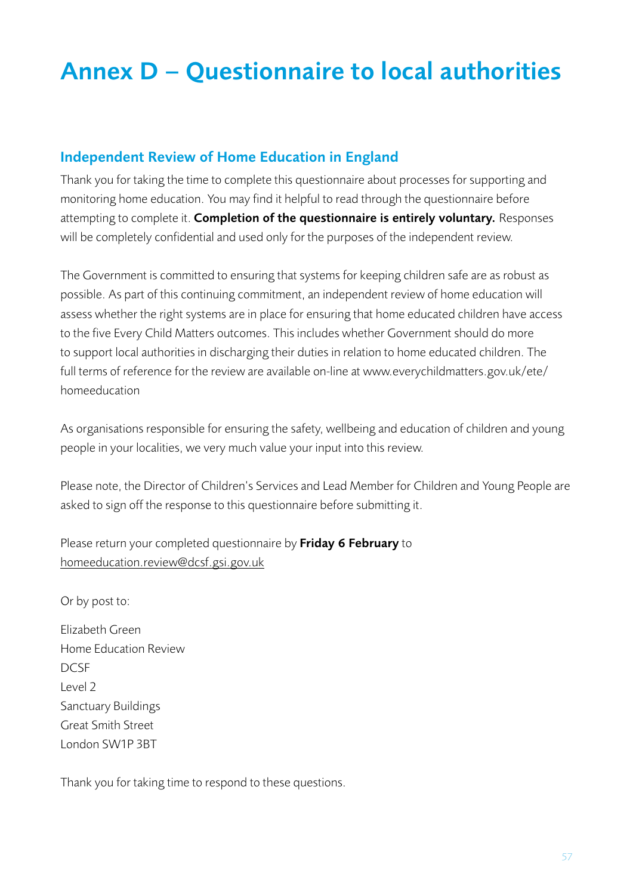# Annex D – Questionnaire to local authorities

## Independent Review of Home Education in England

Thank you for taking the time to complete this questionnaire about processes for supporting and monitoring home education. You may find it helpful to read through the questionnaire before attempting to complete it. **Completion of the questionnaire is entirely voluntary.** Responses will be completely confidential and used only for the purposes of the independent review.

The Government is committed to ensuring that systems for keeping children safe are as robust as possible. As part of this continuing commitment, an independent review of home education will assess whether the right systems are in place for ensuring that home educated children have access to the five Every Child Matters outcomes. This includes whether Government should do more to support local authorities in discharging their duties in relation to home educated children. The full terms of reference for the review are available on-line at www.everychildmatters.gov.uk/ete/homeeducation

As organisations responsible for ensuring the safety, wellbeing and education of children and young people in your localities, we very much value your input into this review.

Please note, the Director of Children's Services and Lead Member for Children and Young People are asked to sign off the response to this questionnaire before submitting it.

Please return your completed questionnaire by **Friday 6 February** to homeeducation.review@dcsf.gsi.gov.uk

Or by post to:

Elizabeth Green
Home Education Review
DCSF
Level 2
Sanctuary Buildings
Great Smith Street
London SW1P 3BT

Thank you for taking time to respond to these questions.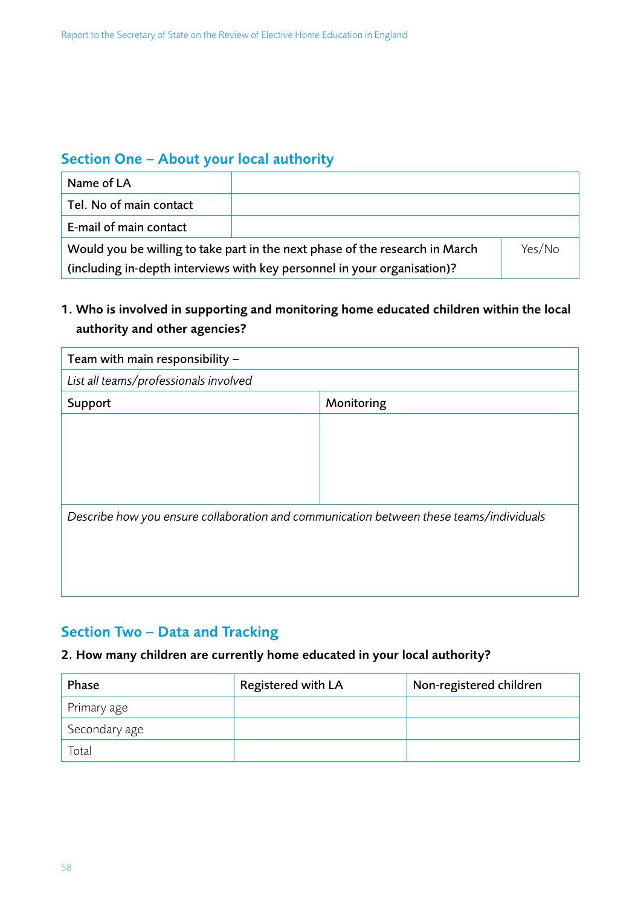## Section One – About your local authority

| | | |
|---|---|---|
| Name of LA | | |
| Tel. No of main contact | | |
| E-mail of main contact | | |
| Would you be willing to take part in the next phase of the research in March (including in-depth interviews with key personnel in your organisation)? | | Yes/No |

**1. Who is involved in supporting and monitoring home educated children within the local authority and other agencies?**

| | |
|---|---|
| Team with main responsibility – | |
| *List all teams/professionals involved* | |
| Support | Monitoring |
| | |
| *Describe how you ensure collaboration and communication between these teams/individuals* | |

## Section Two – Data and Tracking

**2. How many children are currently home educated in your local authority?**

| Phase | Registered with LA | Non-registered children |
|---|---|---|
| Primary age | | |
| Secondary age | | |
| Total | | |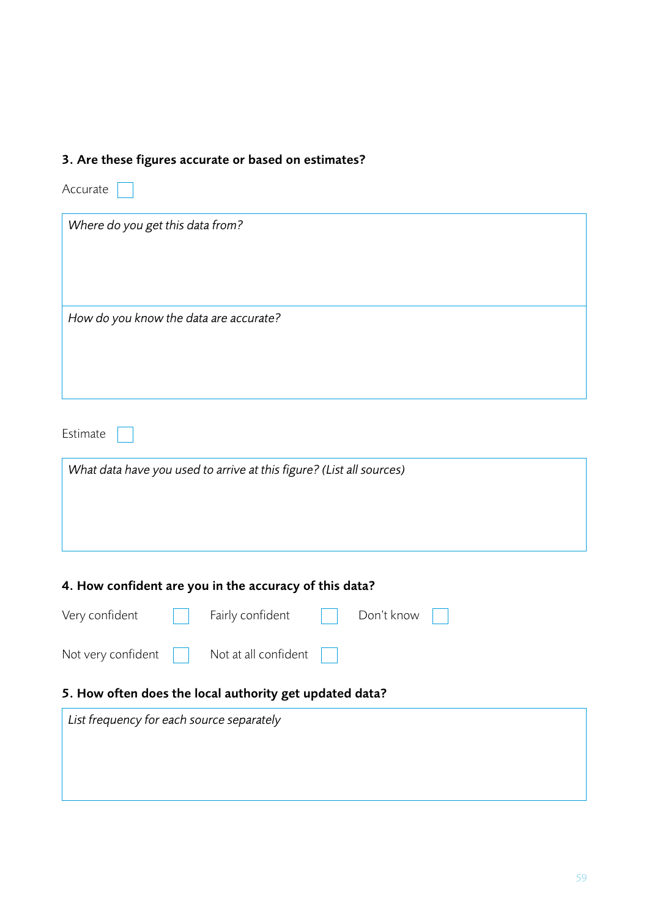### 3. Are these figures accurate or based on estimates?

Accurate ☐

*Where do you get this data from?*

*How do you know the data are accurate?*

Estimate ☐

*What data have you used to arrive at this figure? (List all sources)*

### 4. How confident are you in the accuracy of this data?

Very confident ☐ Fairly confident ☐ Don't know ☐

Not very confident ☐ Not at all confident ☐

### 5. How often does the local authority get updated data?

*List frequency for each source separately*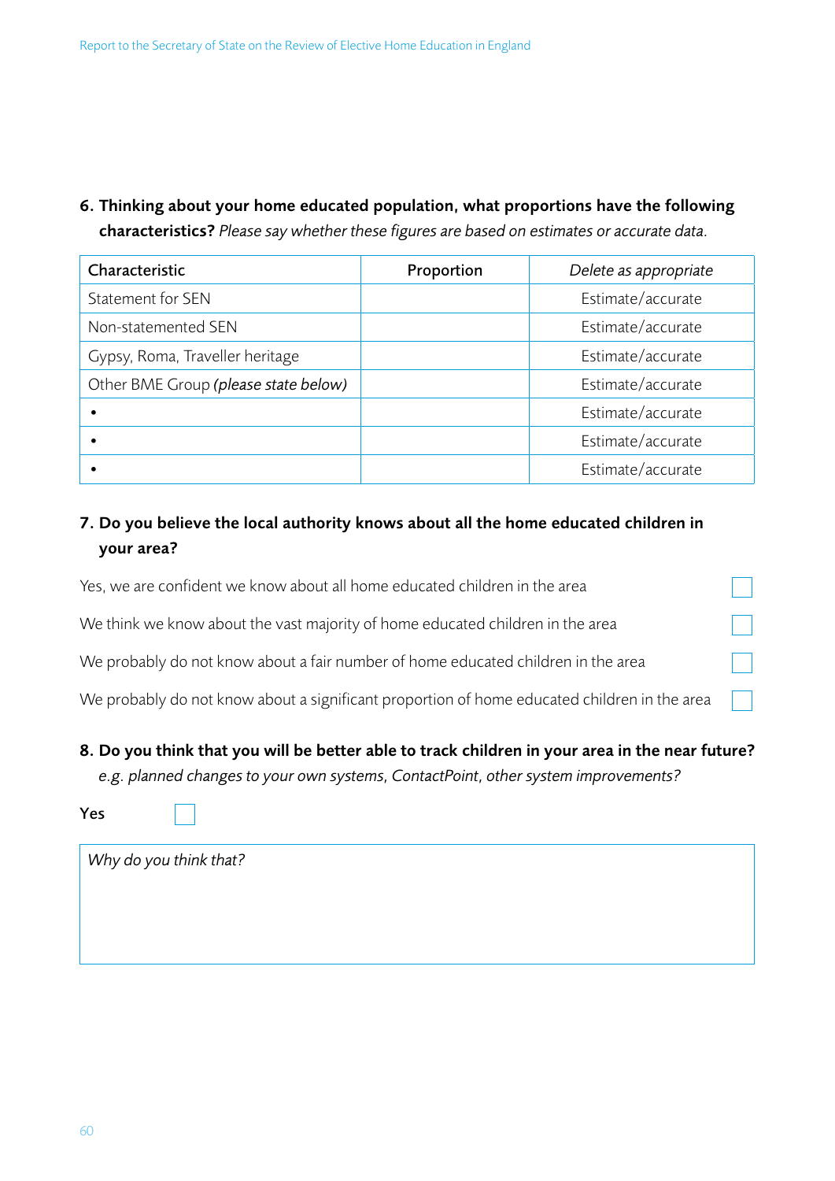**6. Thinking about your home educated population, what proportions have the following characteristics?** *Please say whether these figures are based on estimates or accurate data.*

| Characteristic | Proportion | *Delete as appropriate* |
|---|---|---|
| Statement for SEN | | Estimate/accurate |
| Non-statemented SEN | | Estimate/accurate |
| Gypsy, Roma, Traveller heritage | | Estimate/accurate |
| Other BME Group *(please state below)* | | Estimate/accurate |
| • | | Estimate/accurate |
| • | | Estimate/accurate |
| • | | Estimate/accurate |

**7. Do you believe the local authority knows about all the home educated children in your area?**

Yes, we are confident we know about all home educated children in the area ☐

We think we know about the vast majority of home educated children in the area ☐

We probably do not know about a fair number of home educated children in the area ☐

We probably do not know about a significant proportion of home educated children in the area ☐

**8. Do you think that you will be better able to track children in your area in the near future?**
*e.g. planned changes to your own systems, ContactPoint, other system improvements?*

**Yes** ☐

*Why do you think that?*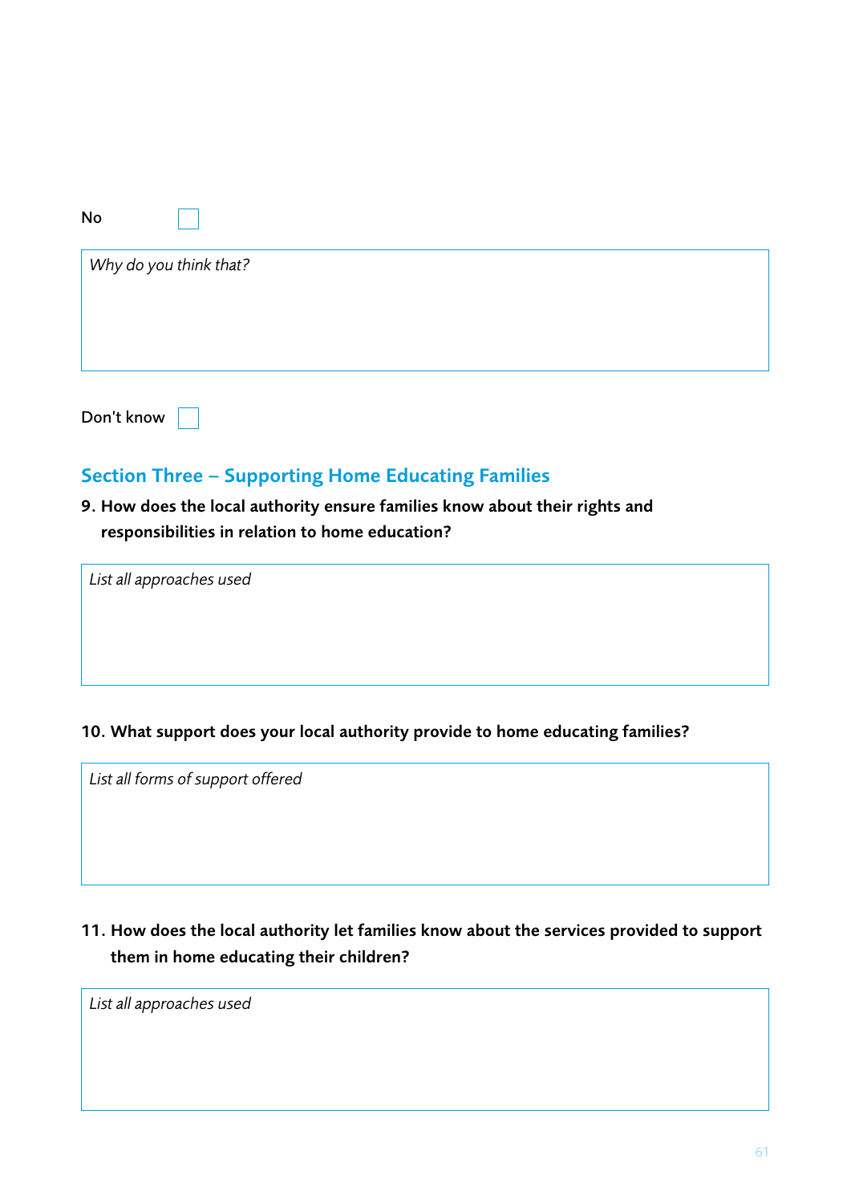No ☐

*Why do you think that?*

Don't know ☐

## Section Three – Supporting Home Educating Families

**9. How does the local authority ensure families know about their rights and responsibilities in relation to home education?**

*List all approaches used*

**10. What support does your local authority provide to home educating families?**

*List all forms of support offered*

**11. How does the local authority let families know about the services provided to support them in home educating their children?**

*List all approaches used*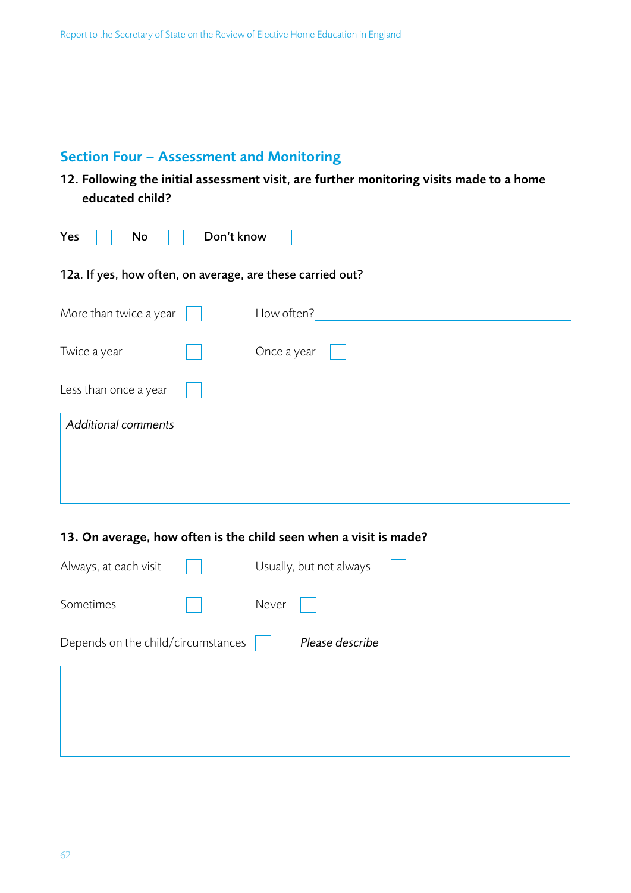## Section Four – Assessment and Monitoring

**12. Following the initial assessment visit, are further monitoring visits made to a home educated child?**

Yes ☐ No ☐ Don't know ☐

12a. If yes, how often, on average, are these carried out?

More than twice a year ☐ How often? ______________________

Twice a year ☐ Once a year ☐

Less than once a year ☐

*Additional comments*

**13. On average, how often is the child seen when a visit is made?**

Always, at each visit ☐ Usually, but not always ☐

Sometimes ☐ Never ☐

Depends on the child/circumstances ☐ *Please describe*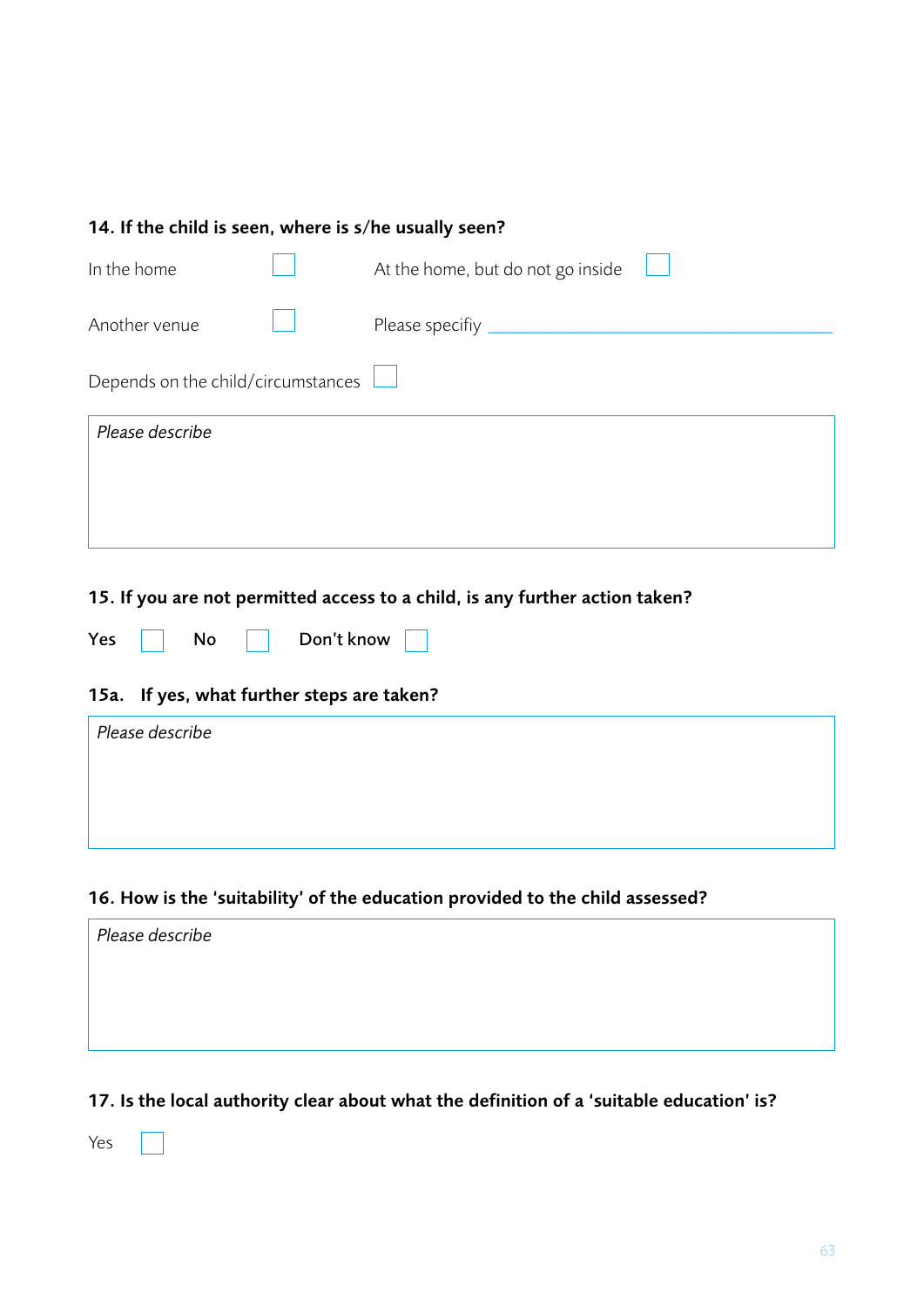**14. If the child is seen, where is s/he usually seen?**

In the home ☐ At the home, but do not go inside ☐

Another venue ☐ Please specifiy ____________________

Depends on the child/circumstances ☐

*Please describe*

**15. If you are not permitted access to a child, is any further action taken?**

Yes ☐ No ☐ Don't know ☐

**15a. If yes, what further steps are taken?**

*Please describe*

**16. How is the 'suitability' of the education provided to the child assessed?**

*Please describe*

**17. Is the local authority clear about what the definition of a 'suitable education' is?**

Yes ☐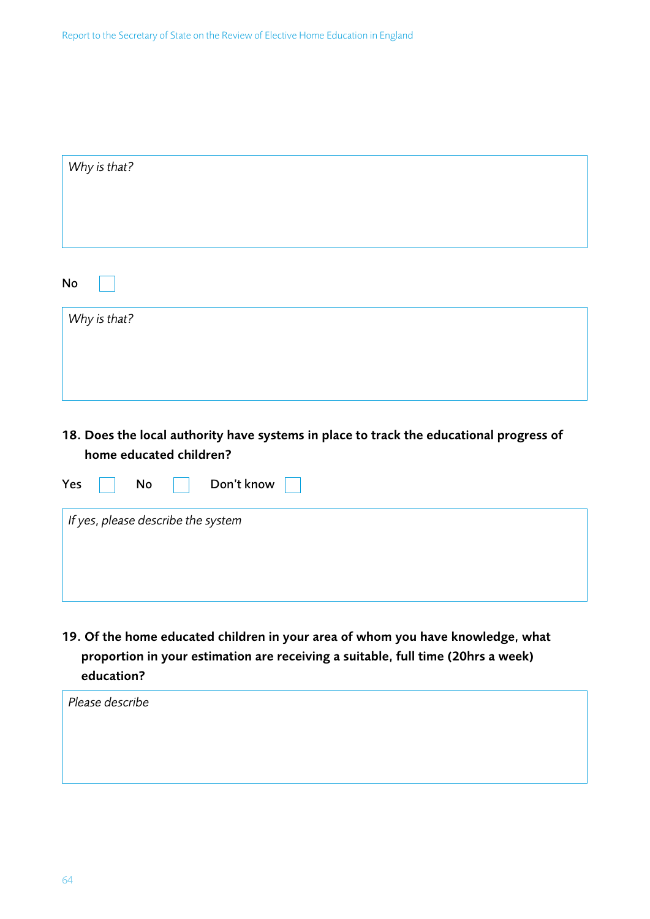*Why is that?*

No ☐

*Why is that?*

**18. Does the local authority have systems in place to track the educational progress of home educated children?**

Yes ☐ No ☐ Don't know ☐

*If yes, please describe the system*

**19. Of the home educated children in your area of whom you have knowledge, what proportion in your estimation are receiving a suitable, full time (20hrs a week) education?**

*Please describe*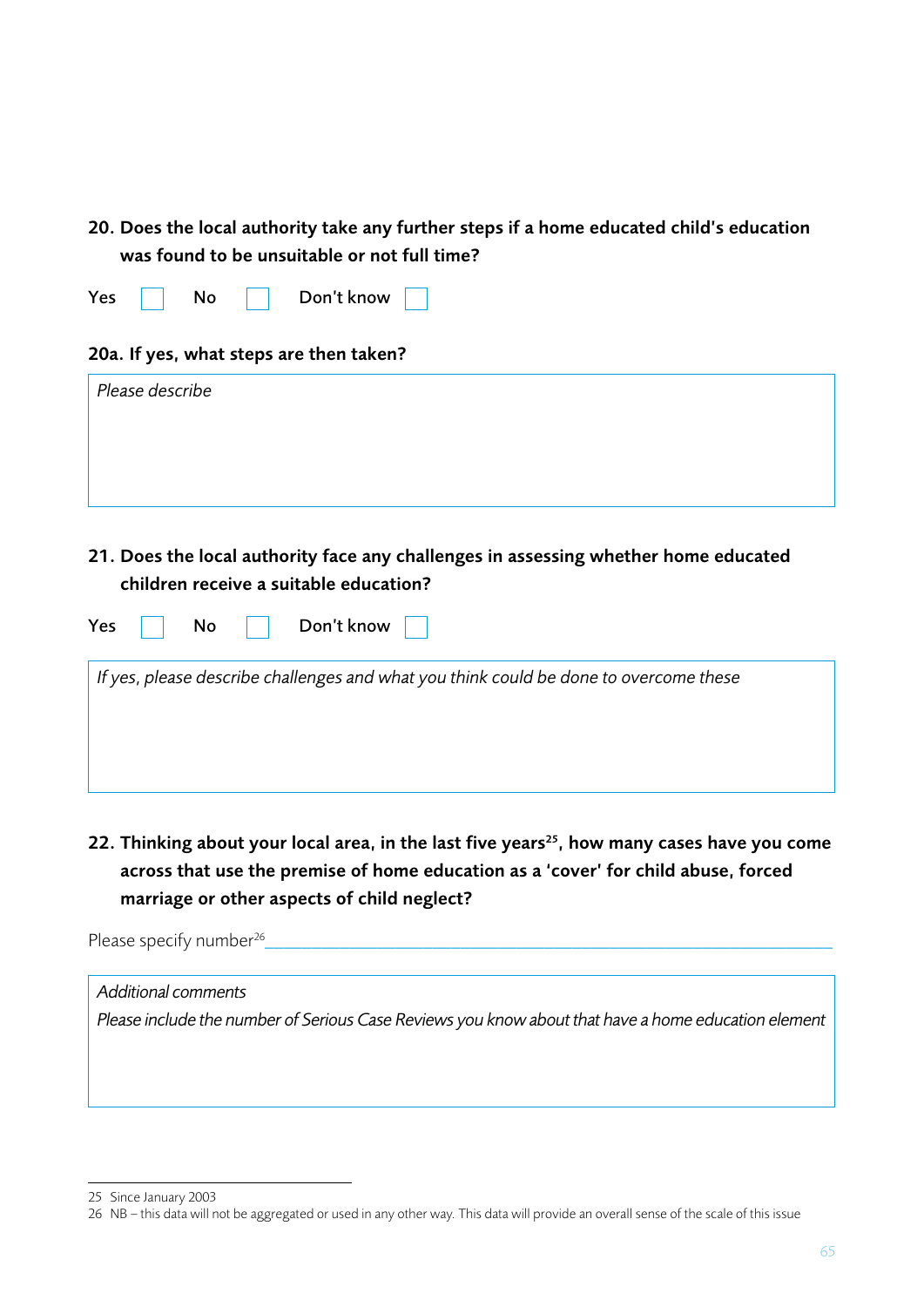**20. Does the local authority take any further steps if a home educated child's education was found to be unsuitable or not full time?**

Yes ☐ No ☐ Don't know ☐

**20a. If yes, what steps are then taken?**

| |
|---|
| *Please describe* |

**21. Does the local authority face any challenges in assessing whether home educated children receive a suitable education?**

Yes ☐ No ☐ Don't know ☐

| |
|---|
| *If yes, please describe challenges and what you think could be done to overcome these* |

**22. Thinking about your local area, in the last five years[25], how many cases have you come across that use the premise of home education as a 'cover' for child abuse, forced marriage or other aspects of child neglect?**

Please specify number[26] ____________________

| |
|---|
| *Additional comments*<br>*Please include the number of Serious Case Reviews you know about that have a home education element* |

---

25 Since January 2003

26 NB – this data will not be aggregated or used in any other way. This data will provide an overall sense of the scale of this issue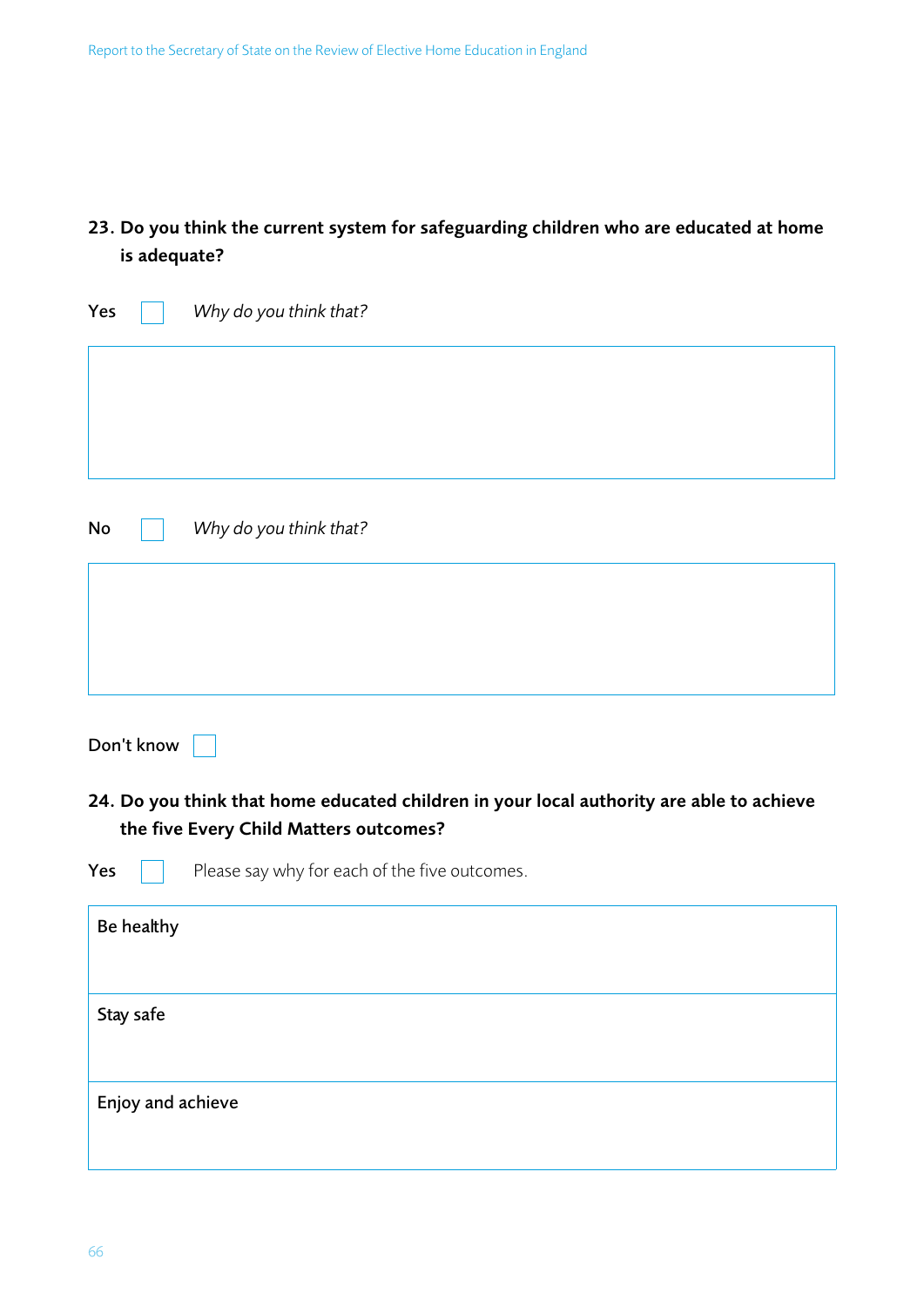**23. Do you think the current system for safeguarding children who are educated at home is adequate?**

Yes ☐ *Why do you think that?*

No ☐ *Why do you think that?*

Don't know ☐

**24. Do you think that home educated children in your local authority are able to achieve the five Every Child Matters outcomes?**

Yes ☐ Please say why for each of the five outcomes.

| |
|---|
| Be healthy |
| Stay safe |
| Enjoy and achieve |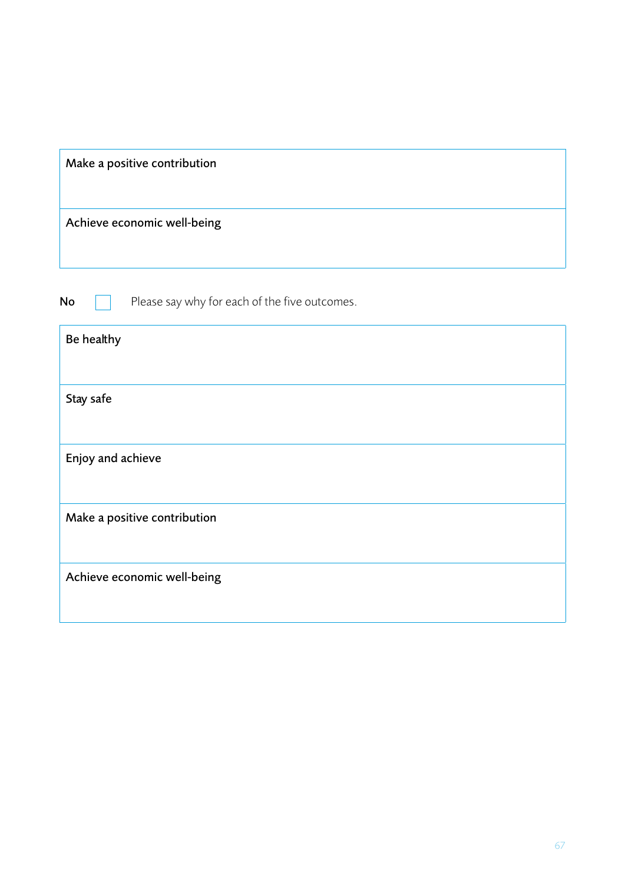| |
|---|
| Make a positive contribution |
| Achieve economic well-being |

No ☐ Please say why for each of the five outcomes.

| |
|---|
| Be healthy |
| Stay safe |
| Enjoy and achieve |
| Make a positive contribution |
| Achieve economic well-being |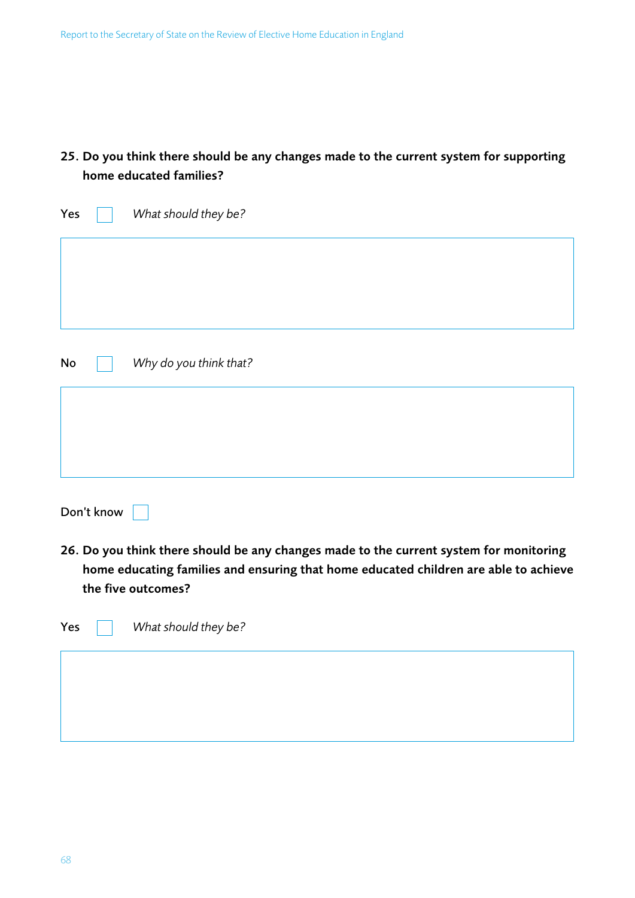**25. Do you think there should be any changes made to the current system for supporting home educated families?**

Yes ☐ *What should they be?*

No ☐ *Why do you think that?*

Don't know ☐

**26. Do you think there should be any changes made to the current system for monitoring home educating families and ensuring that home educated children are able to achieve the five outcomes?**

Yes ☐ *What should they be?*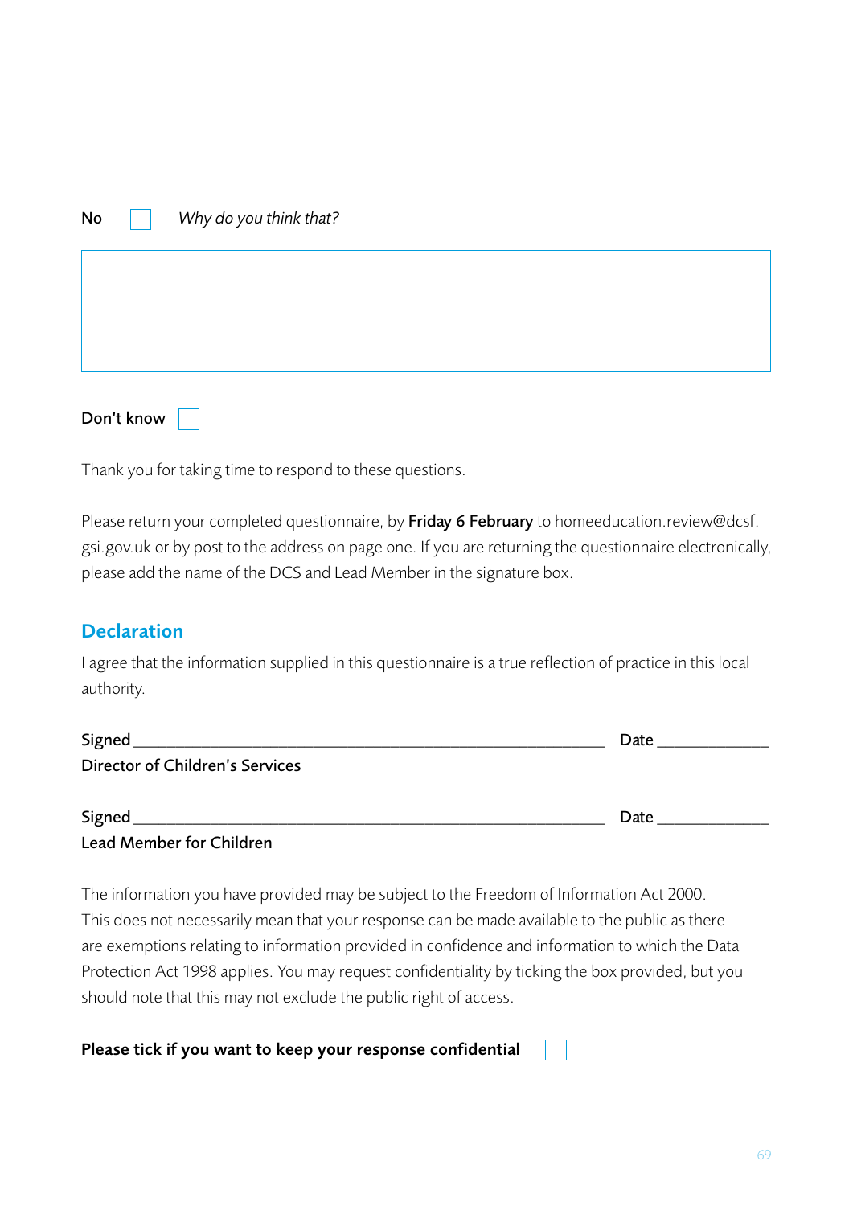No ☐ *Why do you think that?*

Don't know ☐

Thank you for taking time to respond to these questions.

Please return your completed questionnaire, by **Friday 6 February** to homeeducation.review@dcsf.gsi.gov.uk or by post to the address on page one. If you are returning the questionnaire electronically, please add the name of the DCS and Lead Member in the signature box.

## Declaration

I agree that the information supplied in this questionnaire is a true reflection of practice in this local authority.

Signed ____________________________________________ Date ____________
Director of Children's Services

Signed ____________________________________________ Date ____________
Lead Member for Children

The information you have provided may be subject to the Freedom of Information Act 2000. This does not necessarily mean that your response can be made available to the public as there are exemptions relating to information provided in confidence and information to which the Data Protection Act 1998 applies. You may request confidentiality by ticking the box provided, but you should note that this may not exclude the public right of access.

**Please tick if you want to keep your response confidential** ☐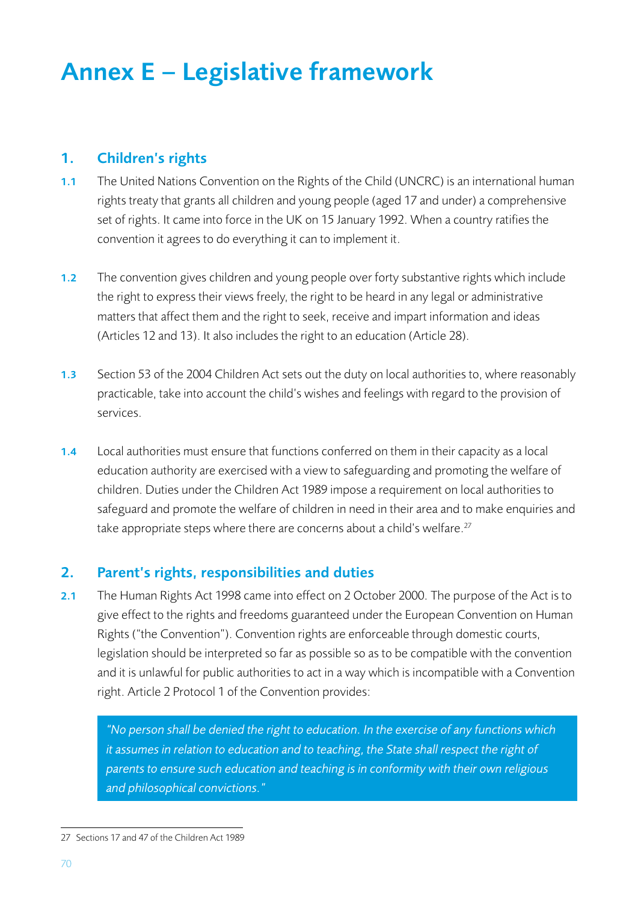# Annex E – Legislative framework

## 1. Children's rights

**1.1** The United Nations Convention on the Rights of the Child (UNCRC) is an international human rights treaty that grants all children and young people (aged 17 and under) a comprehensive set of rights. It came into force in the UK on 15 January 1992. When a country ratifies the convention it agrees to do everything it can to implement it.

**1.2** The convention gives children and young people over forty substantive rights which include the right to express their views freely, the right to be heard in any legal or administrative matters that affect them and the right to seek, receive and impart information and ideas (Articles 12 and 13). It also includes the right to an education (Article 28).

**1.3** Section 53 of the 2004 Children Act sets out the duty on local authorities to, where reasonably practicable, take into account the child's wishes and feelings with regard to the provision of services.

**1.4** Local authorities must ensure that functions conferred on them in their capacity as a local education authority are exercised with a view to safeguarding and promoting the welfare of children. Duties under the Children Act 1989 impose a requirement on local authorities to safeguard and promote the welfare of children in need in their area and to make enquiries and take appropriate steps where there are concerns about a child's welfare.[27]

## 2. Parent's rights, responsibilities and duties

**2.1** The Human Rights Act 1998 came into effect on 2 October 2000. The purpose of the Act is to give effect to the rights and freedoms guaranteed under the European Convention on Human Rights ("the Convention"). Convention rights are enforceable through domestic courts, legislation should be interpreted so far as possible so as to be compatible with the convention and it is unlawful for public authorities to act in a way which is incompatible with a Convention right. Article 2 Protocol 1 of the Convention provides:

> *"No person shall be denied the right to education. In the exercise of any functions which it assumes in relation to education and to teaching, the State shall respect the right of parents to ensure such education and teaching is in conformity with their own religious and philosophical convictions."*

---

27 Sections 17 and 47 of the Children Act 1989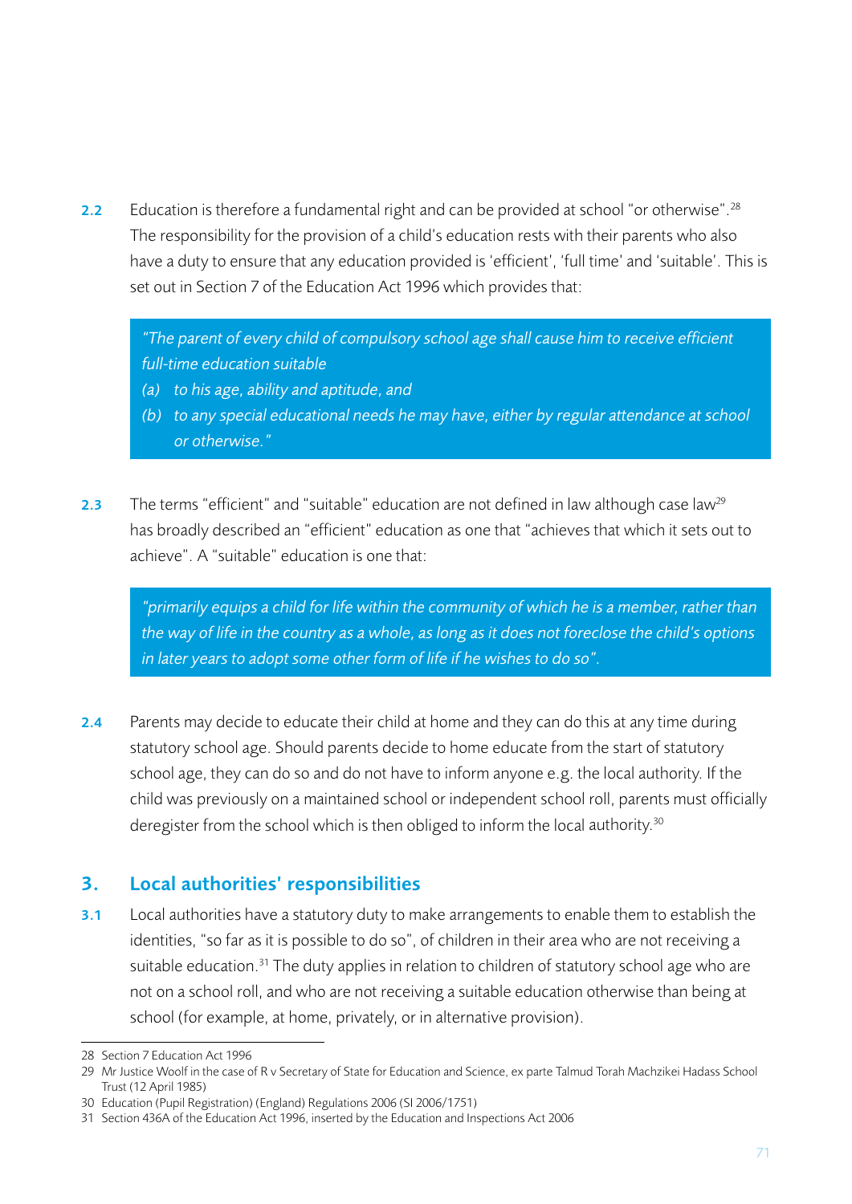2.2 Education is therefore a fundamental right and can be provided at school "or otherwise".[28] The responsibility for the provision of a child's education rests with their parents who also have a duty to ensure that any education provided is 'efficient', 'full time' and 'suitable'. This is set out in Section 7 of the Education Act 1996 which provides that:

> *"The parent of every child of compulsory school age shall cause him to receive efficient full-time education suitable*
> *(a) to his age, ability and aptitude, and*
> *(b) to any special educational needs he may have, either by regular attendance at school or otherwise."*

2.3 The terms "efficient" and "suitable" education are not defined in law although case law[29] has broadly described an "efficient" education as one that "achieves that which it sets out to achieve". A "suitable" education is one that:

> *"primarily equips a child for life within the community of which he is a member, rather than the way of life in the country as a whole, as long as it does not foreclose the child's options in later years to adopt some other form of life if he wishes to do so".*

2.4 Parents may decide to educate their child at home and they can do this at any time during statutory school age. Should parents decide to home educate from the start of statutory school age, they can do so and do not have to inform anyone e.g. the local authority. If the child was previously on a maintained school or independent school roll, parents must officially deregister from the school which is then obliged to inform the local authority.[30]

## 3. Local authorities' responsibilities

3.1 Local authorities have a statutory duty to make arrangements to enable them to establish the identities, "so far as it is possible to do so", of children in their area who are not receiving a suitable education.[31] The duty applies in relation to children of statutory school age who are not on a school roll, and who are not receiving a suitable education otherwise than being at school (for example, at home, privately, or in alternative provision).

---

28 Section 7 Education Act 1996

29 Mr Justice Woolf in the case of R v Secretary of State for Education and Science, ex parte Talmud Torah Machzikei Hadass School Trust (12 April 1985)

30 Education (Pupil Registration) (England) Regulations 2006 (SI 2006/1751)

31 Section 436A of the Education Act 1996, inserted by the Education and Inspections Act 2006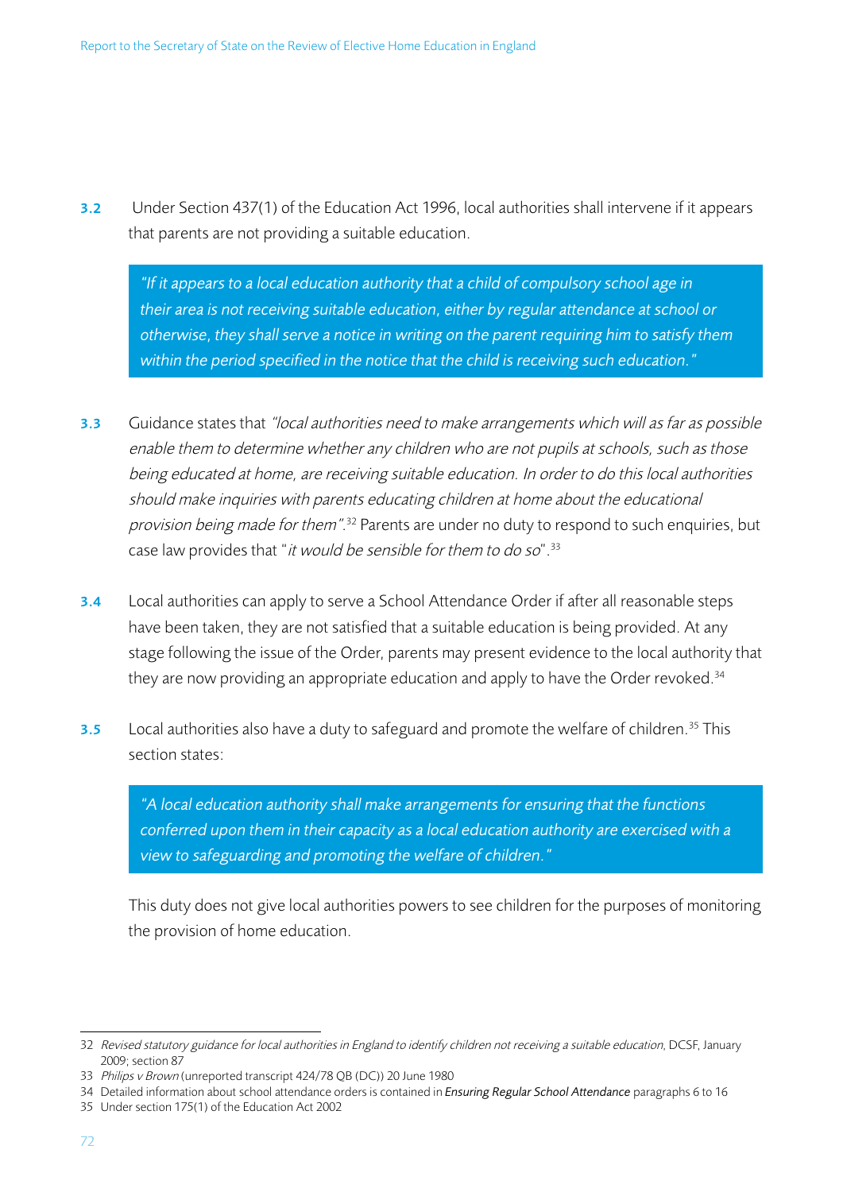**3.2** Under Section 437(1) of the Education Act 1996, local authorities shall intervene if it appears that parents are not providing a suitable education.

> *"If it appears to a local education authority that a child of compulsory school age in their area is not receiving suitable education, either by regular attendance at school or otherwise, they shall serve a notice in writing on the parent requiring him to satisfy them within the period specified in the notice that the child is receiving such education."*

**3.3** Guidance states that *"local authorities need to make arrangements which will as far as possible enable them to determine whether any children who are not pupils at schools, such as those being educated at home, are receiving suitable education. In order to do this local authorities should make inquiries with parents educating children at home about the educational provision being made for them"*.[32] Parents are under no duty to respond to such enquiries, but case law provides that "*it would be sensible for them to do so*".[33]

**3.4** Local authorities can apply to serve a School Attendance Order if after all reasonable steps have been taken, they are not satisfied that a suitable education is being provided. At any stage following the issue of the Order, parents may present evidence to the local authority that they are now providing an appropriate education and apply to have the Order revoked.[34]

**3.5** Local authorities also have a duty to safeguard and promote the welfare of children.[35] This section states:

> *"A local education authority shall make arrangements for ensuring that the functions conferred upon them in their capacity as a local education authority are exercised with a view to safeguarding and promoting the welfare of children."*

This duty does not give local authorities powers to see children for the purposes of monitoring the provision of home education.

---

32 *Revised statutory guidance for local authorities in England to identify children not receiving a suitable education*, DCSF, January 2009; section 87

33 *Philips v Brown* (unreported transcript 424/78 QB (DC)) 20 June 1980

34 Detailed information about school attendance orders is contained in ***Ensuring Regular School Attendance*** paragraphs 6 to 16

35 Under section 175(1) of the Education Act 2002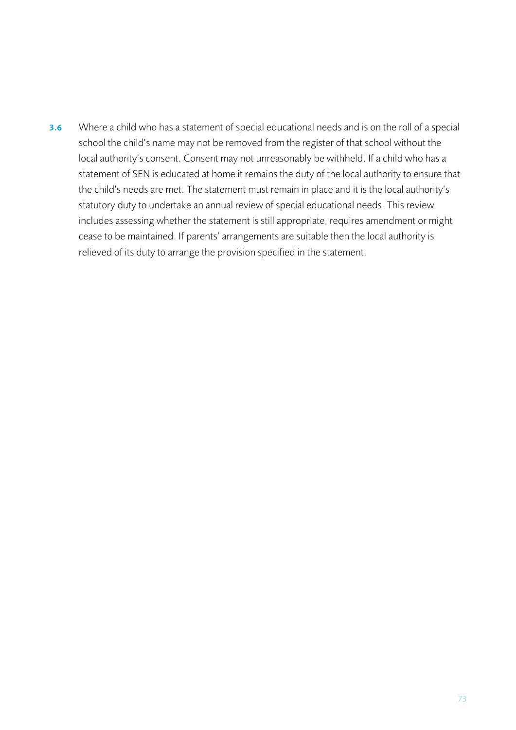**3.6** Where a child who has a statement of special educational needs and is on the roll of a special school the child's name may not be removed from the register of that school without the local authority's consent. Consent may not unreasonably be withheld. If a child who has a statement of SEN is educated at home it remains the duty of the local authority to ensure that the child's needs are met. The statement must remain in place and it is the local authority's statutory duty to undertake an annual review of special educational needs. This review includes assessing whether the statement is still appropriate, requires amendment or might cease to be maintained. If parents' arrangements are suitable then the local authority is relieved of its duty to arrange the provision specified in the statement.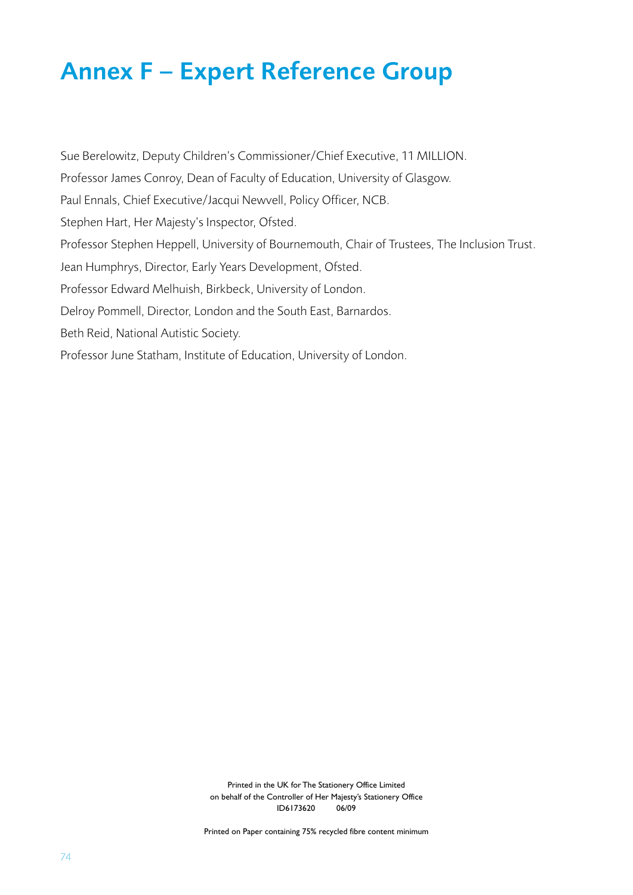# Annex F – Expert Reference Group

Sue Berelowitz, Deputy Children's Commissioner/Chief Executive, 11 MILLION.

Professor James Conroy, Dean of Faculty of Education, University of Glasgow.

Paul Ennals, Chief Executive/Jacqui Newvell, Policy Officer, NCB.

Stephen Hart, Her Majesty's Inspector, Ofsted.

Professor Stephen Heppell, University of Bournemouth, Chair of Trustees, The Inclusion Trust.

Jean Humphrys, Director, Early Years Development, Ofsted.

Professor Edward Melhuish, Birkbeck, University of London.

Delroy Pommell, Director, London and the South East, Barnardos.

Beth Reid, National Autistic Society.

Professor June Statham, Institute of Education, University of London.

Printed in the UK for The Stationery Office Limited
on behalf of the Controller of Her Majesty's Stationery Office
ID6173620 06/09

Printed on Paper containing 75% recycled fibre content minimum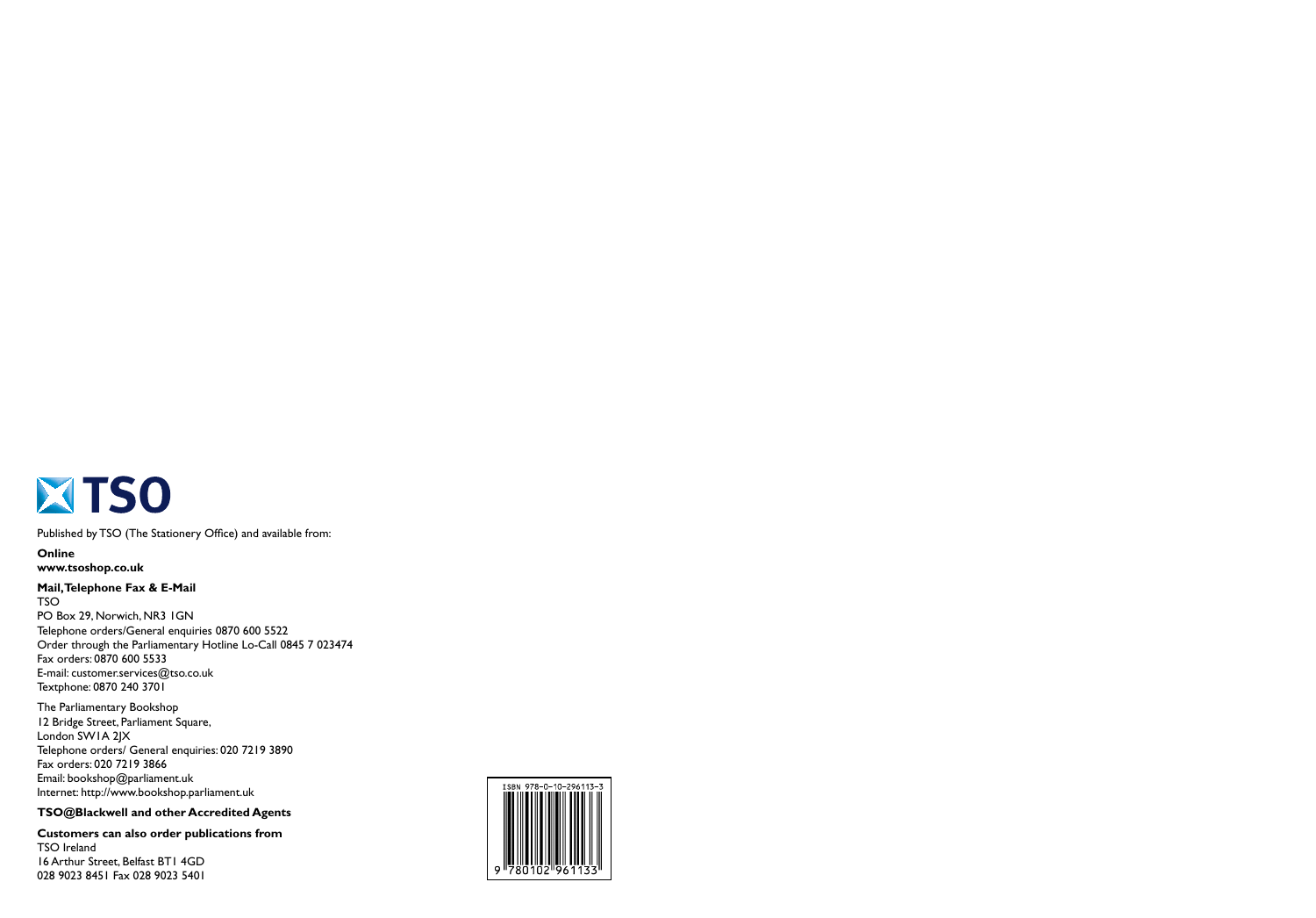TSO

Published by TSO (The Stationery Office) and available from:

**Online**
**www.tsoshop.co.uk**

**Mail, Telephone Fax & E-Mail**
TSO
PO Box 29, Norwich, NR3 1GN
Telephone orders/General enquiries 0870 600 5522
Order through the Parliamentary Hotline Lo-Call 0845 7 023474
Fax orders: 0870 600 5533
E-mail: customer.services@tso.co.uk
Textphone: 0870 240 3701

The Parliamentary Bookshop
12 Bridge Street, Parliament Square,
London SW1A 2JX
Telephone orders/ General enquiries: 020 7219 3890
Fax orders: 020 7219 3866
Email: bookshop@parliament.uk
Internet: http://www.bookshop.parliament.uk

**TSO@Blackwell and other Accredited Agents**

**Customers can also order publications from**
TSO Ireland
16 Arthur Street, Belfast BT1 4GD
028 9023 8451 Fax 028 9023 5401

ISBN 978-0-10-296113-3

9 780102 961133